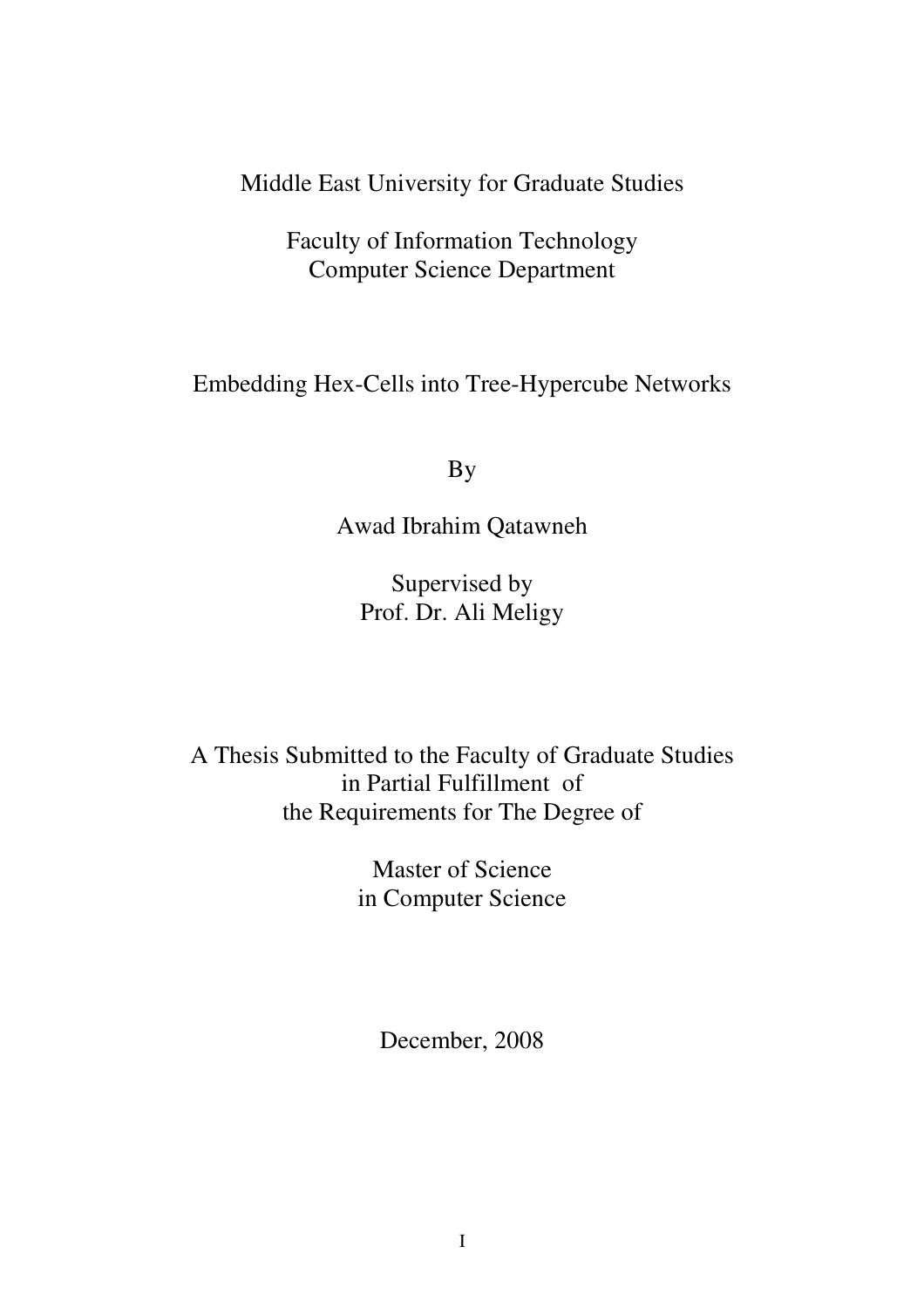Middle East University for Graduate Studies

Faculty of Information Technology
Computer Science Department

# Embedding Hex-Cells into Tree-Hypercube Networks

By

Awad Ibrahim Qatawneh

Supervised by
Prof. Dr. Ali Meligy

A Thesis Submitted to the Faculty of Graduate Studies
in Partial Fulfillment of
the Requirements for The Degree of

Master of Science
in Computer Science

December, 2008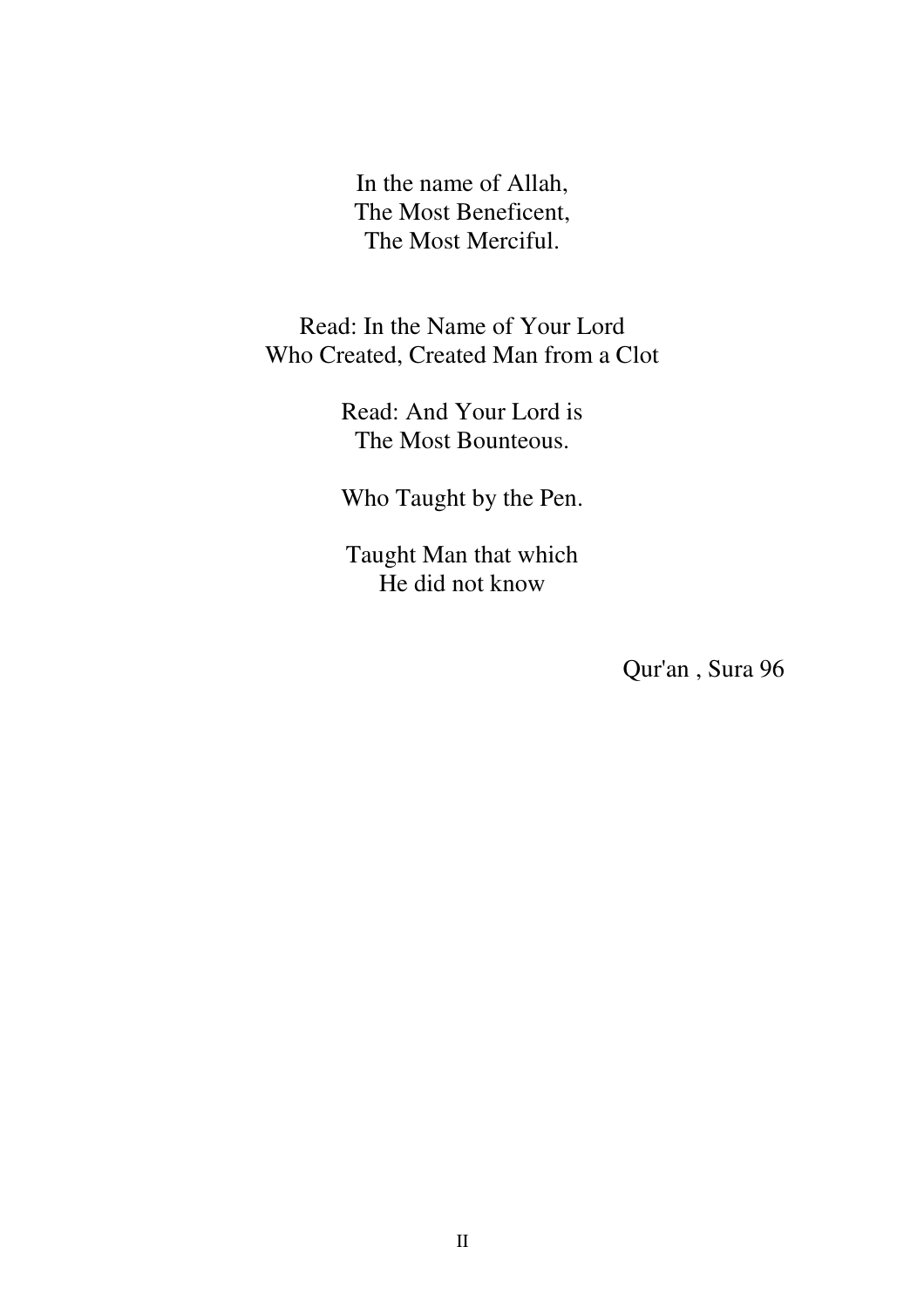In the name of Allah,
The Most Beneficent,
The Most Merciful.

Read: In the Name of Your Lord
Who Created, Created Man from a Clot

Read: And Your Lord is
The Most Bounteous.

Who Taught by the Pen.

Taught Man that which
He did not know

Qur'an , Sura 96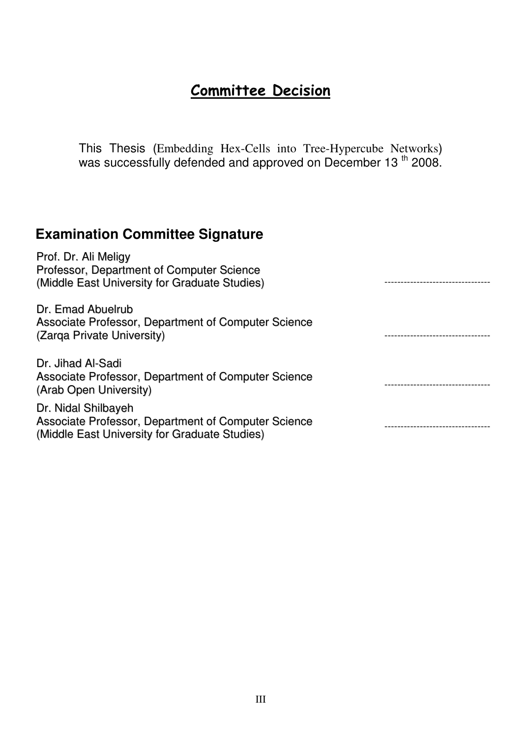# Committee Decision

This Thesis (Embedding Hex-Cells into Tree-Hypercube Networks) was successfully defended and approved on December 13 th 2008.

## Examination Committee Signature

Prof. Dr. Ali Meligy
Professor, Department of Computer Science
(Middle East University for Graduate Studies) ---------------------------------

Dr. Emad Abuelrub
Associate Professor, Department of Computer Science
(Zarqa Private University) ---------------------------------

Dr. Jihad Al-Sadi
Associate Professor, Department of Computer Science
(Arab Open University) ---------------------------------

Dr. Nidal Shilbayeh
Associate Professor, Department of Computer Science
(Middle East University for Graduate Studies) ---------------------------------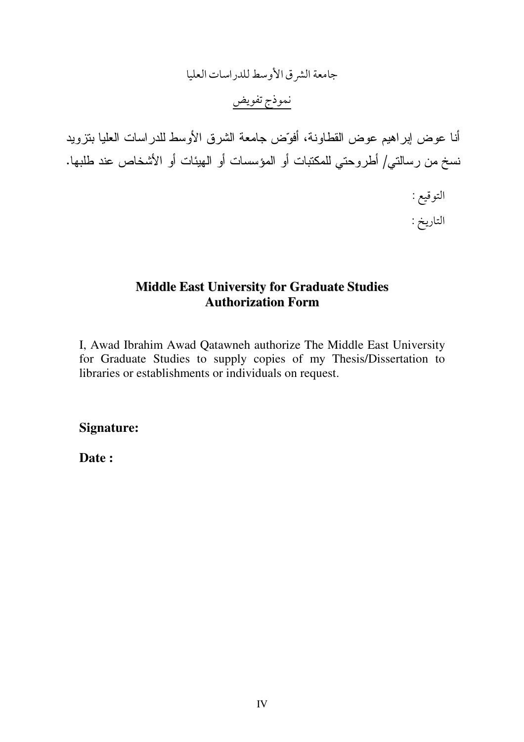جامعة الشرق الأوسط للدراسات العليا

<u>نموذج تفويض</u>

أنا عوض إبراهيم عوض القطاونة، أفوّض جامعة الشرق الأوسط للدراسات العليا بتزويد نسخ من رسالتي/ أطروحتي للمكتبات أو المؤسسات أو الهيئات أو الأشخاص عند طلبها.

التوقيع :

التاريخ :

**Middle East University for Graduate Studies**
**Authorization Form**

I, Awad Ibrahim Awad Qatawneh authorize The Middle East University for Graduate Studies to supply copies of my Thesis/Dissertation to libraries or establishments or individuals on request.

**Signature:**

**Date :**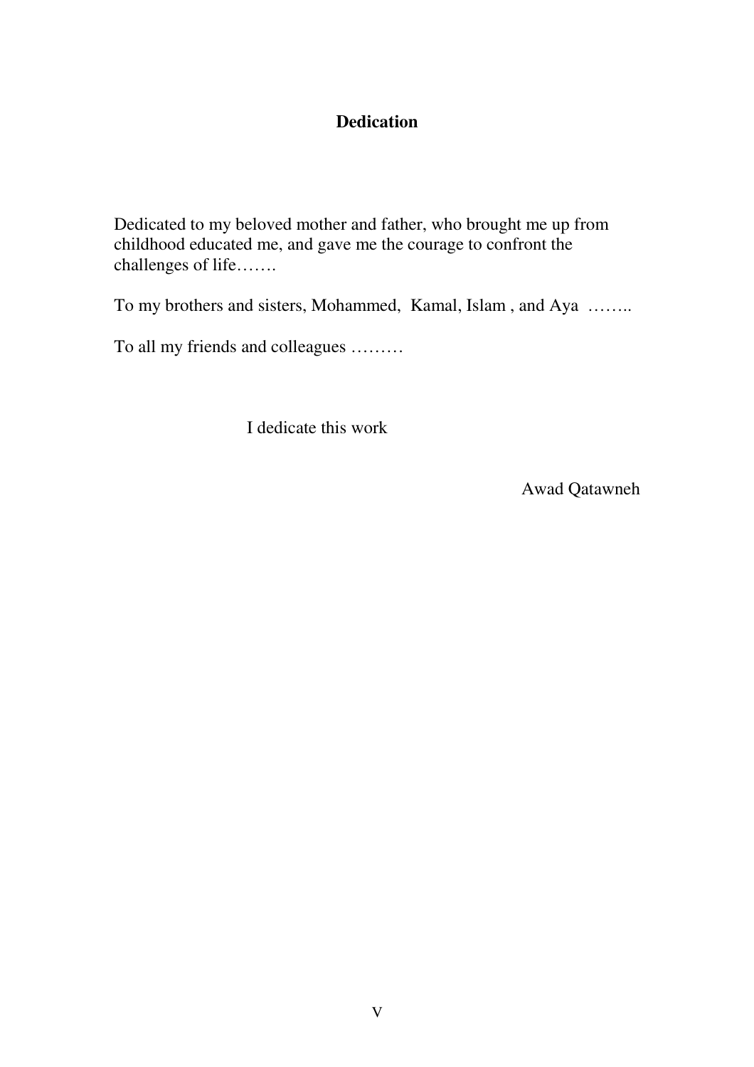# Dedication

Dedicated to my beloved mother and father, who brought me up from childhood educated me, and gave me the courage to confront the challenges of life…….

To my brothers and sisters, Mohammed, Kamal, Islam , and Aya ……..

To all my friends and colleagues ………

I dedicate this work

Awad Qatawneh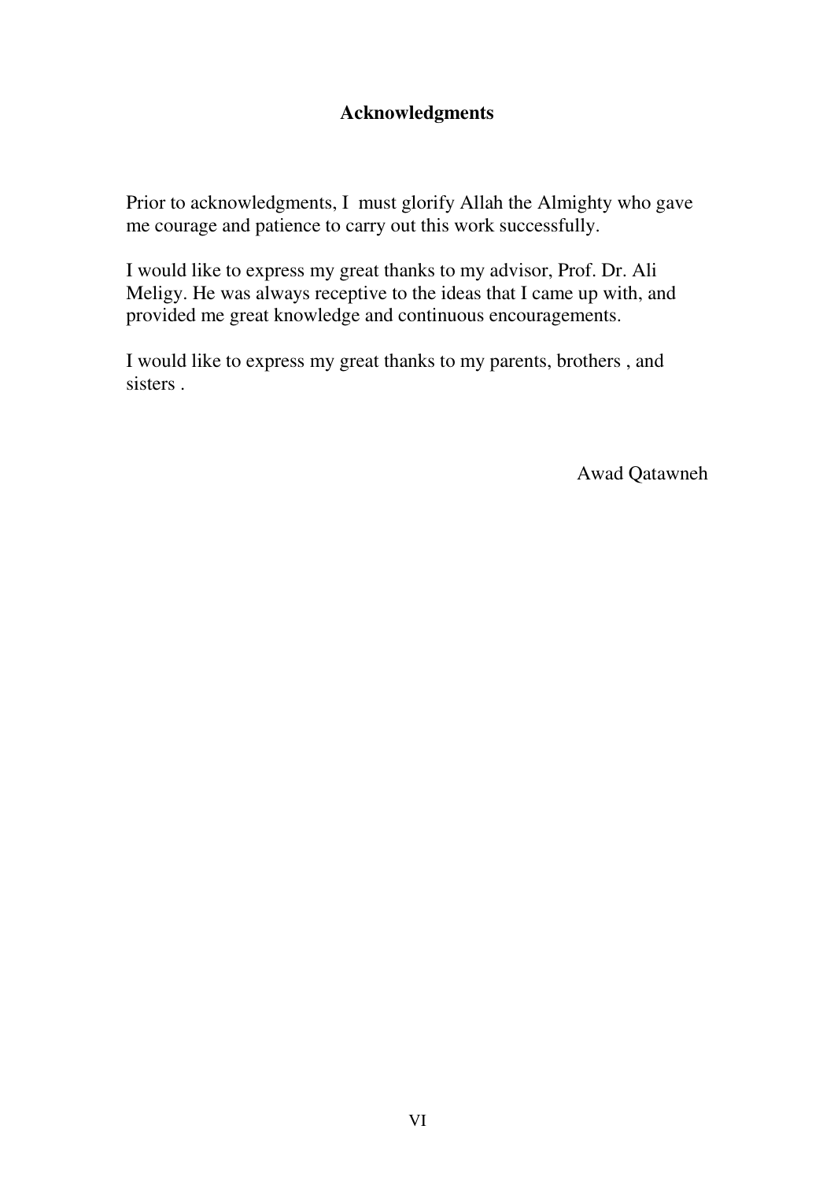# Acknowledgments

Prior to acknowledgments, I must glorify Allah the Almighty who gave me courage and patience to carry out this work successfully.

I would like to express my great thanks to my advisor, Prof. Dr. Ali Meligy. He was always receptive to the ideas that I came up with, and provided me great knowledge and continuous encouragements.

I would like to express my great thanks to my parents, brothers , and sisters .

Awad Qatawneh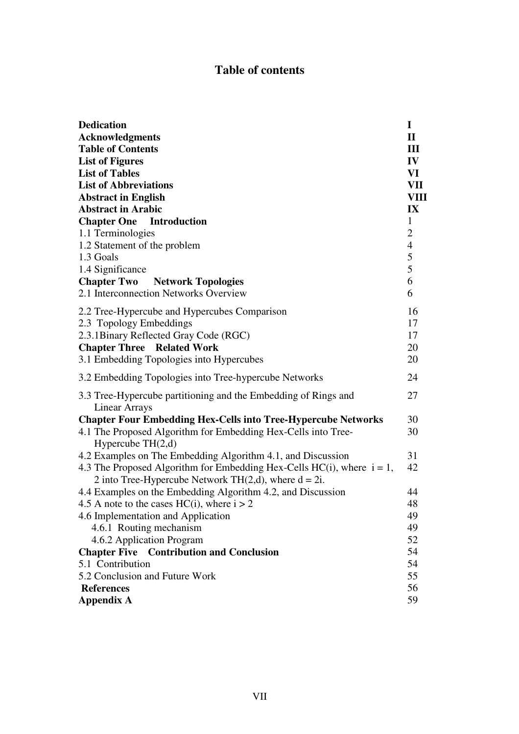# Table of contents

| | |
|---|---|
| **Dedication** | **I** |
| **Acknowledgments** | **II** |
| **Table of Contents** | **III** |
| **List of Figures** | **IV** |
| **List of Tables** | **VI** |
| **List of Abbreviations** | **VII** |
| **Abstract in English** | **VIII** |
| **Abstract in Arabic** | **IX** |
| **Chapter One Introduction** | 1 |
| 1.1 Terminologies | 2 |
| 1.2 Statement of the problem | 4 |
| 1.3 Goals | 5 |
| 1.4 Significance | 5 |
| **Chapter Two Network Topologies** | 6 |
| 2.1 Interconnection Networks Overview | 6 |
| 2.2 Tree-Hypercube and Hypercubes Comparison | 16 |
| 2.3 Topology Embeddings | 17 |
| 2.3.1Binary Reflected Gray Code (RGC) | 17 |
| **Chapter Three Related Work** | 20 |
| 3.1 Embedding Topologies into Hypercubes | 20 |
| 3.2 Embedding Topologies into Tree-hypercube Networks | 24 |
| 3.3 Tree-Hypercube partitioning and the Embedding of Rings and Linear Arrays | 27 |
| **Chapter Four Embedding Hex-Cells into Tree-Hypercube Networks** | 30 |
| 4.1 The Proposed Algorithm for Embedding Hex-Cells into Tree-Hypercube TH(2,d) | 30 |
| 4.2 Examples on The Embedding Algorithm 4.1, and Discussion | 31 |
| 4.3 The Proposed Algorithm for Embedding Hex-Cells HC(i), where $i = 1, 2$ into Tree-Hypercube Network TH(2,d), where $d = 2i$. | 42 |
| 4.4 Examples on the Embedding Algorithm 4.2, and Discussion | 44 |
| 4.5 A note to the cases HC(i), where $i > 2$ | 48 |
| 4.6 Implementation and Application | 49 |
| 4.6.1 Routing mechanism | 49 |
| 4.6.2 Application Program | 52 |
| **Chapter Five Contribution and Conclusion** | 54 |
| 5.1 Contribution | 54 |
| 5.2 Conclusion and Future Work | 55 |
| **References** | 56 |
| **Appendix A** | 59 |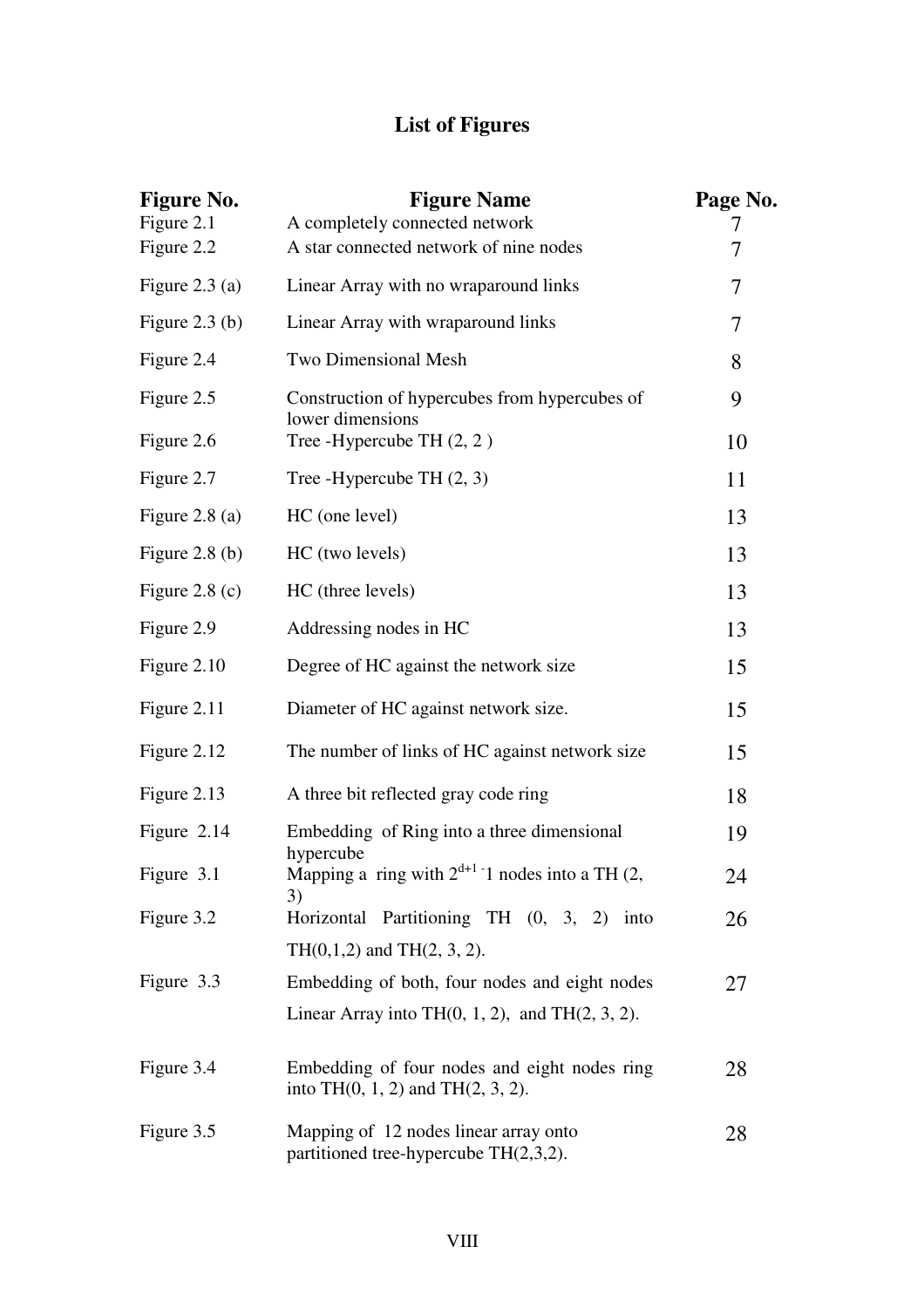# List of Figures

| Figure No. | Figure Name | Page No. |
|---|---|---|
| Figure 2.1 | A completely connected network | 7 |
| Figure 2.2 | A star connected network of nine nodes | 7 |
| Figure 2.3 (a) | Linear Array with no wraparound links | 7 |
| Figure 2.3 (b) | Linear Array with wraparound links | 7 |
| Figure 2.4 | Two Dimensional Mesh | 8 |
| Figure 2.5 | Construction of hypercubes from hypercubes of lower dimensions | 9 |
| Figure 2.6 | Tree -Hypercube TH (2, 2 ) | 10 |
| Figure 2.7 | Tree -Hypercube TH (2, 3) | 11 |
| Figure 2.8 (a) | HC (one level) | 13 |
| Figure 2.8 (b) | HC (two levels) | 13 |
| Figure 2.8 (c) | HC (three levels) | 13 |
| Figure 2.9 | Addressing nodes in HC | 13 |
| Figure 2.10 | Degree of HC against the network size | 15 |
| Figure 2.11 | Diameter of HC against network size. | 15 |
| Figure 2.12 | The number of links of HC against network size | 15 |
| Figure 2.13 | A three bit reflected gray code ring | 18 |
| Figure 2.14 | Embedding of Ring into a three dimensional hypercube | 19 |
| Figure 3.1 | Mapping a ring with $2^{d+1}-1$ nodes into a TH (2, 3) | 24 |
| Figure 3.2 | Horizontal Partitioning TH (0, 3, 2) into TH(0,1,2) and TH(2, 3, 2). | 26 |
| Figure 3.3 | Embedding of both, four nodes and eight nodes Linear Array into TH(0, 1, 2), and TH(2, 3, 2). | 27 |
| Figure 3.4 | Embedding of four nodes and eight nodes ring into TH(0, 1, 2) and TH(2, 3, 2). | 28 |
| Figure 3.5 | Mapping of 12 nodes linear array onto partitioned tree-hypercube TH(2,3,2). | 28 |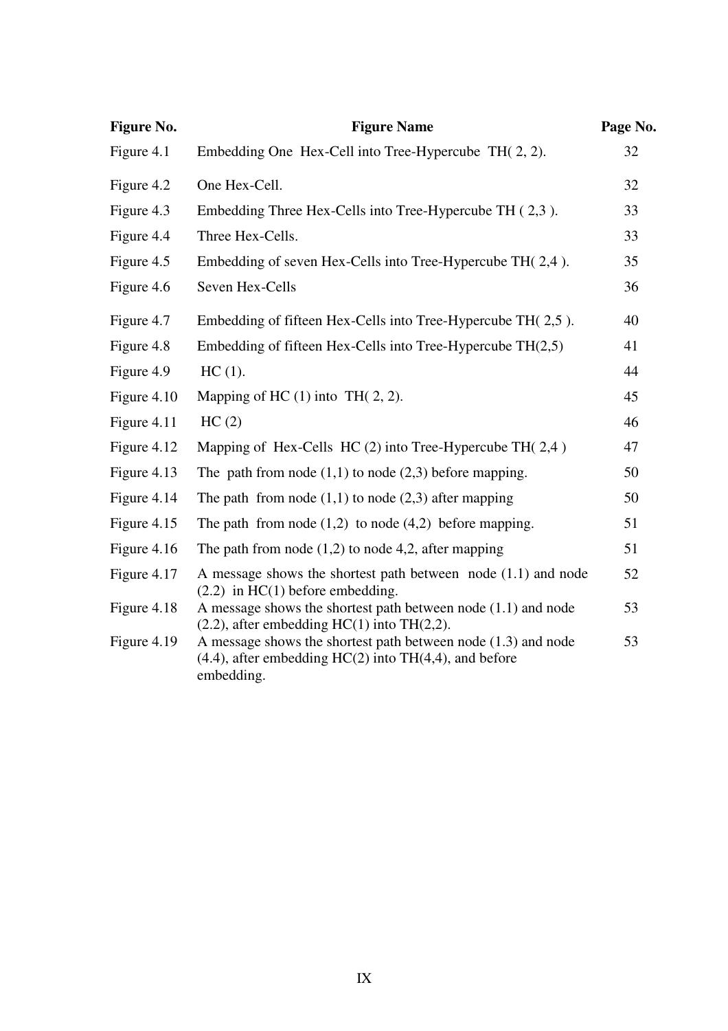| Figure No. | Figure Name | Page No. |
| --- | --- | --- |
| Figure 4.1 | Embedding One Hex-Cell into Tree-Hypercube TH( 2, 2). | 32 |
| Figure 4.2 | One Hex-Cell. | 32 |
| Figure 4.3 | Embedding Three Hex-Cells into Tree-Hypercube TH ( 2,3 ). | 33 |
| Figure 4.4 | Three Hex-Cells. | 33 |
| Figure 4.5 | Embedding of seven Hex-Cells into Tree-Hypercube TH( 2,4 ). | 35 |
| Figure 4.6 | Seven Hex-Cells | 36 |
| Figure 4.7 | Embedding of fifteen Hex-Cells into Tree-Hypercube TH( 2,5 ). | 40 |
| Figure 4.8 | Embedding of fifteen Hex-Cells into Tree-Hypercube TH(2,5) | 41 |
| Figure 4.9 | HC (1). | 44 |
| Figure 4.10 | Mapping of HC (1) into TH( 2, 2). | 45 |
| Figure 4.11 | HC (2) | 46 |
| Figure 4.12 | Mapping of Hex-Cells HC (2) into Tree-Hypercube TH( 2,4 ) | 47 |
| Figure 4.13 | The path from node (1,1) to node (2,3) before mapping. | 50 |
| Figure 4.14 | The path from node (1,1) to node (2,3) after mapping | 50 |
| Figure 4.15 | The path from node (1,2) to node (4,2) before mapping. | 51 |
| Figure 4.16 | The path from node (1,2) to node 4,2, after mapping | 51 |
| Figure 4.17 | A message shows the shortest path between node (1.1) and node (2.2) in HC(1) before embedding. | 52 |
| Figure 4.18 | A message shows the shortest path between node (1.1) and node (2.2), after embedding HC(1) into TH(2,2). | 53 |
| Figure 4.19 | A message shows the shortest path between node (1.3) and node (4.4), after embedding HC(2) into TH(4,4), and before embedding. | 53 |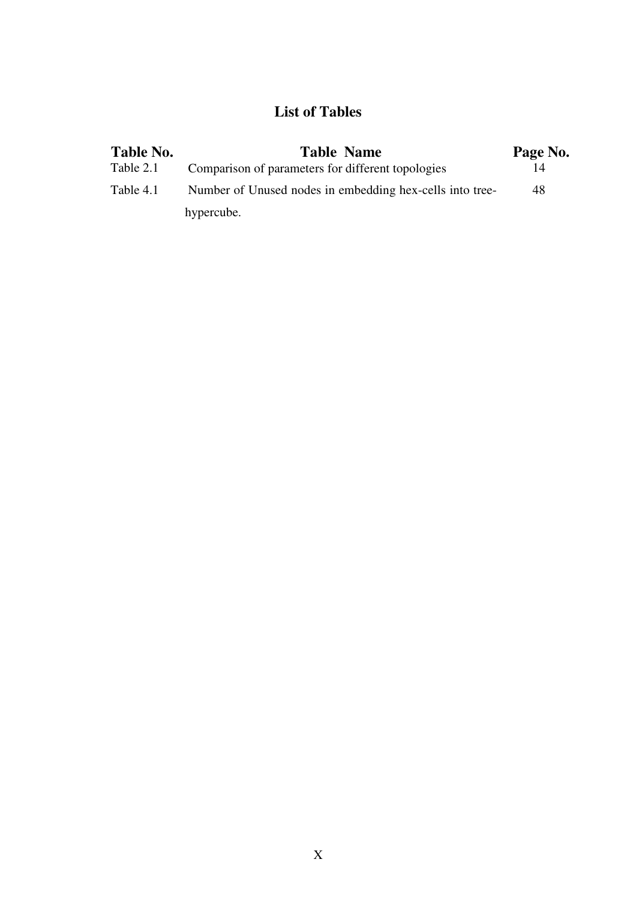# List of Tables

| Table No. | Table Name | Page No. |
|---|---|---|
| Table 2.1 | Comparison of parameters for different topologies | 14 |
| Table 4.1 | Number of Unused nodes in embedding hex-cells into tree-hypercube. | 48 |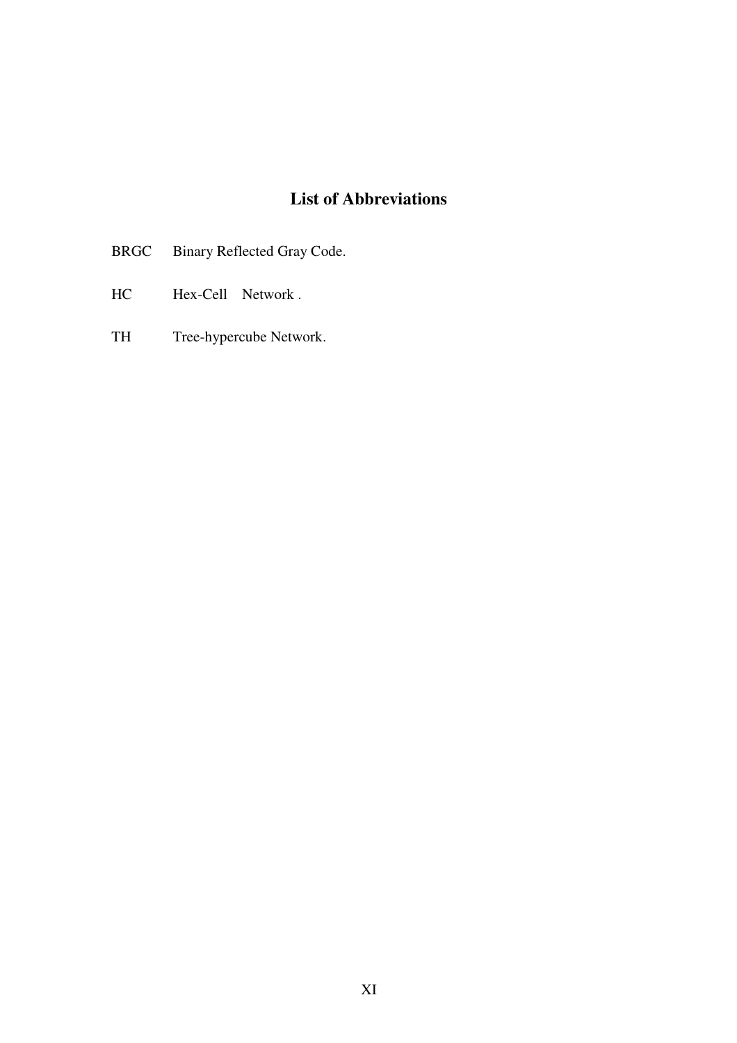## List of Abbreviations

| | |
|---|---|
| BRGC | Binary Reflected Gray Code. |
| HC | Hex-Cell Network . |
| TH | Tree-hypercube Network. |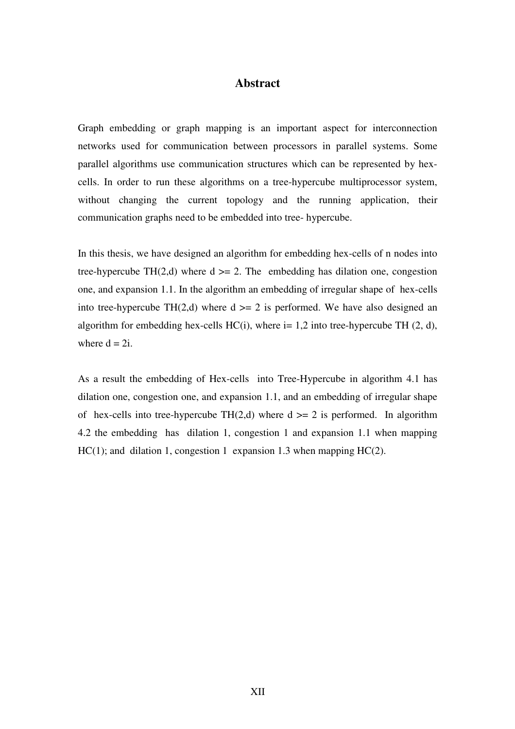# Abstract

Graph embedding or graph mapping is an important aspect for interconnection networks used for communication between processors in parallel systems. Some parallel algorithms use communication structures which can be represented by hex-cells. In order to run these algorithms on a tree-hypercube multiprocessor system, without changing the current topology and the running application, their communication graphs need to be embedded into tree- hypercube.

In this thesis, we have designed an algorithm for embedding hex-cells of n nodes into tree-hypercube TH(2,d) where d >= 2. The embedding has dilation one, congestion one, and expansion 1.1. In the algorithm an embedding of irregular shape of hex-cells into tree-hypercube TH(2,d) where d >= 2 is performed. We have also designed an algorithm for embedding hex-cells HC(i), where i= 1,2 into tree-hypercube TH (2, d), where d = 2i.

As a result the embedding of Hex-cells into Tree-Hypercube in algorithm 4.1 has dilation one, congestion one, and expansion 1.1, and an embedding of irregular shape of hex-cells into tree-hypercube TH(2,d) where d >= 2 is performed. In algorithm 4.2 the embedding has dilation 1, congestion 1 and expansion 1.1 when mapping HC(1); and dilation 1, congestion 1 expansion 1.3 when mapping HC(2).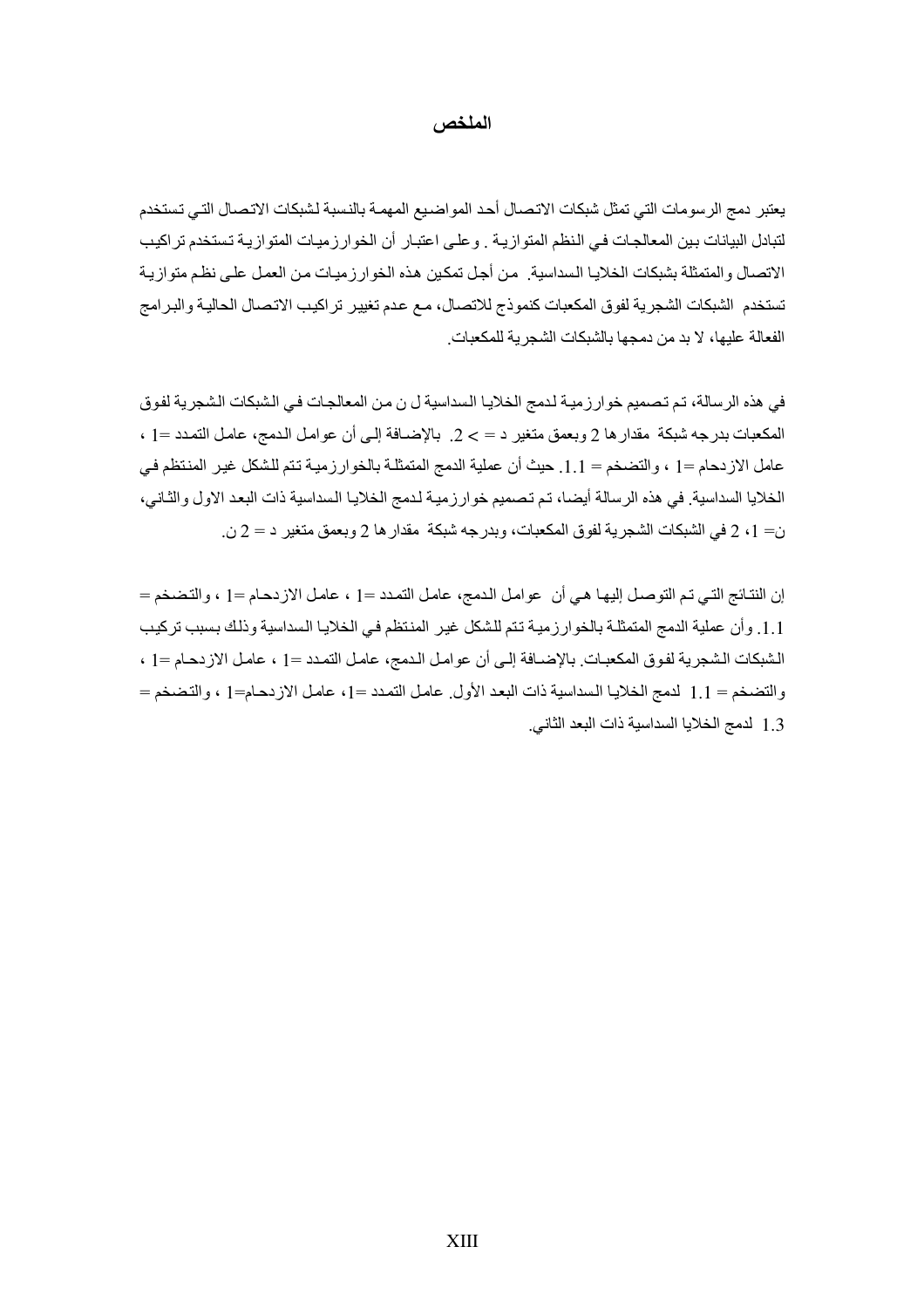# الملخص

يعتبر دمج الرسومات التي تمثل شبكات الاتصال أحد المواضيع المهمة بالنسبة لشبكات الاتصال التي تستخدم لتبادل البيانات بين المعالجات في النظم المتوازية . وعلى اعتبار أن الخوارزميات المتوازية تستخدم تراكيب الاتصال والمتمثلة بشبكات الخلايا السداسية. من أجل تمكين هذه الخوارزميات من العمل على نظم متوازية تستخدم الشبكات الشجرية لفوق المكعبات كنموذج للاتصال، مع عدم تغيير تراكيب الاتصال الحالية والبرامج الفعالة عليها، لا بد من دمجها بالشبكات الشجرية للمكعبات.

في هذه الرسالة، تم تصميم خوارزمية لدمج الخلايا السداسية ل ن من المعالجات في الشبكات الشجرية لفوق المكعبات بدرجه شبكة مقدارها 2 وبعمق متغير د = > 2. بالإضافة إلى أن عوامل الدمج، عامل التمدد =1 ، عامل الازدحام =1 ، والتضخم = 1.1. حيث أن عملية الدمج المتمثلة بالخوارزمية تتم للشكل غير المنتظم في الخلايا السداسية. في هذه الرسالة أيضا، تم تصميم خوارزمية لدمج الخلايا السداسية ذات البعد الاول والثاني، ن= 1، 2 في الشبكات الشجرية لفوق المكعبات، وبدرجه شبكة مقدارها 2 وبعمق متغير د = 2 ن.

إن النتائج التي تم التوصل إليها هي أن عوامل الدمج، عامل التمدد =1 ، عامل الازدحام =1 ، والتضخم = 1.1. وأن عملية الدمج المتمثلة بالخوارزمية تتم للشكل غير المنتظم في الخلايا السداسية وذلك بسبب تركيب الشبكات الشجرية لفوق المكعبات. بالإضافة إلى أن عوامل الدمج، عامل التمدد =1 ، عامل الازدحام =1 ، والتضخم = 1.1 لدمج الخلايا السداسية ذات البعد الأول. عامل التمدد =1، عامل الازدحام=1 ، والتضخم = 1.3 لدمج الخلايا السداسية ذات البعد الثاني.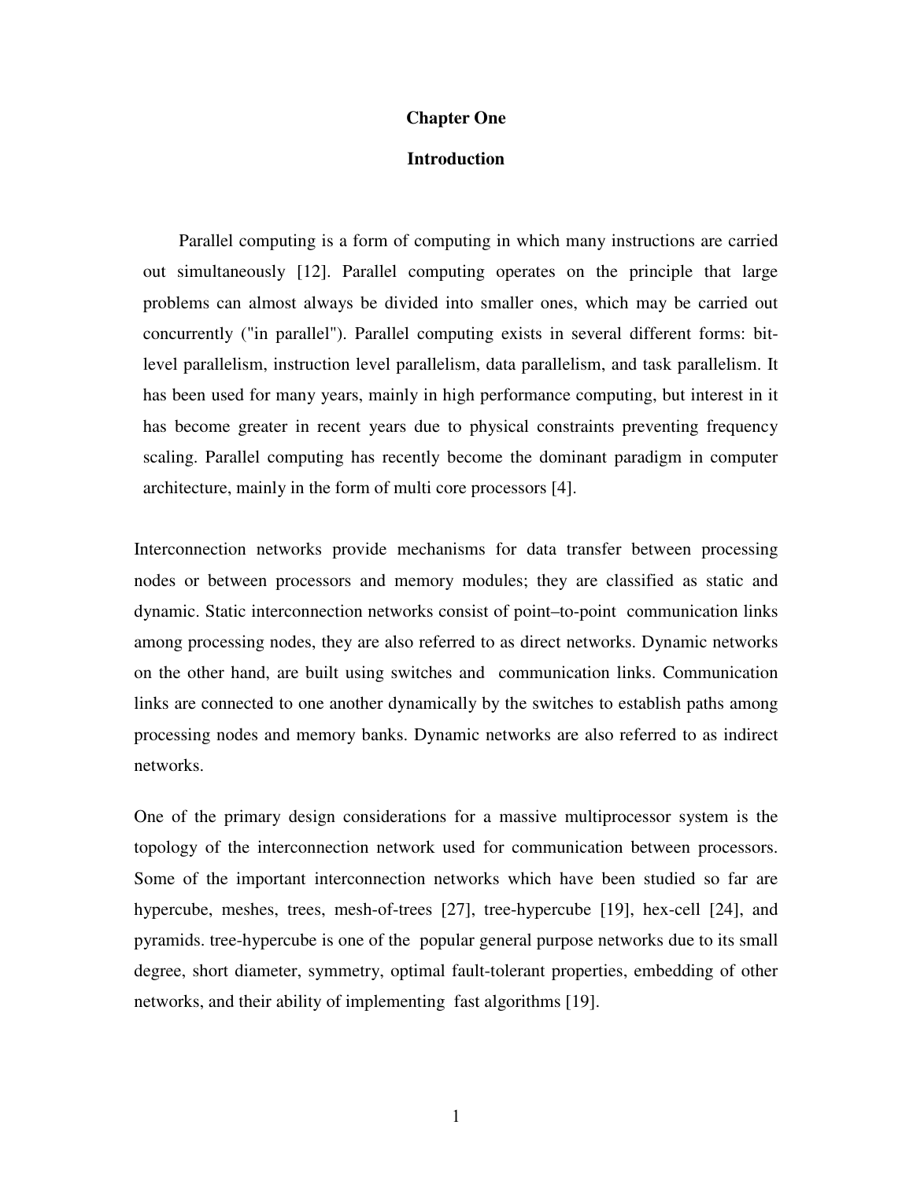# Chapter One

## Introduction

Parallel computing is a form of computing in which many instructions are carried out simultaneously [12]. Parallel computing operates on the principle that large problems can almost always be divided into smaller ones, which may be carried out concurrently ("in parallel"). Parallel computing exists in several different forms: bit-level parallelism, instruction level parallelism, data parallelism, and task parallelism. It has been used for many years, mainly in high performance computing, but interest in it has become greater in recent years due to physical constraints preventing frequency scaling. Parallel computing has recently become the dominant paradigm in computer architecture, mainly in the form of multi core processors [4].

Interconnection networks provide mechanisms for data transfer between processing nodes or between processors and memory modules; they are classified as static and dynamic. Static interconnection networks consist of point–to-point communication links among processing nodes, they are also referred to as direct networks. Dynamic networks on the other hand, are built using switches and communication links. Communication links are connected to one another dynamically by the switches to establish paths among processing nodes and memory banks. Dynamic networks are also referred to as indirect networks.

One of the primary design considerations for a massive multiprocessor system is the topology of the interconnection network used for communication between processors. Some of the important interconnection networks which have been studied so far are hypercube, meshes, trees, mesh-of-trees [27], tree-hypercube [19], hex-cell [24], and pyramids. tree-hypercube is one of the popular general purpose networks due to its small degree, short diameter, symmetry, optimal fault-tolerant properties, embedding of other networks, and their ability of implementing fast algorithms [19].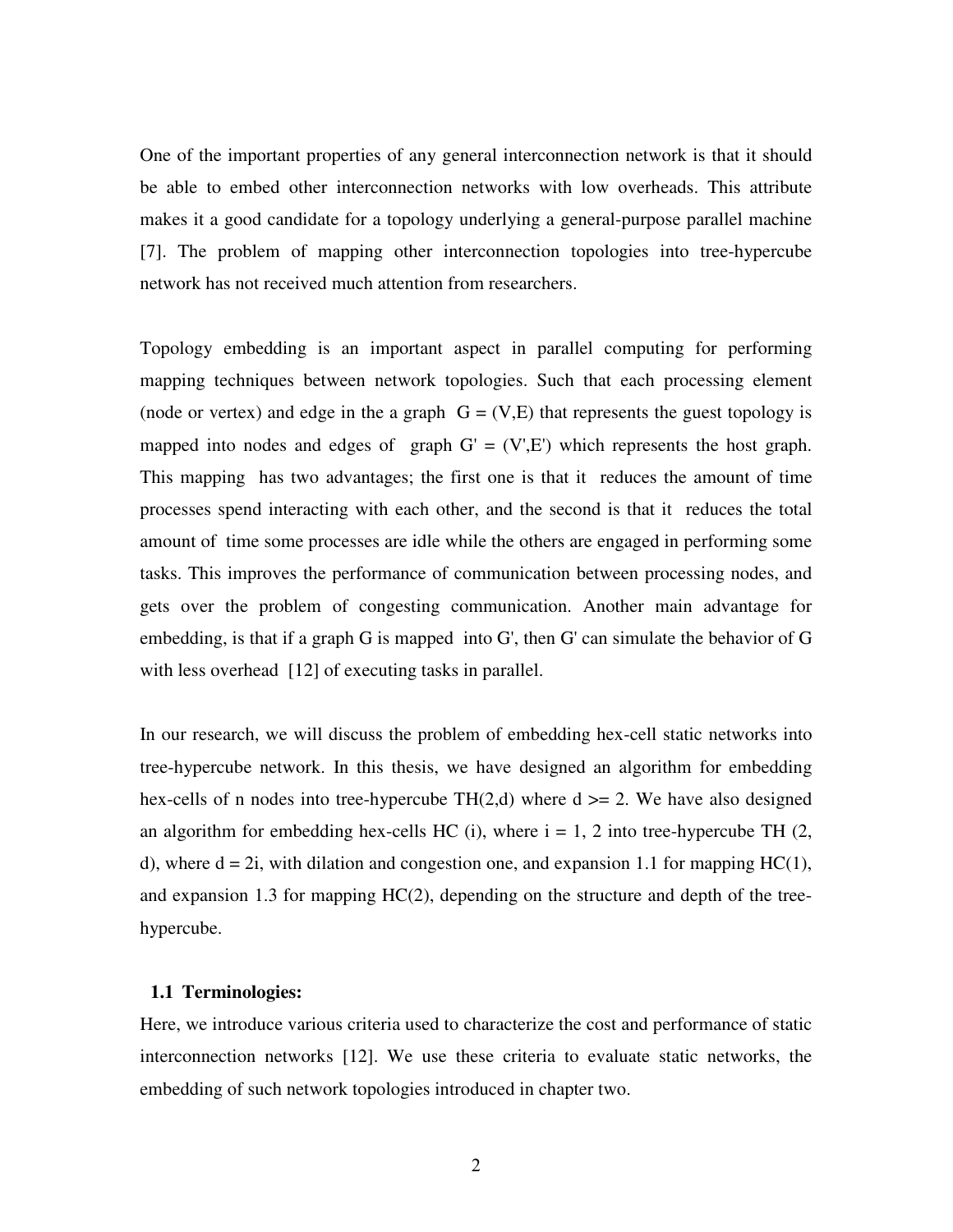One of the important properties of any general interconnection network is that it should be able to embed other interconnection networks with low overheads. This attribute makes it a good candidate for a topology underlying a general-purpose parallel machine [7]. The problem of mapping other interconnection topologies into tree-hypercube network has not received much attention from researchers.

Topology embedding is an important aspect in parallel computing for performing mapping techniques between network topologies. Such that each processing element (node or vertex) and edge in the a graph $G = (V,E)$ that represents the guest topology is mapped into nodes and edges of graph $G' = (V',E')$ which represents the host graph. This mapping has two advantages; the first one is that it reduces the amount of time processes spend interacting with each other, and the second is that it reduces the total amount of time some processes are idle while the others are engaged in performing some tasks. This improves the performance of communication between processing nodes, and gets over the problem of congesting communication. Another main advantage for embedding, is that if a graph G is mapped into G', then G' can simulate the behavior of G with less overhead [12] of executing tasks in parallel.

In our research, we will discuss the problem of embedding hex-cell static networks into tree-hypercube network. In this thesis, we have designed an algorithm for embedding hex-cells of n nodes into tree-hypercube TH(2,d) where $d >= 2$. We have also designed an algorithm for embedding hex-cells HC (i), where $i = 1, 2$ into tree-hypercube TH (2, d), where $d = 2i$, with dilation and congestion one, and expansion 1.1 for mapping HC(1), and expansion 1.3 for mapping HC(2), depending on the structure and depth of the tree-hypercube.

### 1.1 Terminologies:

Here, we introduce various criteria used to characterize the cost and performance of static interconnection networks [12]. We use these criteria to evaluate static networks, the embedding of such network topologies introduced in chapter two.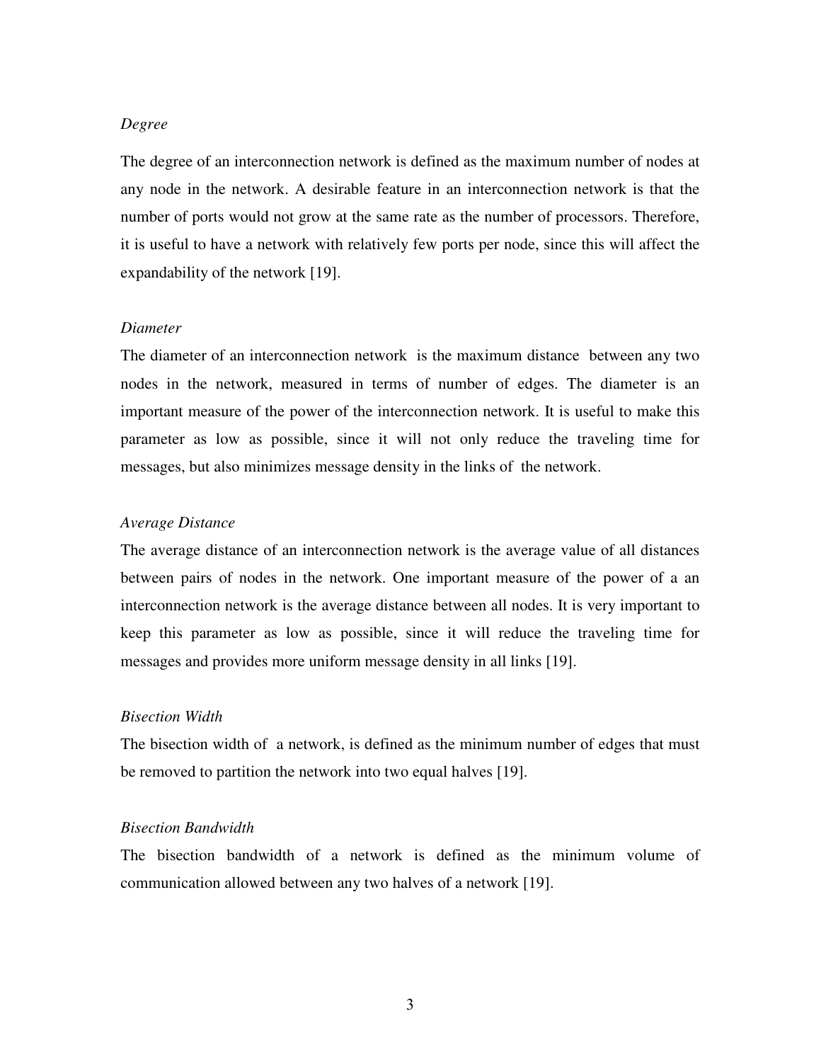*Degree*

The degree of an interconnection network is defined as the maximum number of nodes at any node in the network. A desirable feature in an interconnection network is that the number of ports would not grow at the same rate as the number of processors. Therefore, it is useful to have a network with relatively few ports per node, since this will affect the expandability of the network [19].

*Diameter*

The diameter of an interconnection network is the maximum distance between any two nodes in the network, measured in terms of number of edges. The diameter is an important measure of the power of the interconnection network. It is useful to make this parameter as low as possible, since it will not only reduce the traveling time for messages, but also minimizes message density in the links of the network.

*Average Distance*

The average distance of an interconnection network is the average value of all distances between pairs of nodes in the network. One important measure of the power of a an interconnection network is the average distance between all nodes. It is very important to keep this parameter as low as possible, since it will reduce the traveling time for messages and provides more uniform message density in all links [19].

*Bisection Width*

The bisection width of a network, is defined as the minimum number of edges that must be removed to partition the network into two equal halves [19].

*Bisection Bandwidth*

The bisection bandwidth of a network is defined as the minimum volume of communication allowed between any two halves of a network [19].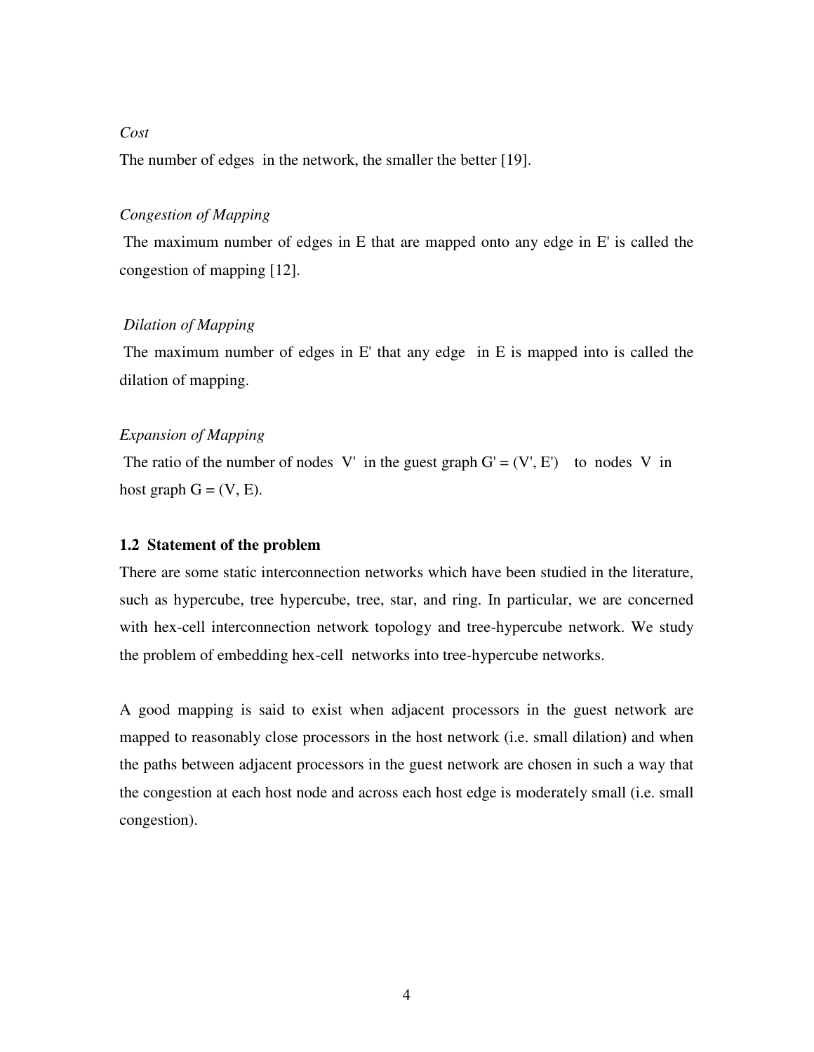*Cost*

The number of edges in the network, the smaller the better [19].

*Congestion of Mapping*

The maximum number of edges in E that are mapped onto any edge in E' is called the congestion of mapping [12].

*Dilation of Mapping*

The maximum number of edges in E' that any edge in E is mapped into is called the dilation of mapping.

*Expansion of Mapping*

The ratio of the number of nodes V' in the guest graph G' = (V', E') to nodes V in host graph G = (V, E).

### 1.2 Statement of the problem

There are some static interconnection networks which have been studied in the literature, such as hypercube, tree hypercube, tree, star, and ring. In particular, we are concerned with hex-cell interconnection network topology and tree-hypercube network. We study the problem of embedding hex-cell networks into tree-hypercube networks.

A good mapping is said to exist when adjacent processors in the guest network are mapped to reasonably close processors in the host network (i.e. small dilation) and when the paths between adjacent processors in the guest network are chosen in such a way that the congestion at each host node and across each host edge is moderately small (i.e. small congestion).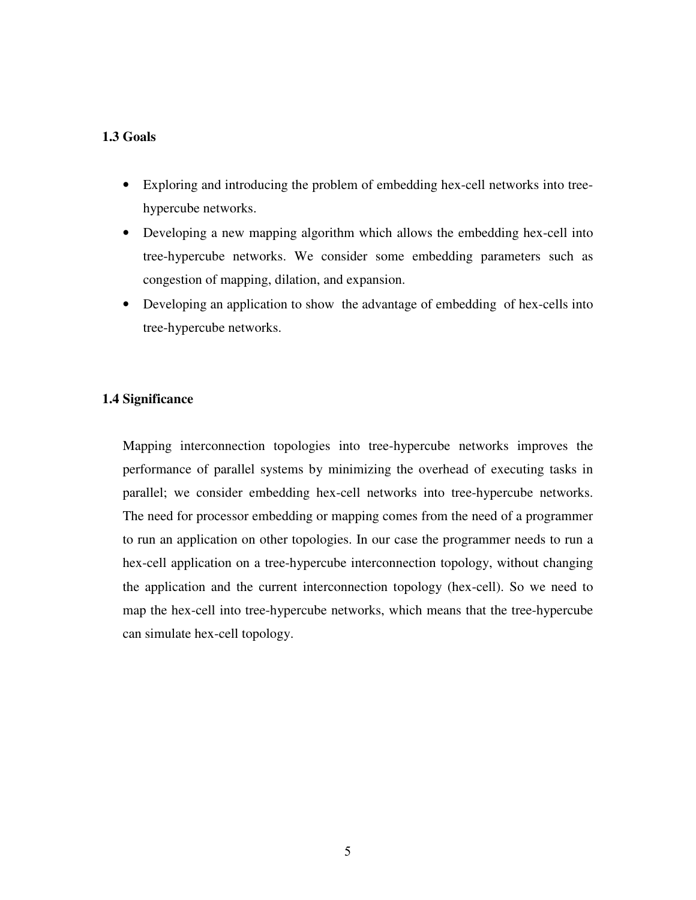### 1.3 Goals

- Exploring and introducing the problem of embedding hex-cell networks into tree-hypercube networks.
- Developing a new mapping algorithm which allows the embedding hex-cell into tree-hypercube networks. We consider some embedding parameters such as congestion of mapping, dilation, and expansion.
- Developing an application to show the advantage of embedding of hex-cells into tree-hypercube networks.

### 1.4 Significance

Mapping interconnection topologies into tree-hypercube networks improves the performance of parallel systems by minimizing the overhead of executing tasks in parallel; we consider embedding hex-cell networks into tree-hypercube networks. The need for processor embedding or mapping comes from the need of a programmer to run an application on other topologies. In our case the programmer needs to run a hex-cell application on a tree-hypercube interconnection topology, without changing the application and the current interconnection topology (hex-cell). So we need to map the hex-cell into tree-hypercube networks, which means that the tree-hypercube can simulate hex-cell topology.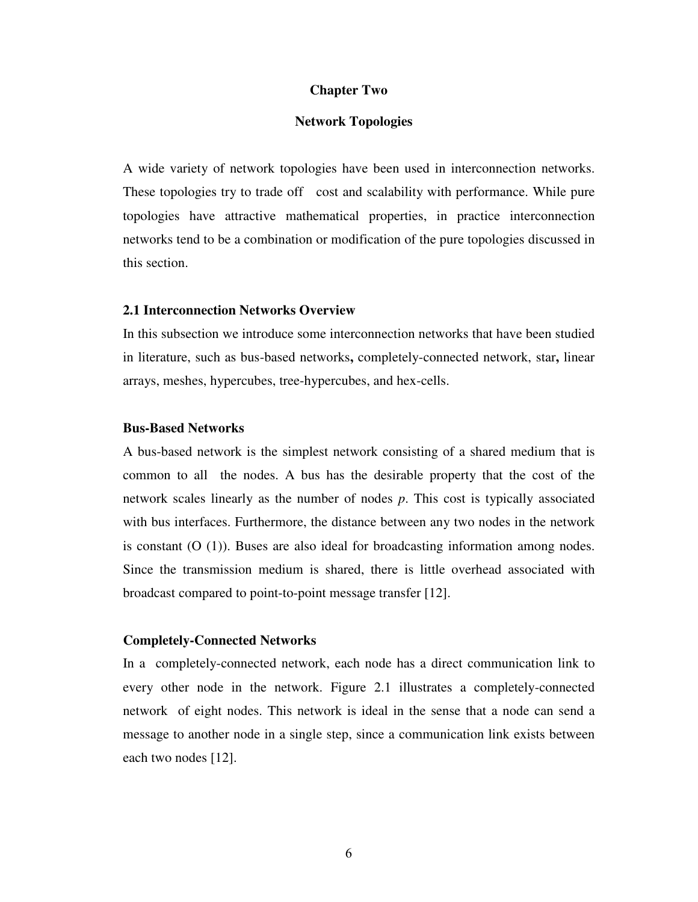# Chapter Two

## Network Topologies

A wide variety of network topologies have been used in interconnection networks. These topologies try to trade off cost and scalability with performance. While pure topologies have attractive mathematical properties, in practice interconnection networks tend to be a combination or modification of the pure topologies discussed in this section.

### 2.1 Interconnection Networks Overview

In this subsection we introduce some interconnection networks that have been studied in literature, such as bus-based networks**,** completely-connected network, star**,** linear arrays, meshes, hypercubes, tree-hypercubes, and hex-cells.

#### Bus-Based Networks

A bus-based network is the simplest network consisting of a shared medium that is common to all the nodes. A bus has the desirable property that the cost of the network scales linearly as the number of nodes *p*. This cost is typically associated with bus interfaces. Furthermore, the distance between any two nodes in the network is constant (O (1)). Buses are also ideal for broadcasting information among nodes. Since the transmission medium is shared, there is little overhead associated with broadcast compared to point-to-point message transfer [12].

#### Completely-Connected Networks

In a completely-connected network, each node has a direct communication link to every other node in the network. Figure 2.1 illustrates a completely-connected network of eight nodes. This network is ideal in the sense that a node can send a message to another node in a single step, since a communication link exists between each two nodes [12].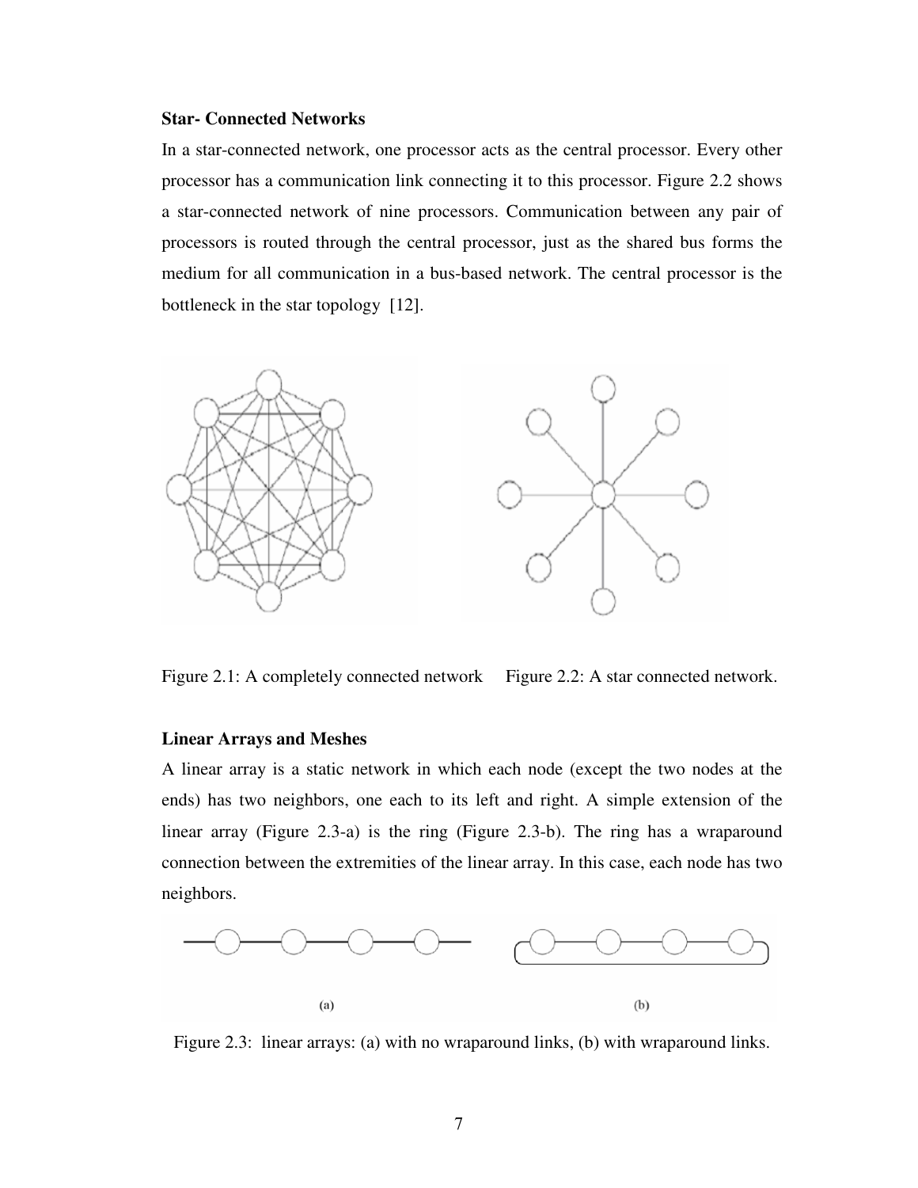**Star- Connected Networks**

In a star-connected network, one processor acts as the central processor. Every other processor has a communication link connecting it to this processor. Figure 2.2 shows a star-connected network of nine processors. Communication between any pair of processors is routed through the central processor, just as the shared bus forms the medium for all communication in a bus-based network. The central processor is the bottleneck in the star topology [12].

Figure 2.1: A completely connected network     Figure 2.2: A star connected network.

**Linear Arrays and Meshes**

A linear array is a static network in which each node (except the two nodes at the ends) has two neighbors, one each to its left and right. A simple extension of the linear array (Figure 2.3-a) is the ring (Figure 2.3-b). The ring has a wraparound connection between the extremities of the linear array. In this case, each node has two neighbors.

(a)

(b)

Figure 2.3: linear arrays: (a) with no wraparound links, (b) with wraparound links.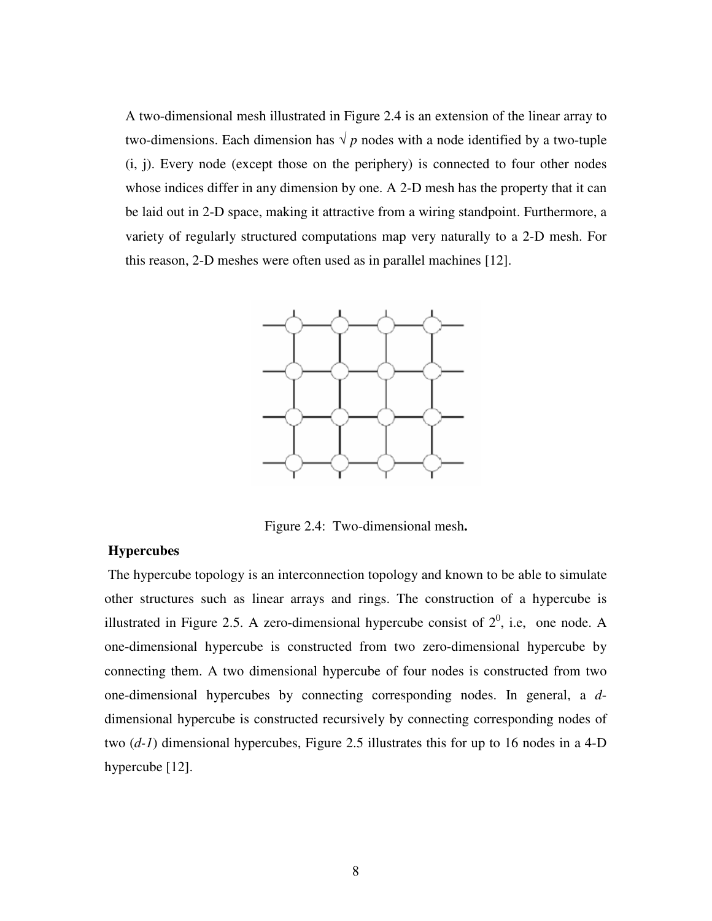A two-dimensional mesh illustrated in Figure 2.4 is an extension of the linear array to two-dimensions. Each dimension has $\sqrt{p}$ nodes with a node identified by a two-tuple (i, j). Every node (except those on the periphery) is connected to four other nodes whose indices differ in any dimension by one. A 2-D mesh has the property that it can be laid out in 2-D space, making it attractive from a wiring standpoint. Furthermore, a variety of regularly structured computations map very naturally to a 2-D mesh. For this reason, 2-D meshes were often used as in parallel machines [12].

Figure 2.4: Two-dimensional mesh**.**

**Hypercubes**

The hypercube topology is an interconnection topology and known to be able to simulate other structures such as linear arrays and rings. The construction of a hypercube is illustrated in Figure 2.5. A zero-dimensional hypercube consist of $2^0$, i.e, one node. A one-dimensional hypercube is constructed from two zero-dimensional hypercube by connecting them. A two dimensional hypercube of four nodes is constructed from two one-dimensional hypercubes by connecting corresponding nodes. In general, a *d*-dimensional hypercube is constructed recursively by connecting corresponding nodes of two (*d-1*) dimensional hypercubes, Figure 2.5 illustrates this for up to 16 nodes in a 4-D hypercube [12].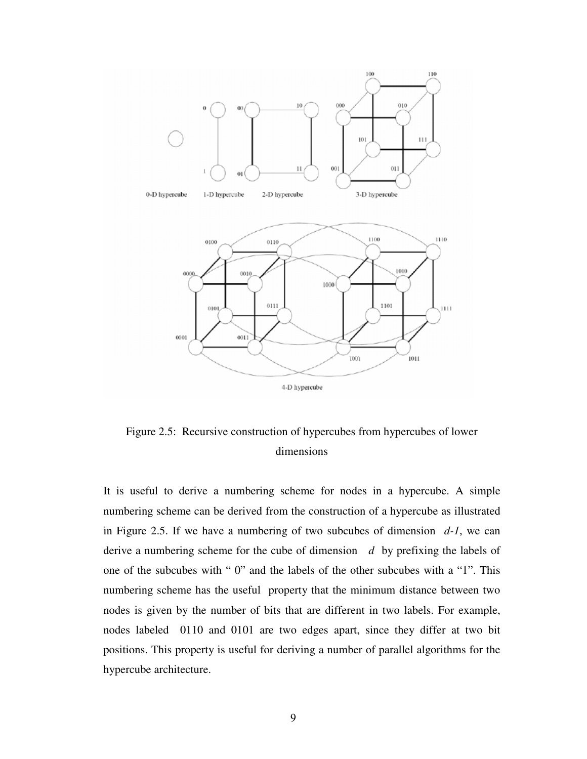0-D hypercube

1-D hypercube

2-D hypercube

3-D hypercube

4-D hypercube

Figure 2.5: Recursive construction of hypercubes from hypercubes of lower dimensions

It is useful to derive a numbering scheme for nodes in a hypercube. A simple numbering scheme can be derived from the construction of a hypercube as illustrated in Figure 2.5. If we have a numbering of two subcubes of dimension *d-1*, we can derive a numbering scheme for the cube of dimension *d* by prefixing the labels of one of the subcubes with " 0" and the labels of the other subcubes with a "1". This numbering scheme has the useful property that the minimum distance between two nodes is given by the number of bits that are different in two labels. For example, nodes labeled 0110 and 0101 are two edges apart, since they differ at two bit positions. This property is useful for deriving a number of parallel algorithms for the hypercube architecture.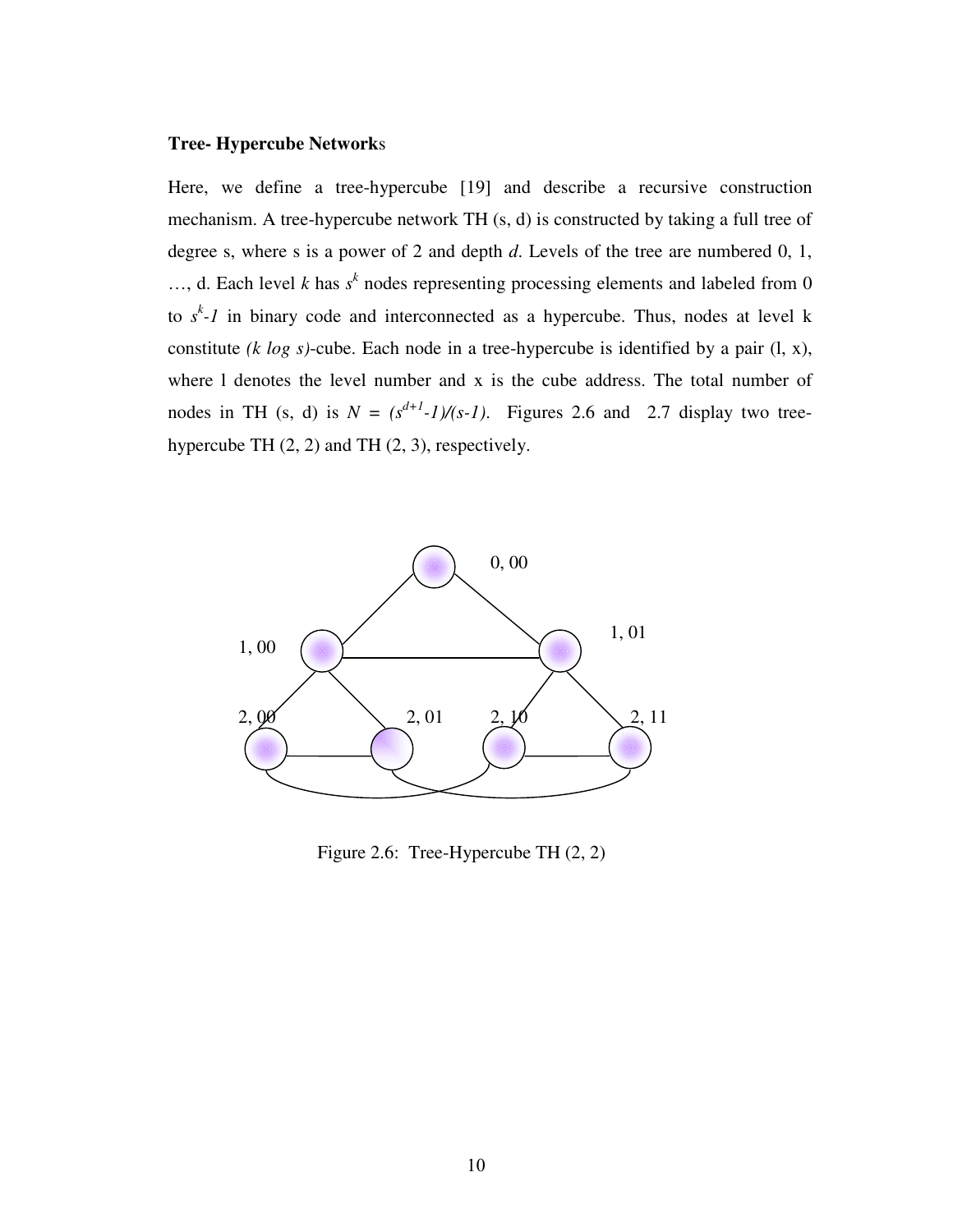**Tree- Hypercube Networks**

Here, we define a tree-hypercube [19] and describe a recursive construction mechanism. A tree-hypercube network TH (s, d) is constructed by taking a full tree of degree s, where s is a power of 2 and depth *d*. Levels of the tree are numbered 0, 1, …, d. Each level *k* has $s^k$ nodes representing processing elements and labeled from 0 to $s^k-1$ in binary code and interconnected as a hypercube. Thus, nodes at level k constitute $(k \log s)$-cube. Each node in a tree-hypercube is identified by a pair (l, x), where l denotes the level number and x is the cube address. The total number of nodes in TH (s, d) is $N = (s^{d+1}-1)/(s-1)$. Figures 2.6 and 2.7 display two tree-hypercube TH (2, 2) and TH (2, 3), respectively.

0, 00

1, 00

1, 01

2, 00

2, 01

2, 10

2, 11

Figure 2.6: Tree-Hypercube TH (2, 2)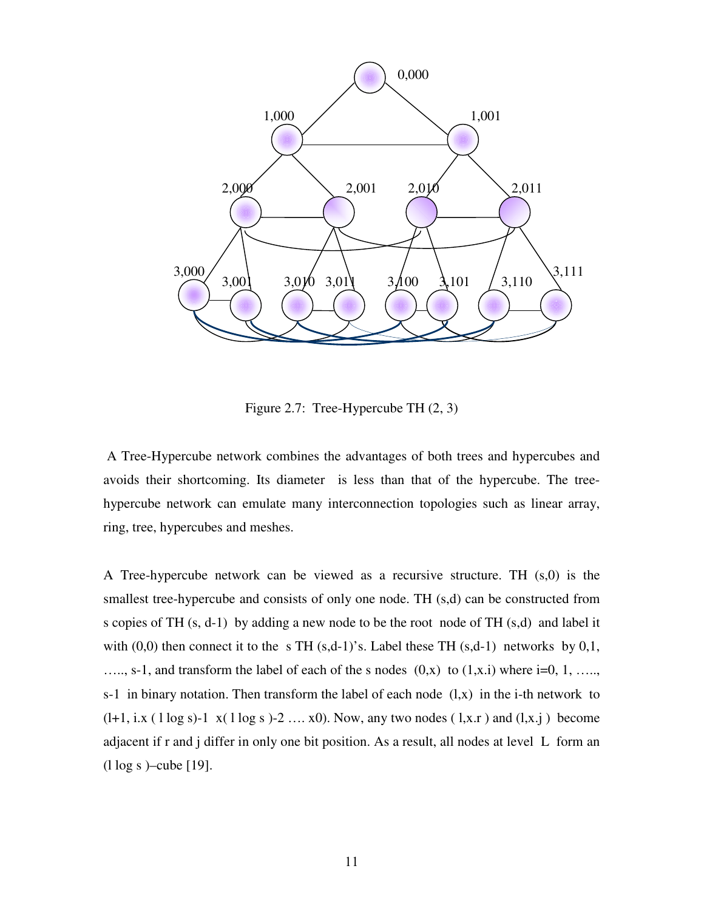0,000

1,000

1,001

2,000

2,001

2,010

2,011

3,000

3,001

3,010

3,011

3,100

3,101

3,110

3,111

Figure 2.7: Tree-Hypercube TH (2, 3)

A Tree-Hypercube network combines the advantages of both trees and hypercubes and avoids their shortcoming. Its diameter is less than that of the hypercube. The tree-hypercube network can emulate many interconnection topologies such as linear array, ring, tree, hypercubes and meshes.

A Tree-hypercube network can be viewed as a recursive structure. TH (s,0) is the smallest tree-hypercube and consists of only one node. TH (s,d) can be constructed from s copies of TH (s, d-1) by adding a new node to be the root node of TH (s,d) and label it with (0,0) then connect it to the s TH (s,d-1)'s. Label these TH (s,d-1) networks by 0,1, ….., s-1, and transform the label of each of the s nodes (0,x) to (1,x.i) where i=0, 1, ….., s-1 in binary notation. Then transform the label of each node (l,x) in the i-th network to (l+1, i.x ( l log s)-1 x( l log s )-2 …. x0). Now, any two nodes ( l,x.r ) and (l,x.j ) become adjacent if r and j differ in only one bit position. As a result, all nodes at level L form an (l log s )–cube [19].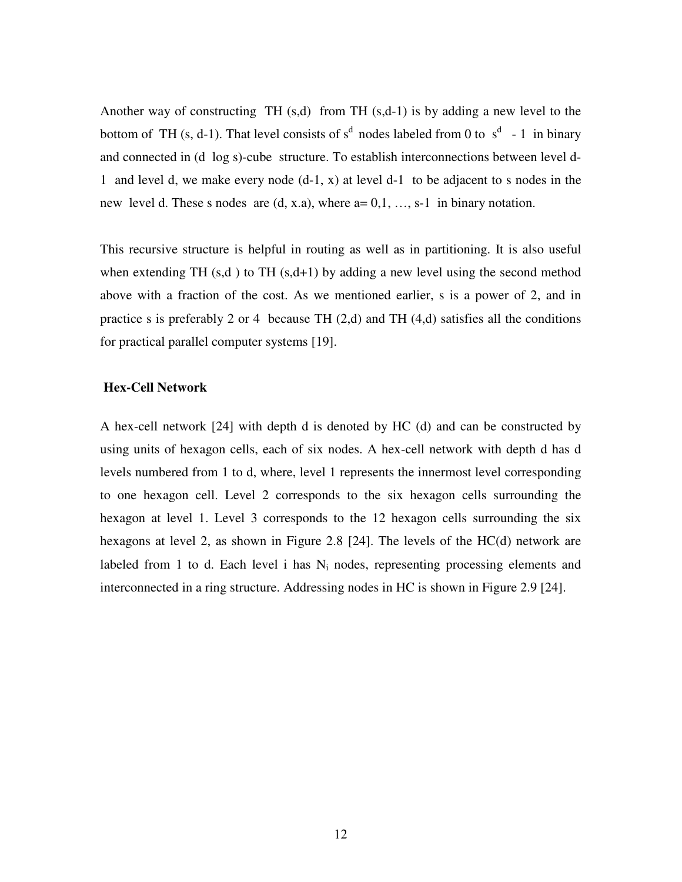Another way of constructing TH (s,d) from TH (s,d-1) is by adding a new level to the bottom of TH (s, d-1). That level consists of $s^d$ nodes labeled from 0 to $s^d - 1$ in binary and connected in (d log s)-cube structure. To establish interconnections between level d-1 and level d, we make every node (d-1, x) at level d-1 to be adjacent to s nodes in the new level d. These s nodes are (d, x.a), where a= 0,1, …, s-1 in binary notation.

This recursive structure is helpful in routing as well as in partitioning. It is also useful when extending TH (s,d ) to TH (s,d+1) by adding a new level using the second method above with a fraction of the cost. As we mentioned earlier, s is a power of 2, and in practice s is preferably 2 or 4 because TH (2,d) and TH (4,d) satisfies all the conditions for practical parallel computer systems [19].

### Hex-Cell Network

A hex-cell network [24] with depth d is denoted by HC (d) and can be constructed by using units of hexagon cells, each of six nodes. A hex-cell network with depth d has d levels numbered from 1 to d, where, level 1 represents the innermost level corresponding to one hexagon cell. Level 2 corresponds to the six hexagon cells surrounding the hexagon at level 1. Level 3 corresponds to the 12 hexagon cells surrounding the six hexagons at level 2, as shown in Figure 2.8 [24]. The levels of the HC(d) network are labeled from 1 to d. Each level i has $N_i$ nodes, representing processing elements and interconnected in a ring structure. Addressing nodes in HC is shown in Figure 2.9 [24].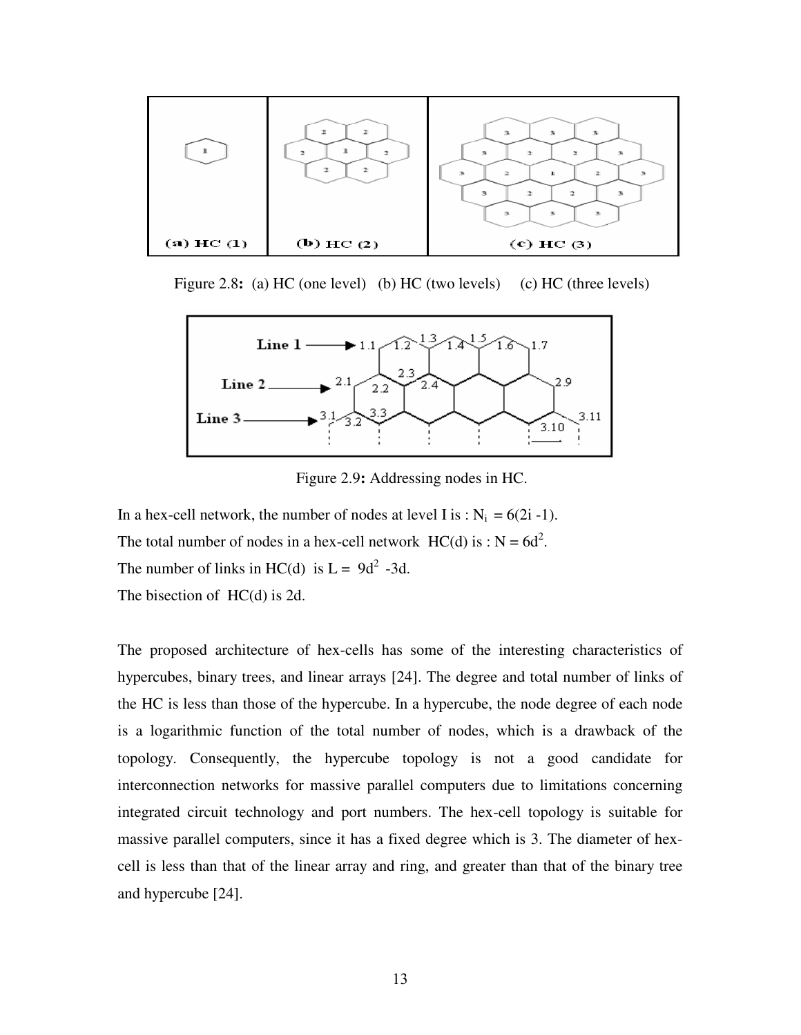Figure 2.8: (a) HC (one level) (b) HC (two levels) (c) HC (three levels)

Figure 2.9: Addressing nodes in HC.

In a hex-cell network, the number of nodes at level I is : $N_i = 6(2i - 1)$.

The total number of nodes in a hex-cell network HC(d) is : $N = 6d^2$.

The number of links in HC(d) is $L = 9d^2 - 3d$.

The bisection of HC(d) is 2d.

The proposed architecture of hex-cells has some of the interesting characteristics of hypercubes, binary trees, and linear arrays [24]. The degree and total number of links of the HC is less than those of the hypercube. In a hypercube, the node degree of each node is a logarithmic function of the total number of nodes, which is a drawback of the topology. Consequently, the hypercube topology is not a good candidate for interconnection networks for massive parallel computers due to limitations concerning integrated circuit technology and port numbers. The hex-cell topology is suitable for massive parallel computers, since it has a fixed degree which is 3. The diameter of hex-cell is less than that of the linear array and ring, and greater than that of the binary tree and hypercube [24].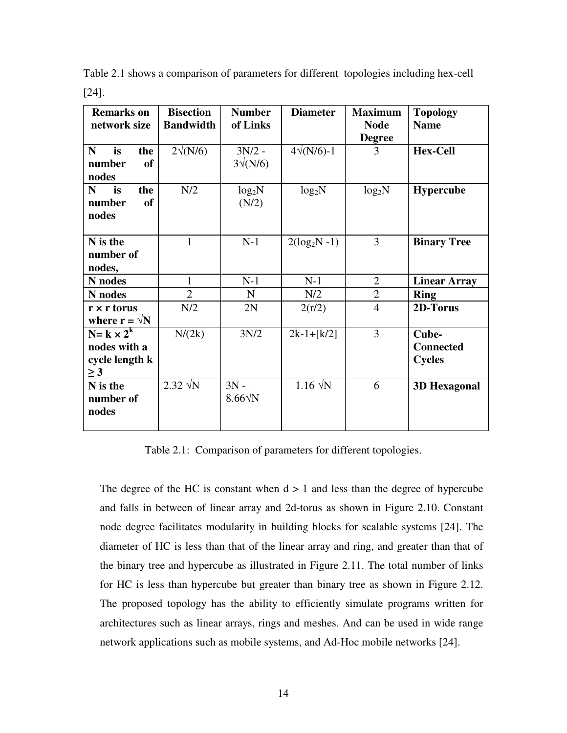Table 2.1 shows a comparison of parameters for different topologies including hex-cell [24].

| Remarks on network size | Bisection Bandwidth | Number of Links | Diameter | Maximum Node Degree | Topology Name |
|---|---|---|---|---|---|
| **N is the number of nodes** | $2\sqrt{(N/6)}$ | $3N/2 - 3\sqrt{(N/6)}$ | $4\sqrt{(N/6)}-1$ | 3 | **Hex-Cell** |
| **N is the number of nodes** | N/2 | $\log_2 N$ (N/2) | $\log_2 N$ | $\log_2 N$ | **Hypercube** |
| **N is the number of nodes,** | 1 | N-1 | $2(\log_2 N - 1)$ | 3 | **Binary Tree** |
| **N nodes** | 1 | N-1 | N-1 | 2 | **Linear Array** |
| **N nodes** | 2 | N | N/2 | 2 | **Ring** |
| **r × r torus where $r = \sqrt{N}$** | N/2 | 2N | 2(r/2) | 4 | **2D-Torus** |
| **$N = k \times 2^k$ nodes with a cycle length k ≥ 3** | N/(2k) | 3N/2 | 2k-1+[k/2] | 3 | **Cube-Connected Cycles** |
| **N is the number of nodes** | $2.32\sqrt{N}$ | $3N - 8.66\sqrt{N}$ | $1.16\sqrt{N}$ | 6 | **3D Hexagonal** |

Table 2.1: Comparison of parameters for different topologies.

The degree of the HC is constant when d > 1 and less than the degree of hypercube and falls in between of linear array and 2d-torus as shown in Figure 2.10. Constant node degree facilitates modularity in building blocks for scalable systems [24]. The diameter of HC is less than that of the linear array and ring, and greater than that of the binary tree and hypercube as illustrated in Figure 2.11. The total number of links for HC is less than hypercube but greater than binary tree as shown in Figure 2.12. The proposed topology has the ability to efficiently simulate programs written for architectures such as linear arrays, rings and meshes. And can be used in wide range network applications such as mobile systems, and Ad-Hoc mobile networks [24].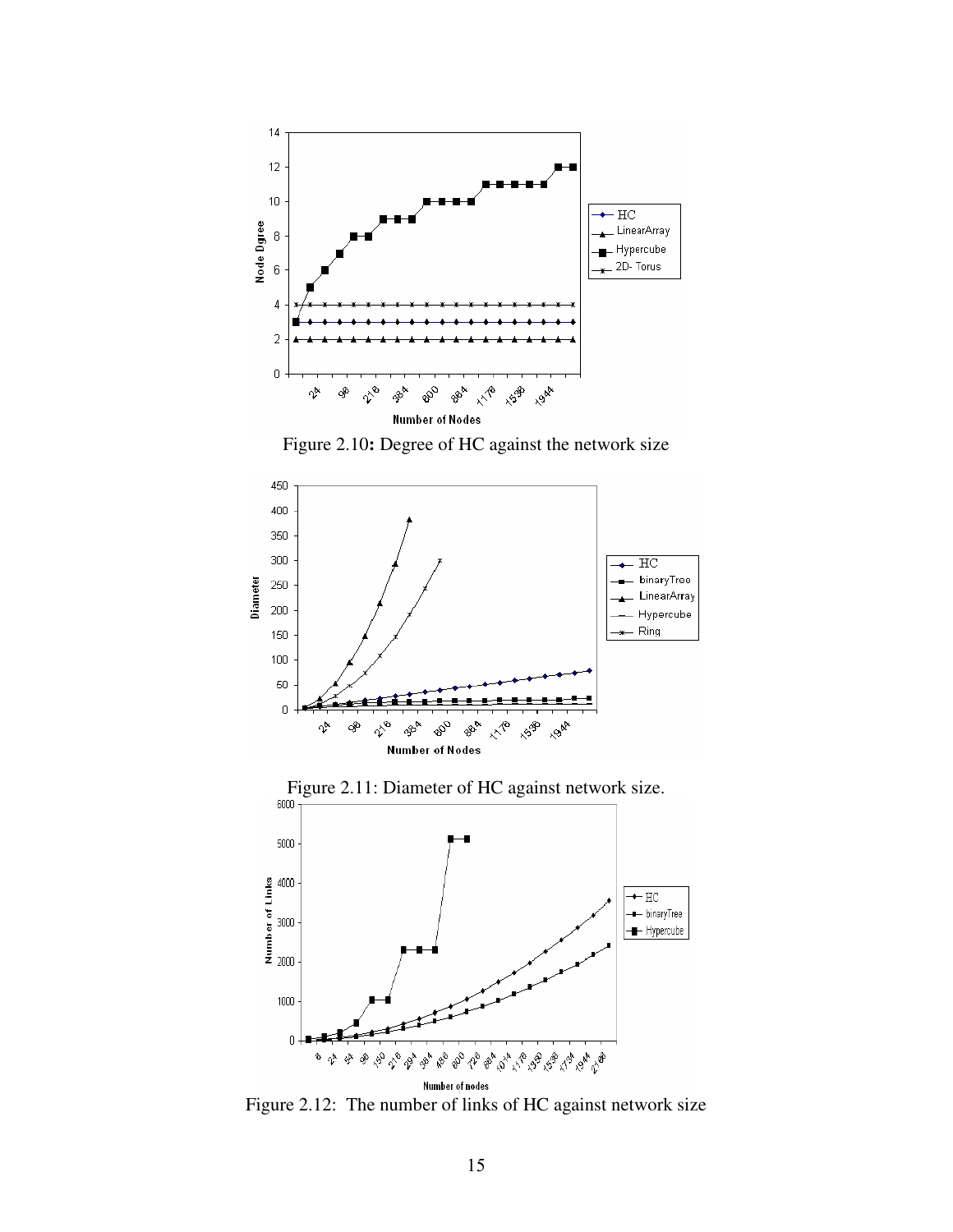14
12
10
8
6
4
2
0

Node Dgree

24 96 216 384 600 864 1176 1536 1944

Number of Nodes

HC
LinearArray
Hypercube
2D- Torus

Figure 2.10**:** Degree of HC against the network size

450
400
350
300
250
200
150
100
50
0

Diameter

24 96 216 384 600 864 1176 1536 1944

Number of Nodes

HC
binaryTree
LinearArray
Hypercube
Ring

Figure 2.11: Diameter of HC against network size.

6000
5000
4000
3000
2000
1000
0

Number of Links

8 24 54 96 150 216 294 384 486 600 726 864 1014 1176 1350 1536 1734 1944 2166

Number of nodes

HC
binaryTree
Hypercube

Figure 2.12: The number of links of HC against network size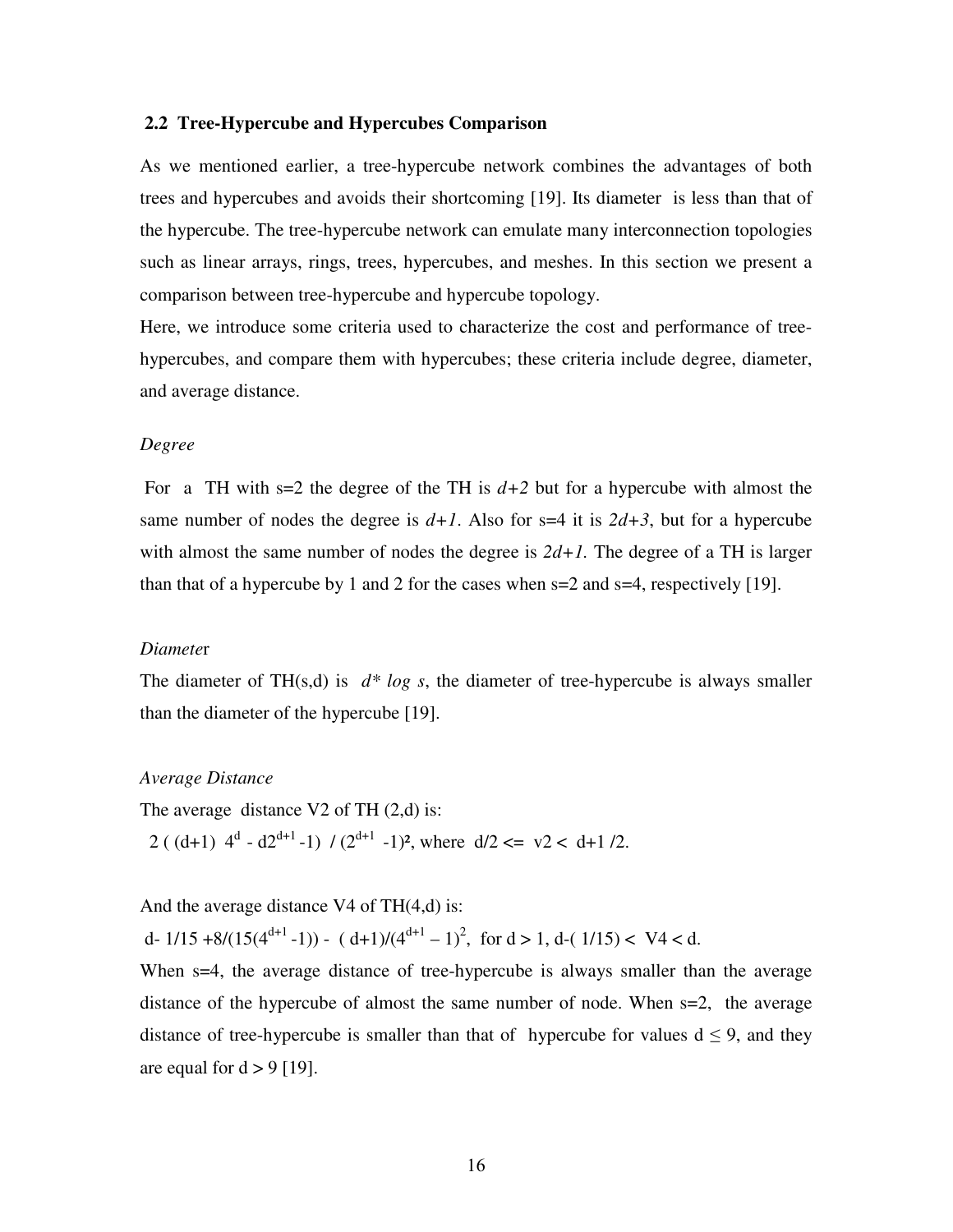## 2.2 Tree-Hypercube and Hypercubes Comparison

As we mentioned earlier, a tree-hypercube network combines the advantages of both trees and hypercubes and avoids their shortcoming [19]. Its diameter is less than that of the hypercube. The tree-hypercube network can emulate many interconnection topologies such as linear arrays, rings, trees, hypercubes, and meshes. In this section we present a comparison between tree-hypercube and hypercube topology.

Here, we introduce some criteria used to characterize the cost and performance of tree-hypercubes, and compare them with hypercubes; these criteria include degree, diameter, and average distance.

*Degree*

For a TH with s=2 the degree of the TH is $d+2$ but for a hypercube with almost the same number of nodes the degree is $d+1$. Also for s=4 it is $2d+3$, but for a hypercube with almost the same number of nodes the degree is $2d+1$. The degree of a TH is larger than that of a hypercube by 1 and 2 for the cases when s=2 and s=4, respectively [19].

*Diameter*

The diameter of TH(s,d) is $d * \log s$, the diameter of tree-hypercube is always smaller than the diameter of the hypercube [19].

*Average Distance*

The average distance V2 of TH (2,d) is:

$2((d+1)\,4^{d} - d2^{d+1} - 1)\,/\,(2^{d+1} - 1)^2$, where $d/2 \le v2 < d+1/2$.

And the average distance V4 of TH(4,d) is:

$d - 1/15 + 8/(15(4^{d+1} - 1)) - (d+1)/(4^{d+1} - 1)^2$, for $d > 1$, $d - (1/15) < V4 < d$.

When s=4, the average distance of tree-hypercube is always smaller than the average distance of the hypercube of almost the same number of node. When s=2, the average distance of tree-hypercube is smaller than that of hypercube for values $d \le 9$, and they are equal for $d > 9$ [19].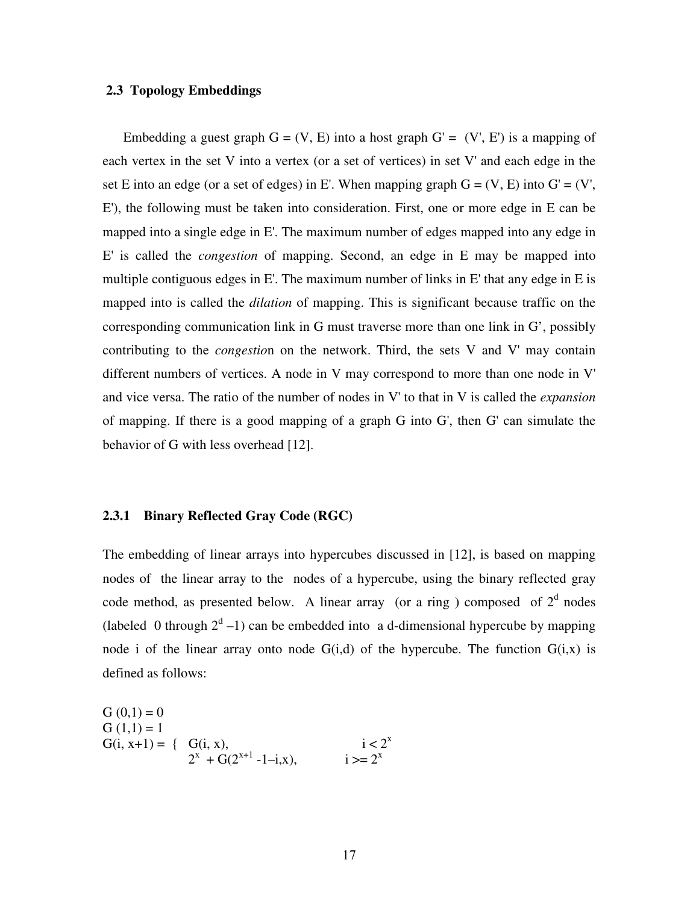### 2.3 Topology Embeddings

Embedding a guest graph G = (V, E) into a host graph G' = (V', E') is a mapping of each vertex in the set V into a vertex (or a set of vertices) in set V' and each edge in the set E into an edge (or a set of edges) in E'. When mapping graph G = (V, E) into G' = (V', E'), the following must be taken into consideration. First, one or more edge in E can be mapped into a single edge in E'. The maximum number of edges mapped into any edge in E' is called the *congestion* of mapping. Second, an edge in E may be mapped into multiple contiguous edges in E'. The maximum number of links in E' that any edge in E is mapped into is called the *dilation* of mapping. This is significant because traffic on the corresponding communication link in G must traverse more than one link in G', possibly contributing to the *congestio*n on the network. Third, the sets V and V' may contain different numbers of vertices. A node in V may correspond to more than one node in V' and vice versa. The ratio of the number of nodes in V' to that in V is called the *expansion* of mapping. If there is a good mapping of a graph G into G', then G' can simulate the behavior of G with less overhead [12].

#### 2.3.1 Binary Reflected Gray Code (RGC)

The embedding of linear arrays into hypercubes discussed in [12], is based on mapping nodes of the linear array to the nodes of a hypercube, using the binary reflected gray code method, as presented below. A linear array (or a ring ) composed of $2^d$ nodes (labeled 0 through $2^d - 1$) can be embedded into a d-dimensional hypercube by mapping node i of the linear array onto node G(i,d) of the hypercube. The function G(i,x) is defined as follows:

$$G(0,1) = 0$$
$$G(1,1) = 1$$
$$G(i, x+1) = \begin{cases} G(i, x), & i < 2^x \\ 2^x + G(2^{x+1} - 1 - i, x), & i >= 2^x \end{cases}$$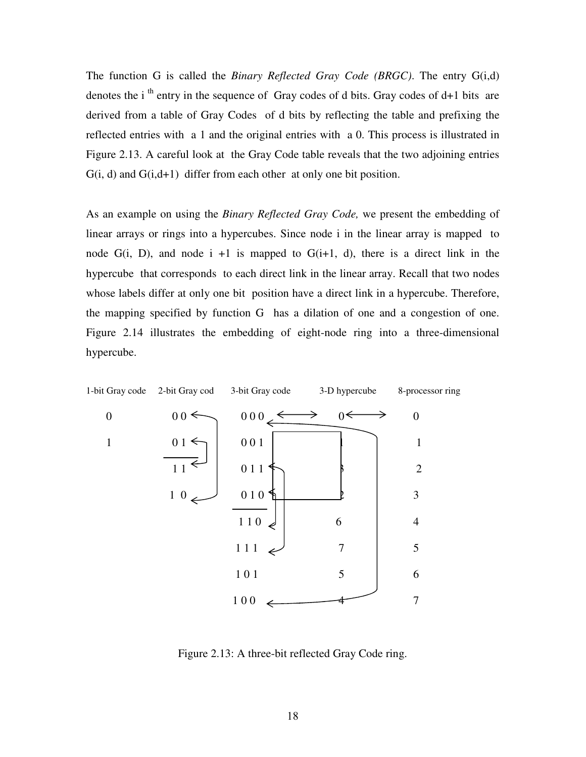The function G is called the *Binary Reflected Gray Code (BRGC)*. The entry $G(i,d)$ denotes the $i^{th}$ entry in the sequence of Gray codes of d bits. Gray codes of d+1 bits are derived from a table of Gray Codes of d bits by reflecting the table and prefixing the reflected entries with a 1 and the original entries with a 0. This process is illustrated in Figure 2.13. A careful look at the Gray Code table reveals that the two adjoining entries $G(i, d)$ and $G(i,d+1)$ differ from each other at only one bit position.

As an example on using the *Binary Reflected Gray Code,* we present the embedding of linear arrays or rings into a hypercubes. Since node i in the linear array is mapped to node $G(i, D)$, and node i +1 is mapped to $G(i+1, d)$, there is a direct link in the hypercube that corresponds to each direct link in the linear array. Recall that two nodes whose labels differ at only one bit position have a direct link in a hypercube. Therefore, the mapping specified by function G has a dilation of one and a congestion of one. Figure 2.14 illustrates the embedding of eight-node ring into a three-dimensional hypercube.

1-bit Gray code    2-bit Gray cod    3-bit Gray code    3-D hypercube    8-processor ring

0    0 0    0 0 0    0    0

1    0 1    0 0 1    1    1

1 1    0 1 1    3    2

1 0    0 1 0    2    3

1 1 0    6    4

1 1 1    7    5

1 0 1    5    6

1 0 0    4    7

Figure 2.13: A three-bit reflected Gray Code ring.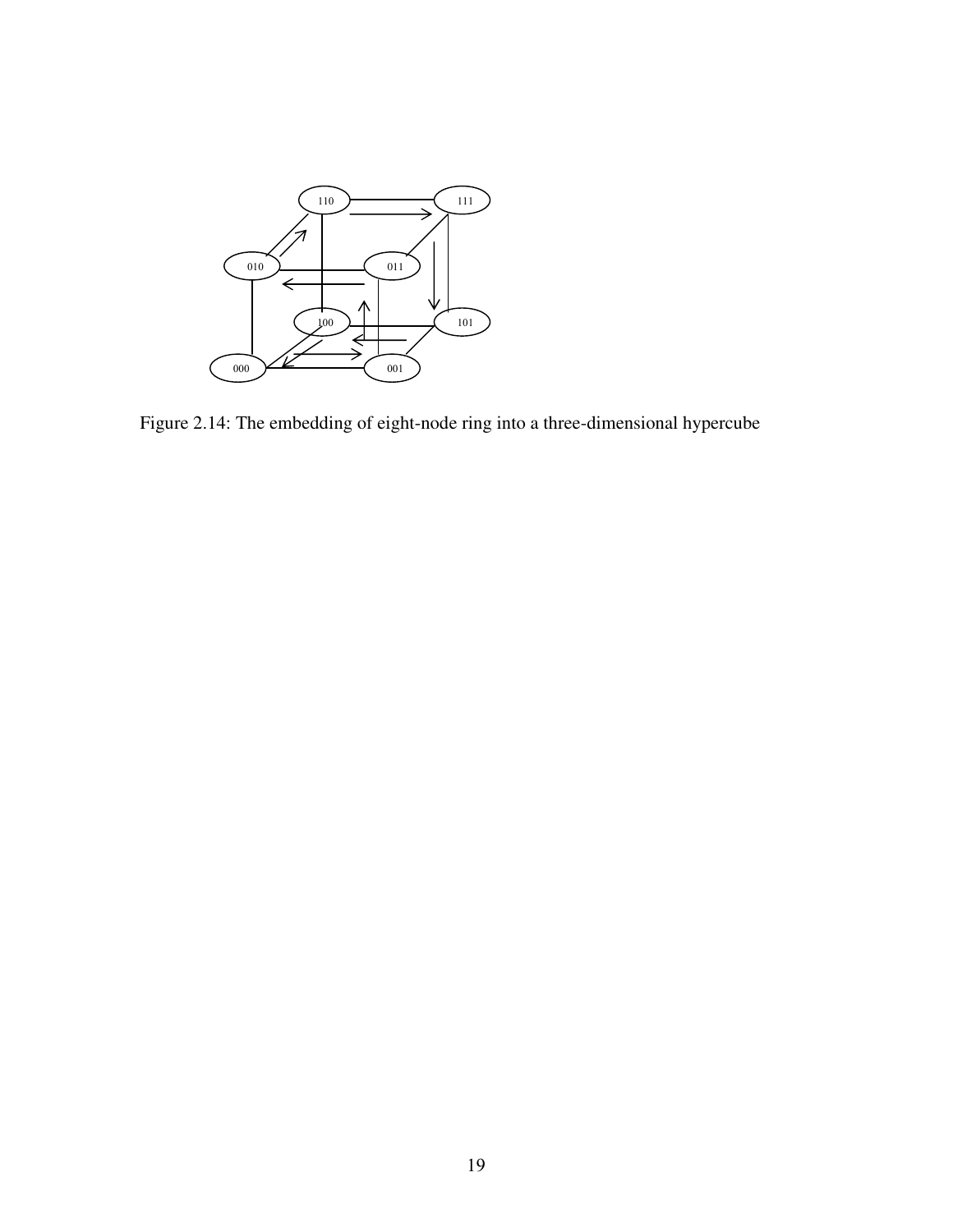110

111

010

011

100

101

000

001

Figure 2.14: The embedding of eight-node ring into a three-dimensional hypercube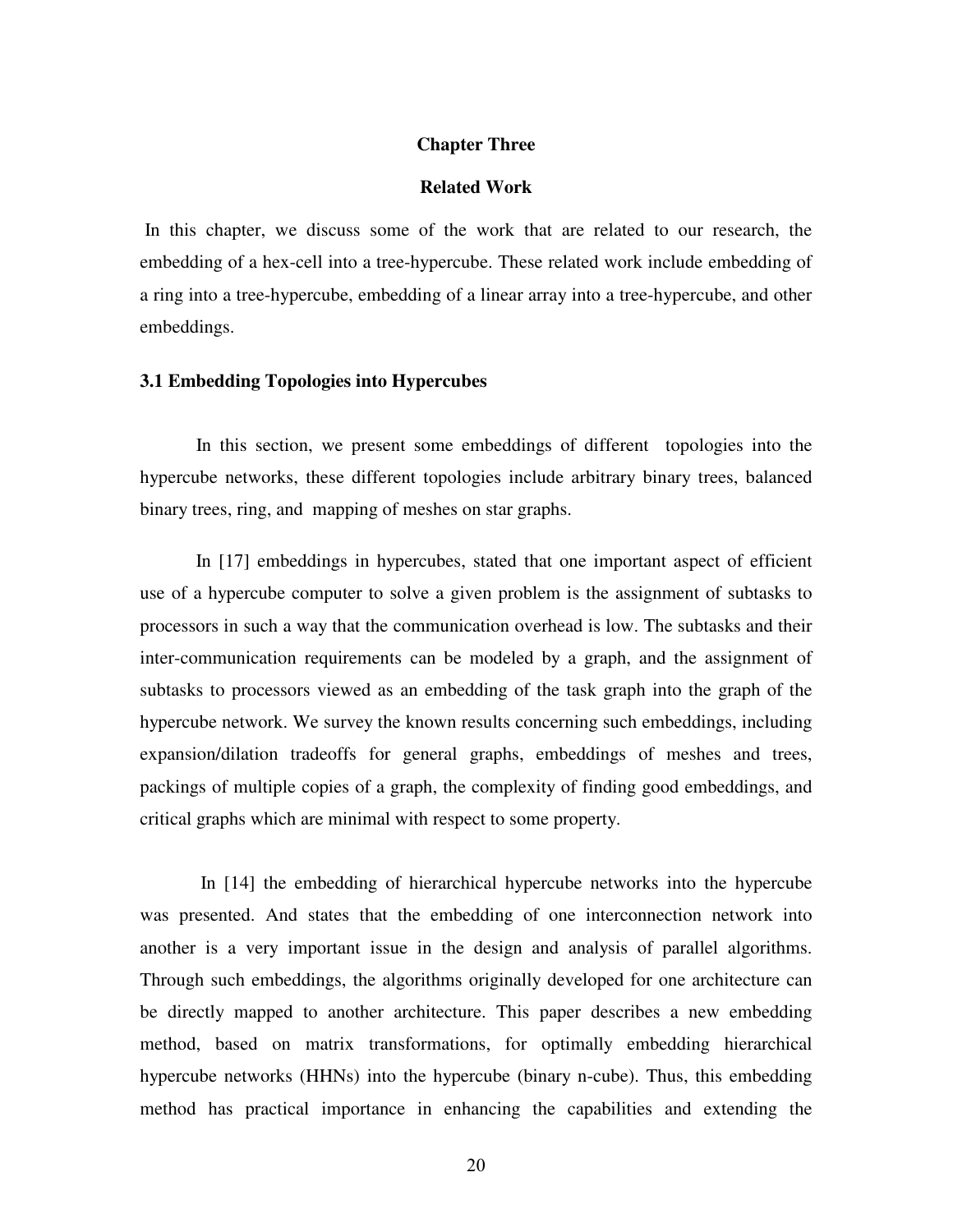# Chapter Three

# Related Work

In this chapter, we discuss some of the work that are related to our research, the embedding of a hex-cell into a tree-hypercube. These related work include embedding of a ring into a tree-hypercube, embedding of a linear array into a tree-hypercube, and other embeddings.

## 3.1 Embedding Topologies into Hypercubes

In this section, we present some embeddings of different topologies into the hypercube networks, these different topologies include arbitrary binary trees, balanced binary trees, ring, and mapping of meshes on star graphs.

In [17] embeddings in hypercubes, stated that one important aspect of efficient use of a hypercube computer to solve a given problem is the assignment of subtasks to processors in such a way that the communication overhead is low. The subtasks and their inter-communication requirements can be modeled by a graph, and the assignment of subtasks to processors viewed as an embedding of the task graph into the graph of the hypercube network. We survey the known results concerning such embeddings, including expansion/dilation tradeoffs for general graphs, embeddings of meshes and trees, packings of multiple copies of a graph, the complexity of finding good embeddings, and critical graphs which are minimal with respect to some property.

In [14] the embedding of hierarchical hypercube networks into the hypercube was presented. And states that the embedding of one interconnection network into another is a very important issue in the design and analysis of parallel algorithms. Through such embeddings, the algorithms originally developed for one architecture can be directly mapped to another architecture. This paper describes a new embedding method, based on matrix transformations, for optimally embedding hierarchical hypercube networks (HHNs) into the hypercube (binary n-cube). Thus, this embedding method has practical importance in enhancing the capabilities and extending the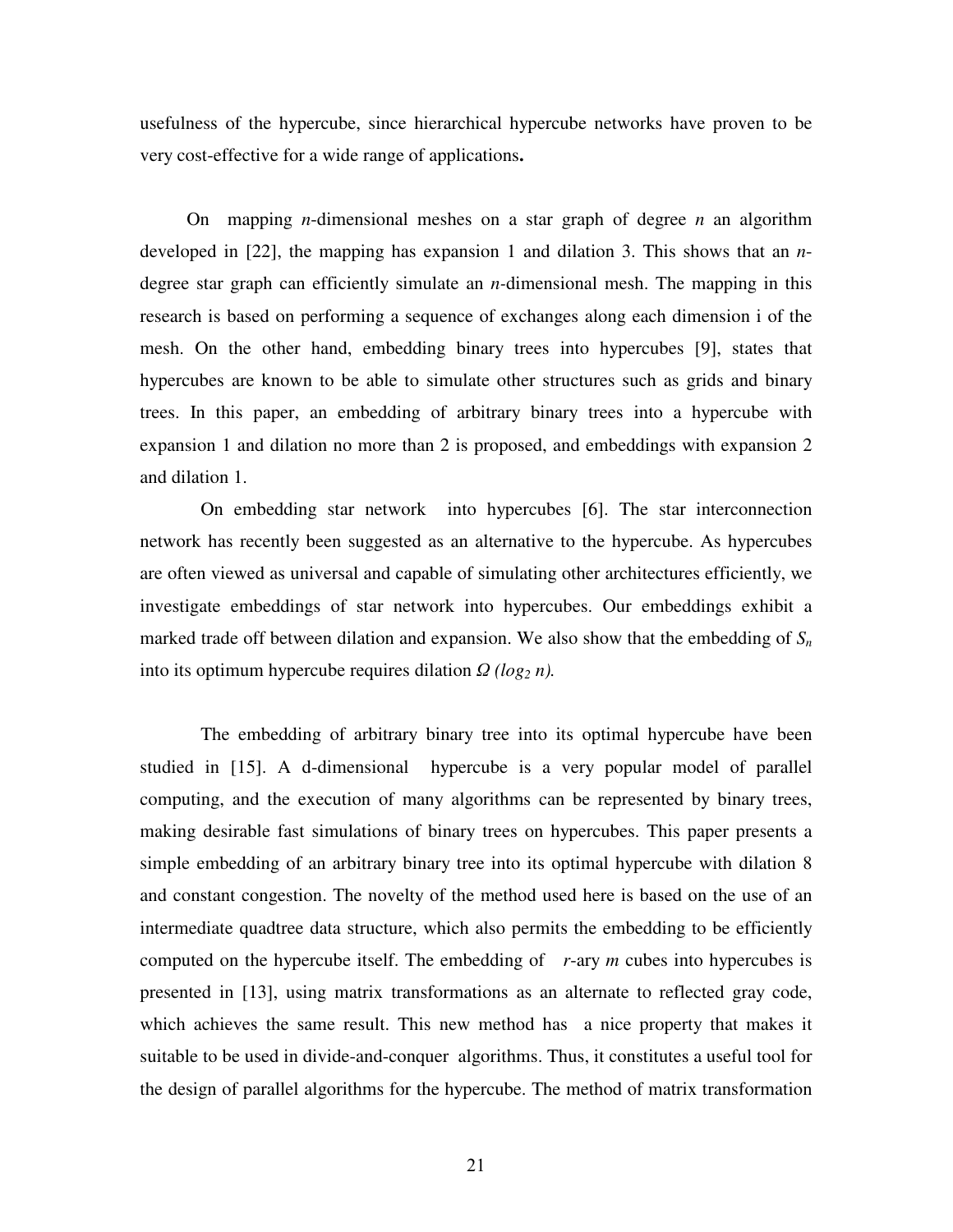usefulness of the hypercube, since hierarchical hypercube networks have proven to be very cost-effective for a wide range of applications**.**

On mapping *n*-dimensional meshes on a star graph of degree *n* an algorithm developed in [22], the mapping has expansion 1 and dilation 3. This shows that an *n*-degree star graph can efficiently simulate an *n*-dimensional mesh. The mapping in this research is based on performing a sequence of exchanges along each dimension i of the mesh. On the other hand, embedding binary trees into hypercubes [9], states that hypercubes are known to be able to simulate other structures such as grids and binary trees. In this paper, an embedding of arbitrary binary trees into a hypercube with expansion 1 and dilation no more than 2 is proposed, and embeddings with expansion 2 and dilation 1.

On embedding star network into hypercubes [6]. The star interconnection network has recently been suggested as an alternative to the hypercube. As hypercubes are often viewed as universal and capable of simulating other architectures efficiently, we investigate embeddings of star network into hypercubes. Our embeddings exhibit a marked trade off between dilation and expansion. We also show that the embedding of $S_n$ into its optimum hypercube requires dilation $\Omega(\log_2 n)$.

The embedding of arbitrary binary tree into its optimal hypercube have been studied in [15]. A d-dimensional hypercube is a very popular model of parallel computing, and the execution of many algorithms can be represented by binary trees, making desirable fast simulations of binary trees on hypercubes. This paper presents a simple embedding of an arbitrary binary tree into its optimal hypercube with dilation 8 and constant congestion. The novelty of the method used here is based on the use of an intermediate quadtree data structure, which also permits the embedding to be efficiently computed on the hypercube itself. The embedding of *r*-ary *m* cubes into hypercubes is presented in [13], using matrix transformations as an alternate to reflected gray code, which achieves the same result. This new method has a nice property that makes it suitable to be used in divide-and-conquer algorithms. Thus, it constitutes a useful tool for the design of parallel algorithms for the hypercube. The method of matrix transformation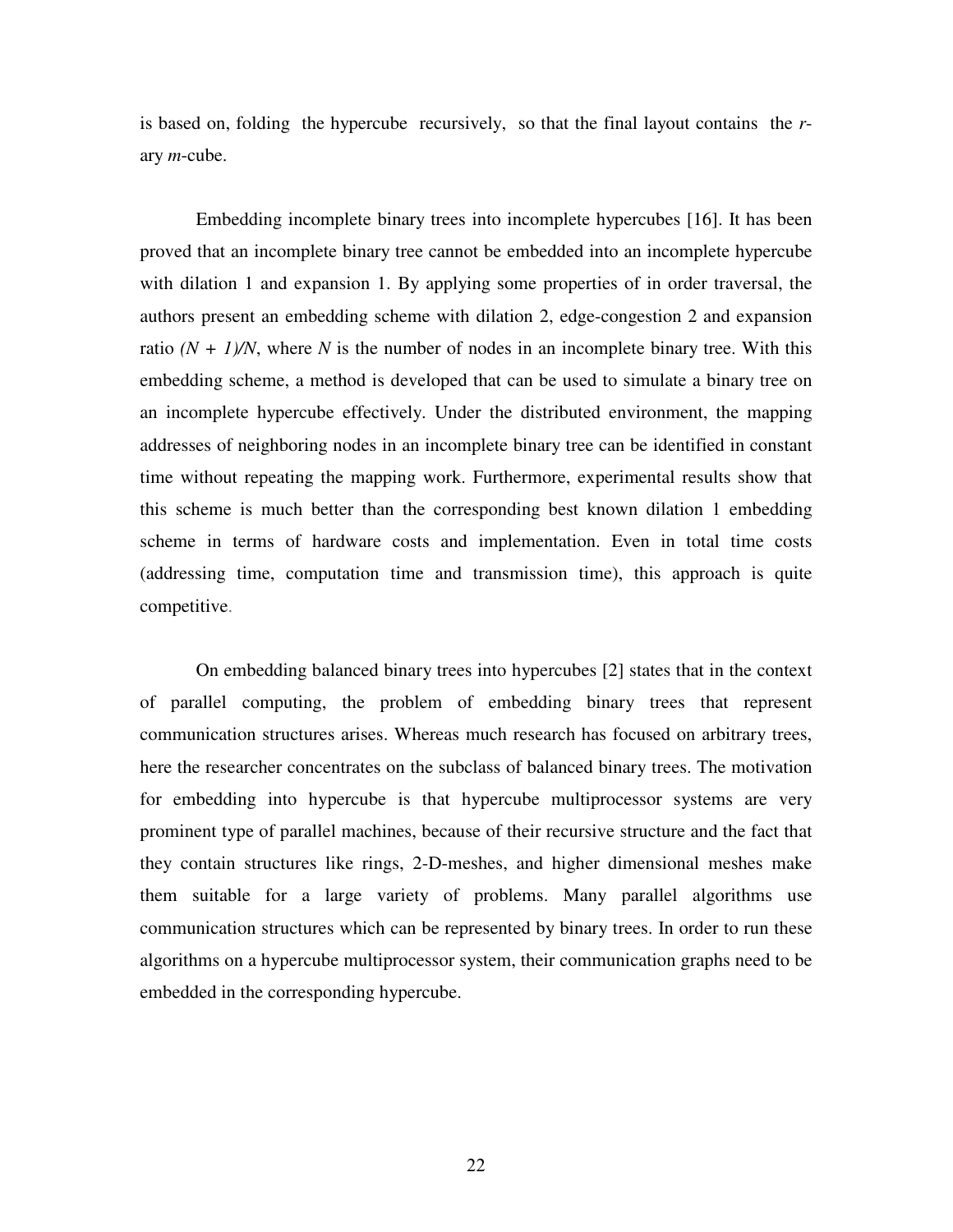is based on, folding the hypercube recursively, so that the final layout contains the *r*-ary *m*-cube.

Embedding incomplete binary trees into incomplete hypercubes [16]. It has been proved that an incomplete binary tree cannot be embedded into an incomplete hypercube with dilation 1 and expansion 1. By applying some properties of in order traversal, the authors present an embedding scheme with dilation 2, edge-congestion 2 and expansion ratio $(N + 1)/N$, where $N$ is the number of nodes in an incomplete binary tree. With this embedding scheme, a method is developed that can be used to simulate a binary tree on an incomplete hypercube effectively. Under the distributed environment, the mapping addresses of neighboring nodes in an incomplete binary tree can be identified in constant time without repeating the mapping work. Furthermore, experimental results show that this scheme is much better than the corresponding best known dilation 1 embedding scheme in terms of hardware costs and implementation. Even in total time costs (addressing time, computation time and transmission time), this approach is quite competitive.

On embedding balanced binary trees into hypercubes [2] states that in the context of parallel computing, the problem of embedding binary trees that represent communication structures arises. Whereas much research has focused on arbitrary trees, here the researcher concentrates on the subclass of balanced binary trees. The motivation for embedding into hypercube is that hypercube multiprocessor systems are very prominent type of parallel machines, because of their recursive structure and the fact that they contain structures like rings, 2-D-meshes, and higher dimensional meshes make them suitable for a large variety of problems. Many parallel algorithms use communication structures which can be represented by binary trees. In order to run these algorithms on a hypercube multiprocessor system, their communication graphs need to be embedded in the corresponding hypercube.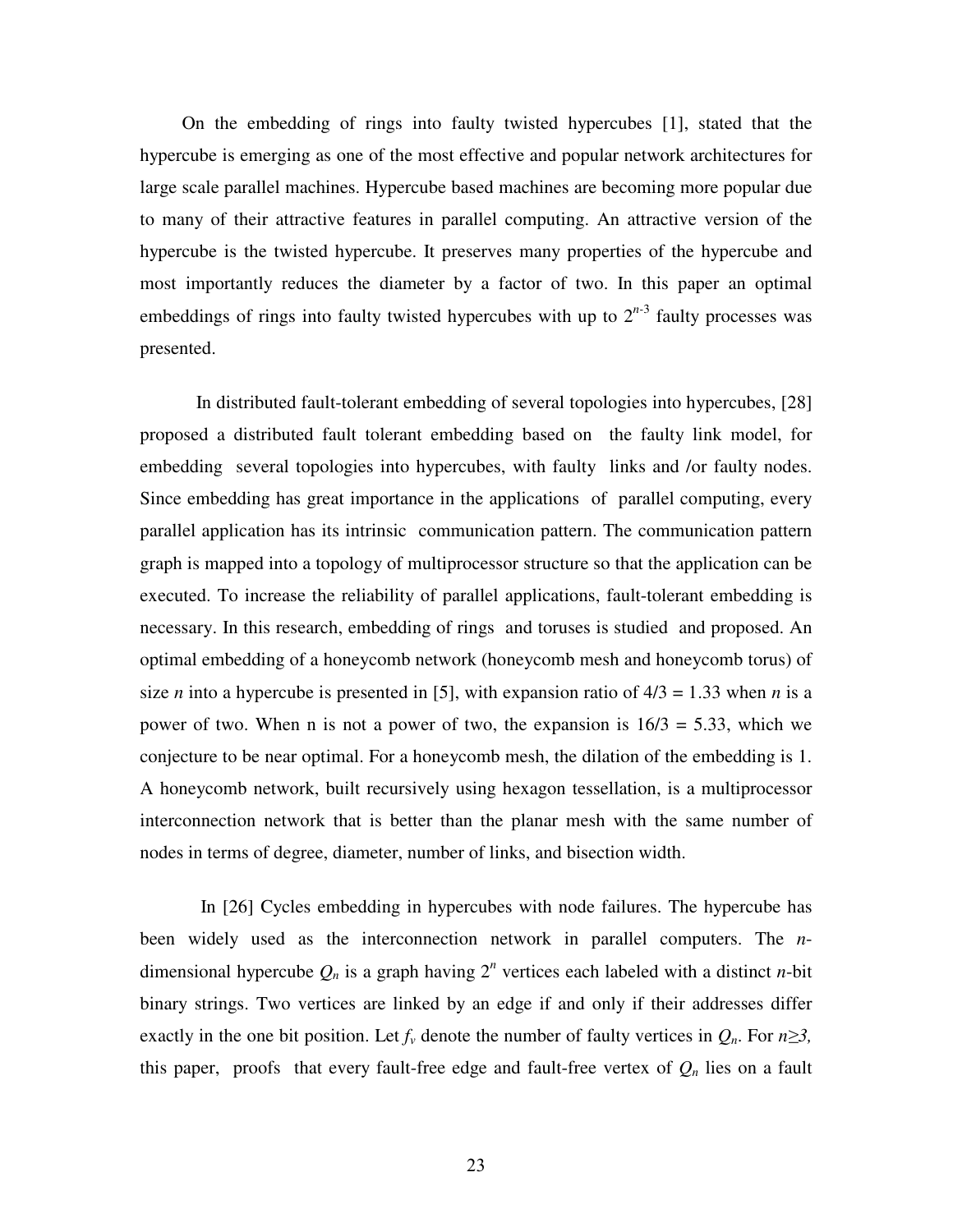On the embedding of rings into faulty twisted hypercubes [1], stated that the hypercube is emerging as one of the most effective and popular network architectures for large scale parallel machines. Hypercube based machines are becoming more popular due to many of their attractive features in parallel computing. An attractive version of the hypercube is the twisted hypercube. It preserves many properties of the hypercube and most importantly reduces the diameter by a factor of two. In this paper an optimal embeddings of rings into faulty twisted hypercubes with up to $2^{n-3}$ faulty processes was presented.

In distributed fault-tolerant embedding of several topologies into hypercubes, [28] proposed a distributed fault tolerant embedding based on the faulty link model, for embedding several topologies into hypercubes, with faulty links and /or faulty nodes. Since embedding has great importance in the applications of parallel computing, every parallel application has its intrinsic communication pattern. The communication pattern graph is mapped into a topology of multiprocessor structure so that the application can be executed. To increase the reliability of parallel applications, fault-tolerant embedding is necessary. In this research, embedding of rings and toruses is studied and proposed. An optimal embedding of a honeycomb network (honeycomb mesh and honeycomb torus) of size $n$ into a hypercube is presented in [5], with expansion ratio of 4/3 = 1.33 when $n$ is a power of two. When n is not a power of two, the expansion is 16/3 = 5.33, which we conjecture to be near optimal. For a honeycomb mesh, the dilation of the embedding is 1. A honeycomb network, built recursively using hexagon tessellation, is a multiprocessor interconnection network that is better than the planar mesh with the same number of nodes in terms of degree, diameter, number of links, and bisection width.

In [26] Cycles embedding in hypercubes with node failures. The hypercube has been widely used as the interconnection network in parallel computers. The $n$-dimensional hypercube $Q_n$ is a graph having $2^n$ vertices each labeled with a distinct $n$-bit binary strings. Two vertices are linked by an edge if and only if their addresses differ exactly in the one bit position. Let $f_v$ denote the number of faulty vertices in $Q_n$. For $n \geq 3$, this paper, proofs that every fault-free edge and fault-free vertex of $Q_n$ lies on a fault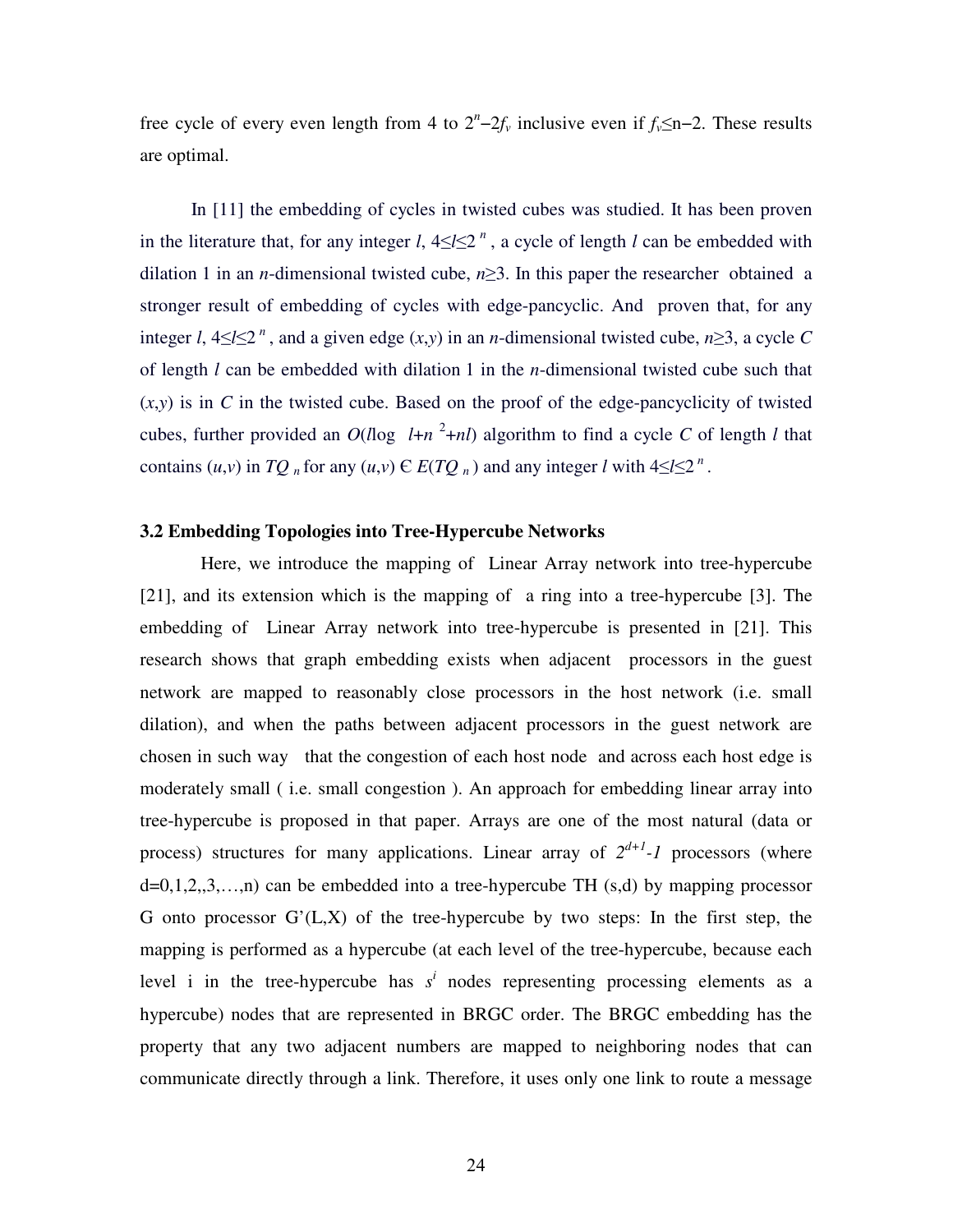free cycle of every even length from 4 to $2^n-2f_v$ inclusive even if $f_v \leq n-2$. These results are optimal.

In [11] the embedding of cycles in twisted cubes was studied. It has been proven in the literature that, for any integer $l$, $4 \leq l \leq 2^n$, a cycle of length $l$ can be embedded with dilation 1 in an $n$-dimensional twisted cube, $n \geq 3$. In this paper the researcher obtained a stronger result of embedding of cycles with edge-pancyclic. And proven that, for any integer $l$, $4 \leq l \leq 2^n$, and a given edge $(x,y)$ in an $n$-dimensional twisted cube, $n \geq 3$, a cycle $C$ of length $l$ can be embedded with dilation 1 in the $n$-dimensional twisted cube such that $(x,y)$ is in $C$ in the twisted cube. Based on the proof of the edge-pancyclicity of twisted cubes, further provided an $O(l \log l + n^2 + nl)$ algorithm to find a cycle $C$ of length $l$ that contains $(u,v)$ in $TQ_n$ for any $(u,v) \in E(TQ_n)$ and any integer $l$ with $4 \leq l \leq 2^n$.

### 3.2 Embedding Topologies into Tree-Hypercube Networks

Here, we introduce the mapping of Linear Array network into tree-hypercube [21], and its extension which is the mapping of a ring into a tree-hypercube [3]. The embedding of Linear Array network into tree-hypercube is presented in [21]. This research shows that graph embedding exists when adjacent processors in the guest network are mapped to reasonably close processors in the host network (i.e. small dilation), and when the paths between adjacent processors in the guest network are chosen in such way that the congestion of each host node and across each host edge is moderately small ( i.e. small congestion ). An approach for embedding linear array into tree-hypercube is proposed in that paper. Arrays are one of the most natural (data or process) structures for many applications. Linear array of $2^{d+1}-1$ processors (where d=0,1,2,,3,…,n) can be embedded into a tree-hypercube TH (s,d) by mapping processor G onto processor G'(L,X) of the tree-hypercube by two steps: In the first step, the mapping is performed as a hypercube (at each level of the tree-hypercube, because each level i in the tree-hypercube has $s^i$ nodes representing processing elements as a hypercube) nodes that are represented in BRGC order. The BRGC embedding has the property that any two adjacent numbers are mapped to neighboring nodes that can communicate directly through a link. Therefore, it uses only one link to route a message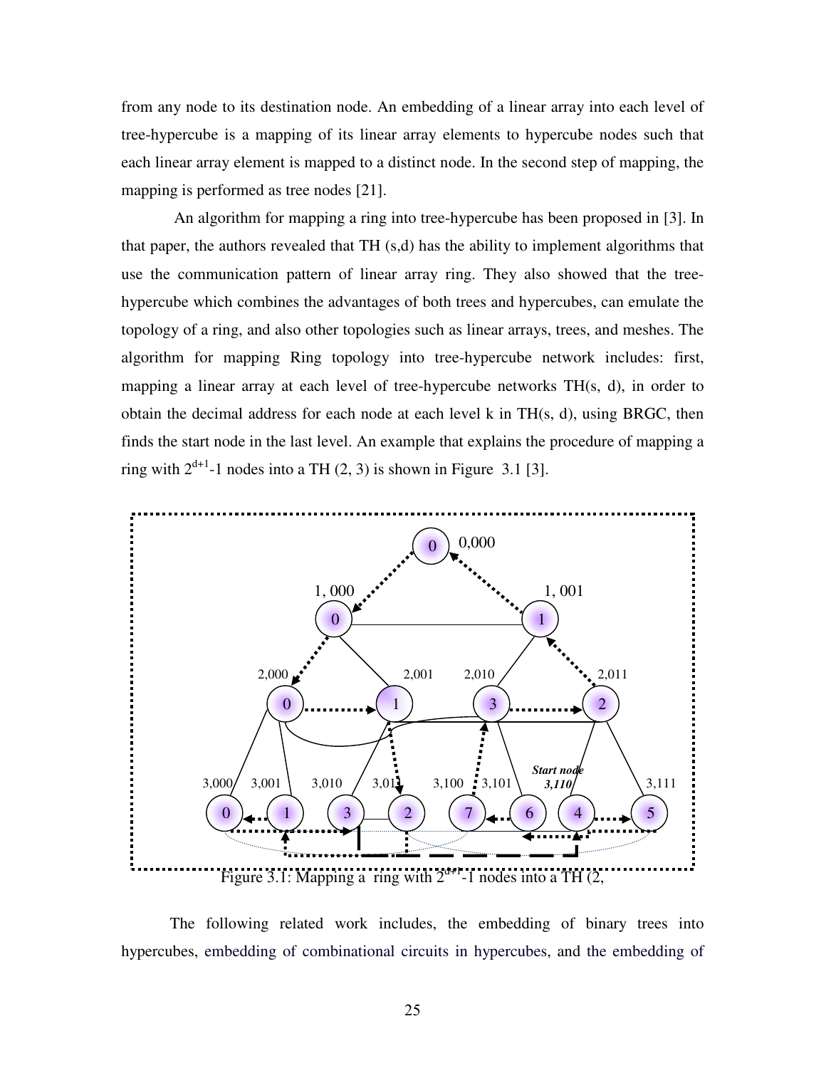from any node to its destination node. An embedding of a linear array into each level of tree-hypercube is a mapping of its linear array elements to hypercube nodes such that each linear array element is mapped to a distinct node. In the second step of mapping, the mapping is performed as tree nodes [21].

An algorithm for mapping a ring into tree-hypercube has been proposed in [3]. In that paper, the authors revealed that TH (s,d) has the ability to implement algorithms that use the communication pattern of linear array ring. They also showed that the tree-hypercube which combines the advantages of both trees and hypercubes, can emulate the topology of a ring, and also other topologies such as linear arrays, trees, and meshes. The algorithm for mapping Ring topology into tree-hypercube network includes: first, mapping a linear array at each level of tree-hypercube networks TH(s, d), in order to obtain the decimal address for each node at each level k in TH(s, d), using BRGC, then finds the start node in the last level. An example that explains the procedure of mapping a ring with $2^{d+1}$-1 nodes into a TH (2, 3) is shown in Figure 3.1 [3].

0,000

1, 000

1, 001

2,000

2,001

2,010

2,011

3,000

3,001

3,010

3,011

3,100

3,101

*Start node 3,110*

3,111

Figure 3.1: Mapping a ring with $2^{d+1}$-1 nodes into a TH (2,

The following related work includes, the embedding of binary trees into hypercubes, embedding of combinational circuits in hypercubes, and the embedding of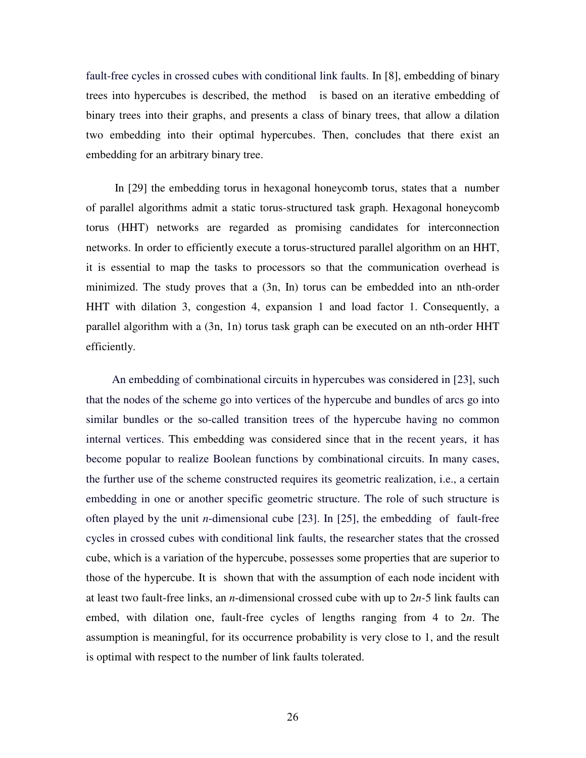fault-free cycles in crossed cubes with conditional link faults. In [8], embedding of binary trees into hypercubes is described, the method is based on an iterative embedding of binary trees into their graphs, and presents a class of binary trees, that allow a dilation two embedding into their optimal hypercubes. Then, concludes that there exist an embedding for an arbitrary binary tree.

In [29] the embedding torus in hexagonal honeycomb torus, states that a number of parallel algorithms admit a static torus-structured task graph. Hexagonal honeycomb torus (HHT) networks are regarded as promising candidates for interconnection networks. In order to efficiently execute a torus-structured parallel algorithm on an HHT, it is essential to map the tasks to processors so that the communication overhead is minimized. The study proves that a (3n, In) torus can be embedded into an nth-order HHT with dilation 3, congestion 4, expansion 1 and load factor 1. Consequently, a parallel algorithm with a (3n, 1n) torus task graph can be executed on an nth-order HHT efficiently.

An embedding of combinational circuits in hypercubes was considered in [23], such that the nodes of the scheme go into vertices of the hypercube and bundles of arcs go into similar bundles or the so-called transition trees of the hypercube having no common internal vertices. This embedding was considered since that in the recent years, it has become popular to realize Boolean functions by combinational circuits. In many cases, the further use of the scheme constructed requires its geometric realization, i.e., a certain embedding in one or another specific geometric structure. The role of such structure is often played by the unit $n$-dimensional cube [23]. In [25], the embedding of fault-free cycles in crossed cubes with conditional link faults, the researcher states that the crossed cube, which is a variation of the hypercube, possesses some properties that are superior to those of the hypercube. It is shown that with the assumption of each node incident with at least two fault-free links, an $n$-dimensional crossed cube with up to $2n$-5 link faults can embed, with dilation one, fault-free cycles of lengths ranging from 4 to $2n$. The assumption is meaningful, for its occurrence probability is very close to 1, and the result is optimal with respect to the number of link faults tolerated.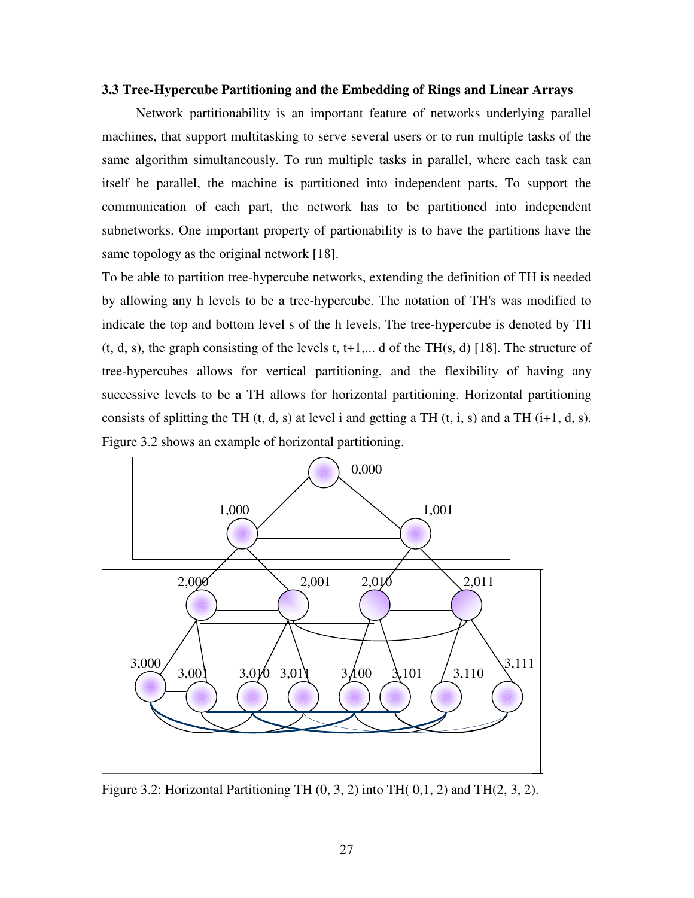### 3.3 Tree-Hypercube Partitioning and the Embedding of Rings and Linear Arrays

Network partitionability is an important feature of networks underlying parallel machines, that support multitasking to serve several users or to run multiple tasks of the same algorithm simultaneously. To run multiple tasks in parallel, where each task can itself be parallel, the machine is partitioned into independent parts. To support the communication of each part, the network has to be partitioned into independent subnetworks. One important property of partionability is to have the partitions have the same topology as the original network [18].

To be able to partition tree-hypercube networks, extending the definition of TH is needed by allowing any h levels to be a tree-hypercube. The notation of TH's was modified to indicate the top and bottom level s of the h levels. The tree-hypercube is denoted by TH (t, d, s), the graph consisting of the levels t, t+1,... d of the TH(s, d) [18]. The structure of tree-hypercubes allows for vertical partitioning, and the flexibility of having any successive levels to be a TH allows for horizontal partitioning. Horizontal partitioning consists of splitting the TH (t, d, s) at level i and getting a TH (t, i, s) and a TH (i+1, d, s). Figure 3.2 shows an example of horizontal partitioning.

0,000

1,000

1,001

2,000

2,001

2,010

2,011

3,000

3,001

3,010

3,011

3,100

3,101

3,110

3,111

Figure 3.2: Horizontal Partitioning TH (0, 3, 2) into TH( 0,1, 2) and TH(2, 3, 2).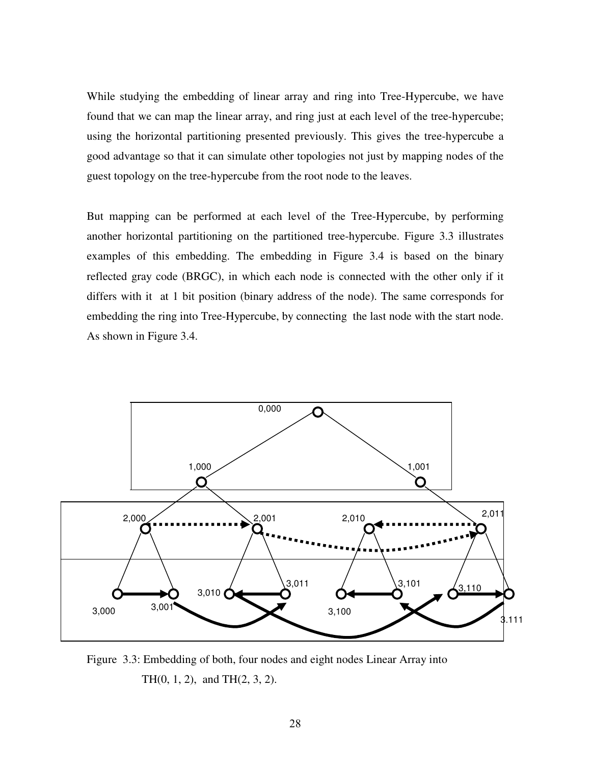While studying the embedding of linear array and ring into Tree-Hypercube, we have found that we can map the linear array, and ring just at each level of the tree-hypercube; using the horizontal partitioning presented previously. This gives the tree-hypercube a good advantage so that it can simulate other topologies not just by mapping nodes of the guest topology on the tree-hypercube from the root node to the leaves.

But mapping can be performed at each level of the Tree-Hypercube, by performing another horizontal partitioning on the partitioned tree-hypercube. Figure 3.3 illustrates examples of this embedding. The embedding in Figure 3.4 is based on the binary reflected gray code (BRGC), in which each node is connected with the other only if it differs with it at 1 bit position (binary address of the node). The same corresponds for embedding the ring into Tree-Hypercube, by connecting the last node with the start node. As shown in Figure 3.4.

0,000

1,000

1,001

2,000

2,001

2,010

2,011

3,000

3,001

3,010

3,011

3,100

3,101

3,110

3.111

Figure 3.3: Embedding of both, four nodes and eight nodes Linear Array into TH(0, 1, 2), and TH(2, 3, 2).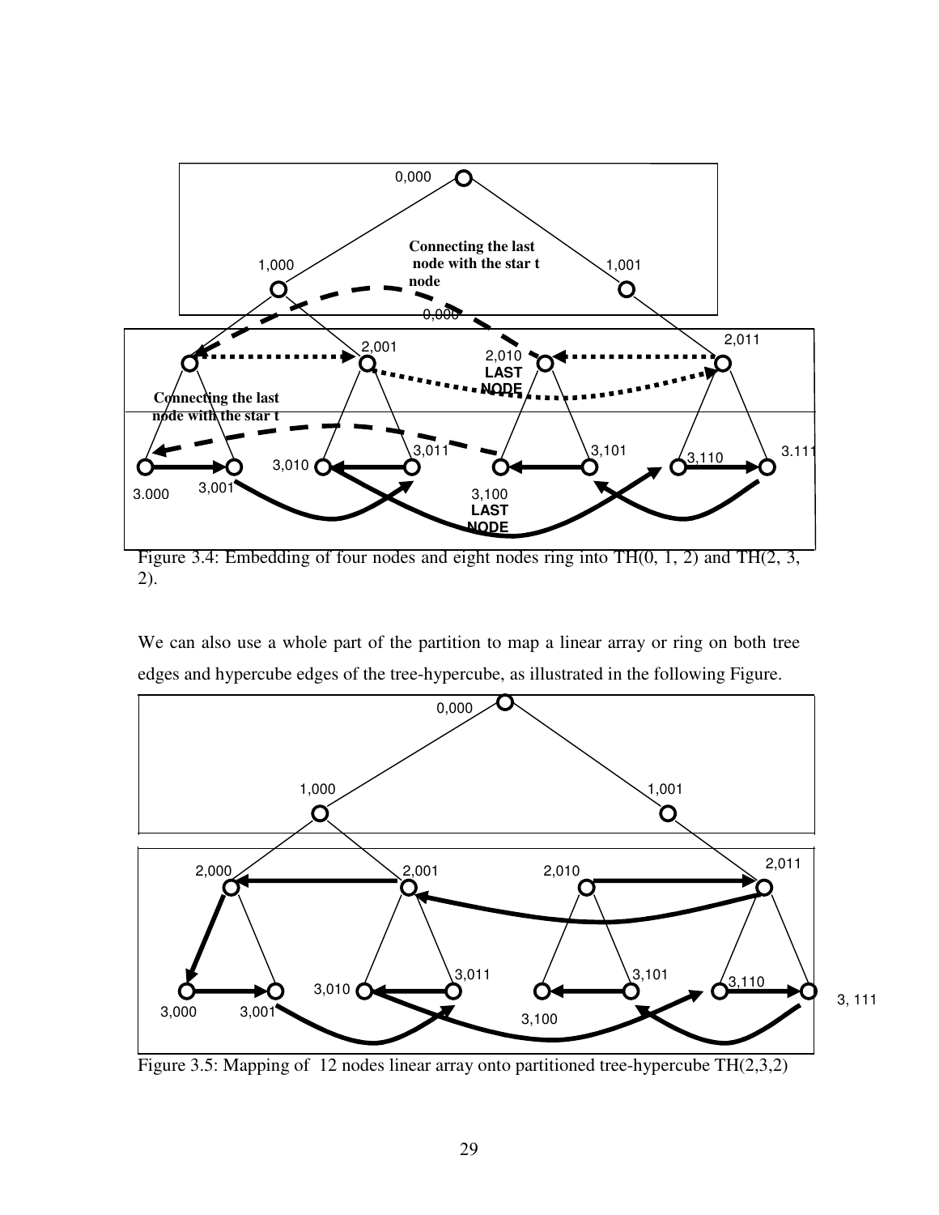Figure 3.4: Embedding of four nodes and eight nodes ring into TH(0, 1, 2) and TH(2, 3, 2).

We can also use a whole part of the partition to map a linear array or ring on both tree edges and hypercube edges of the tree-hypercube, as illustrated in the following Figure.

Figure 3.5: Mapping of 12 nodes linear array onto partitioned tree-hypercube TH(2,3,2)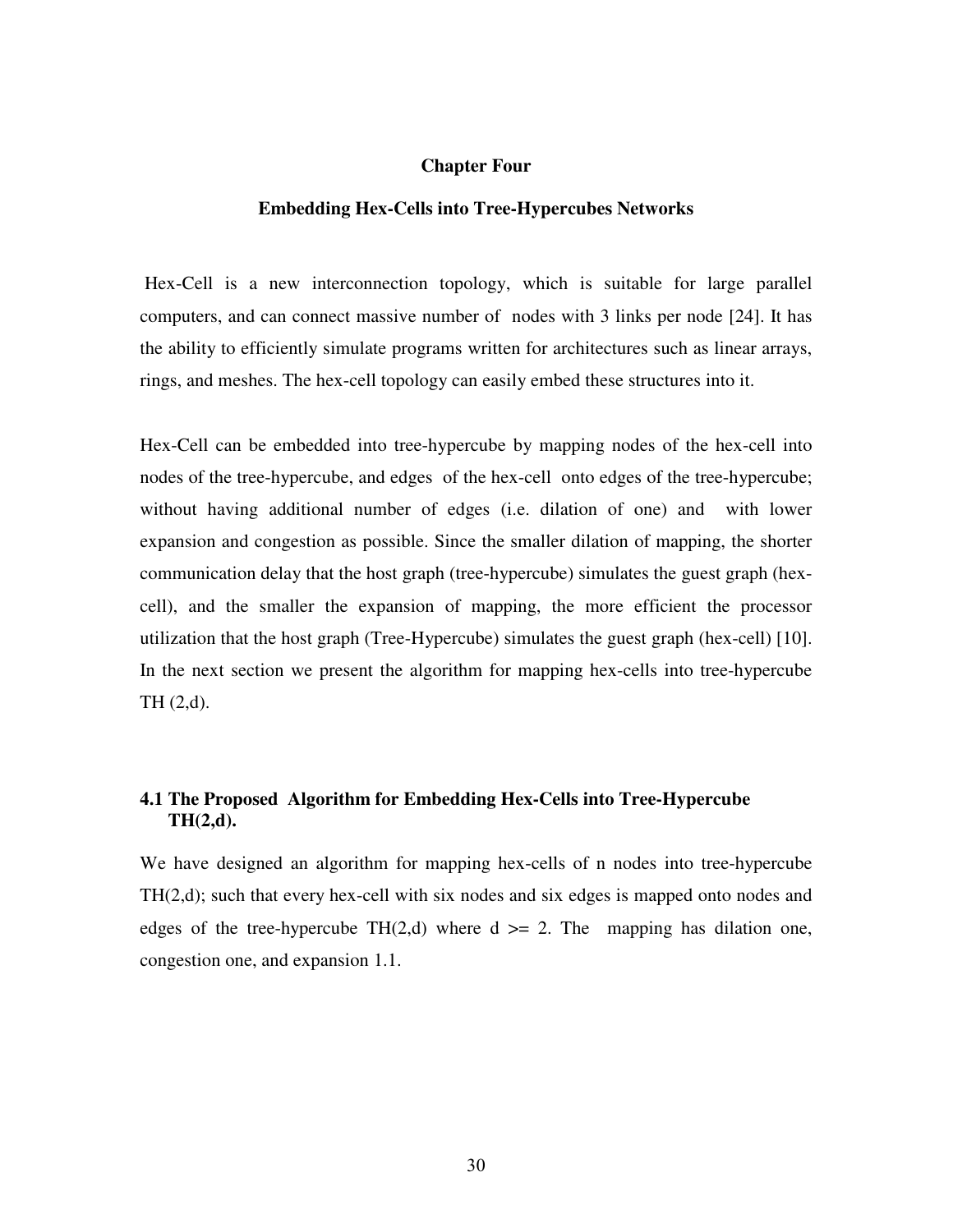# Chapter Four

## Embedding Hex-Cells into Tree-Hypercubes Networks

Hex-Cell is a new interconnection topology, which is suitable for large parallel computers, and can connect massive number of nodes with 3 links per node [24]. It has the ability to efficiently simulate programs written for architectures such as linear arrays, rings, and meshes. The hex-cell topology can easily embed these structures into it.

Hex-Cell can be embedded into tree-hypercube by mapping nodes of the hex-cell into nodes of the tree-hypercube, and edges of the hex-cell onto edges of the tree-hypercube; without having additional number of edges (i.e. dilation of one) and with lower expansion and congestion as possible. Since the smaller dilation of mapping, the shorter communication delay that the host graph (tree-hypercube) simulates the guest graph (hex-cell), and the smaller the expansion of mapping, the more efficient the processor utilization that the host graph (Tree-Hypercube) simulates the guest graph (hex-cell) [10]. In the next section we present the algorithm for mapping hex-cells into tree-hypercube TH (2,d).

### 4.1 The Proposed Algorithm for Embedding Hex-Cells into Tree-Hypercube TH(2,d).

We have designed an algorithm for mapping hex-cells of n nodes into tree-hypercube TH(2,d); such that every hex-cell with six nodes and six edges is mapped onto nodes and edges of the tree-hypercube TH(2,d) where d >= 2. The mapping has dilation one, congestion one, and expansion 1.1.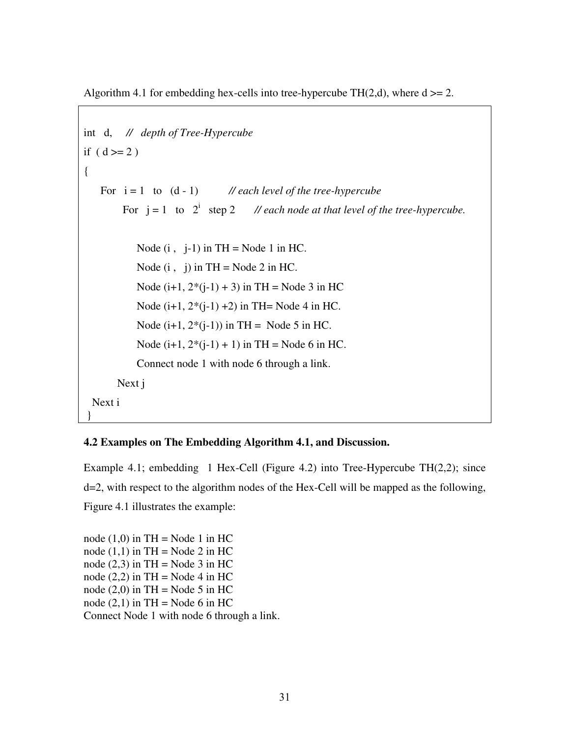Algorithm 4.1 for embedding hex-cells into tree-hypercube TH(2,d), where d >= 2.

```
int   d,     //   depth of Tree-Hypercube
if  ( d >= 2 )
{
     For   i = 1   to   (d - 1)          // each level of the tree-hypercube
          For   j = 1   to   2^i   step 2      // each node at that level of the tree-hypercube.

              Node (i ,   j-1) in TH = Node 1 in HC.
              Node (i ,   j) in TH = Node 2 in HC.
              Node (i+1, 2*(j-1) + 3) in TH = Node 3 in HC
              Node (i+1, 2*(j-1) +2) in TH= Node 4 in HC.
              Node (i+1, 2*(j-1)) in TH =  Node 5 in HC.
              Node (i+1, 2*(j-1) + 1) in TH = Node 6 in HC.
              Connect node 1 with node 6 through a link.
         Next j
  Next i
}
```

**4.2 Examples on The Embedding Algorithm 4.1, and Discussion.**

Example 4.1; embedding 1 Hex-Cell (Figure 4.2) into Tree-Hypercube TH(2,2); since d=2, with respect to the algorithm nodes of the Hex-Cell will be mapped as the following, Figure 4.1 illustrates the example:

node (1,0) in TH = Node 1 in HC  
node (1,1) in TH = Node 2 in HC  
node (2,3) in TH = Node 3 in HC  
node (2,2) in TH = Node 4 in HC  
node (2,0) in TH = Node 5 in HC  
node (2,1) in TH = Node 6 in HC  
Connect Node 1 with node 6 through a link.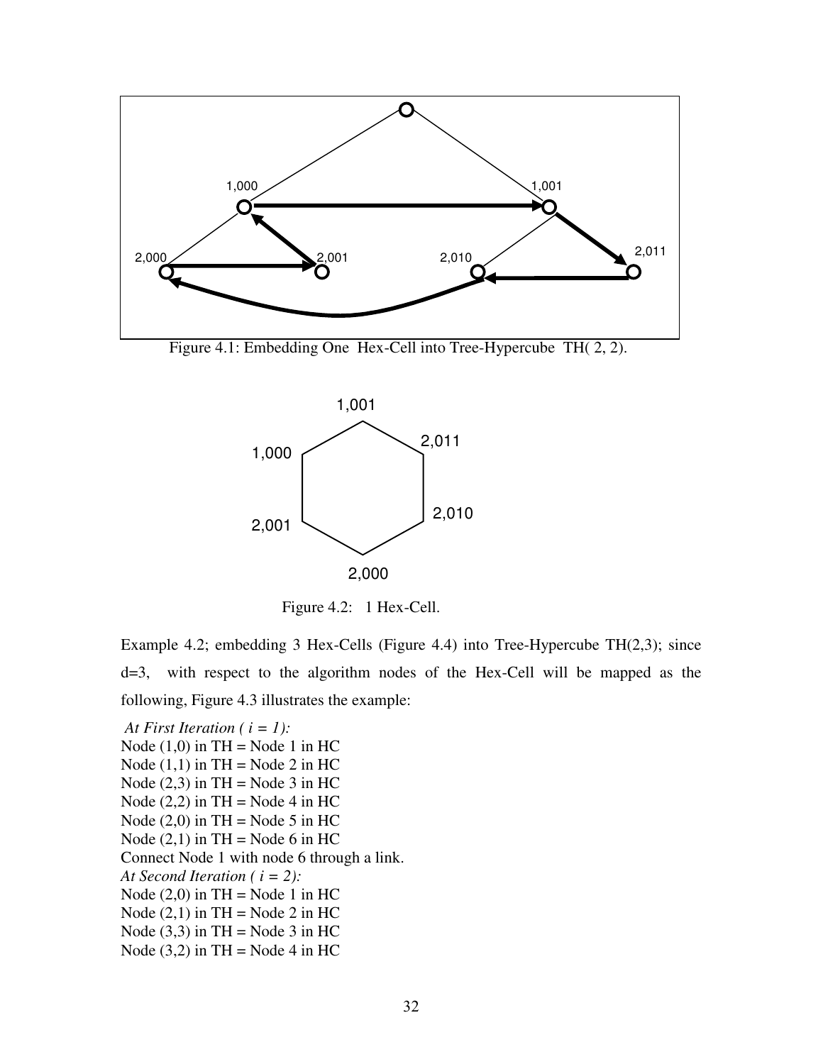1,000

1,001

2,000

2,001

2,010

2,011

Figure 4.1: Embedding One Hex-Cell into Tree-Hypercube TH( 2, 2).

1,001

1,000

2,011

2,010

2,001

2,000

Figure 4.2: 1 Hex-Cell.

Example 4.2; embedding 3 Hex-Cells (Figure 4.4) into Tree-Hypercube TH(2,3); since d=3, with respect to the algorithm nodes of the Hex-Cell will be mapped as the following, Figure 4.3 illustrates the example:

*At First Iteration ( i = 1):*
Node (1,0) in TH = Node 1 in HC
Node (1,1) in TH = Node 2 in HC
Node (2,3) in TH = Node 3 in HC
Node (2,2) in TH = Node 4 in HC
Node (2,0) in TH = Node 5 in HC
Node (2,1) in TH = Node 6 in HC
Connect Node 1 with node 6 through a link.
*At Second Iteration ( i = 2):*
Node (2,0) in TH = Node 1 in HC
Node (2,1) in TH = Node 2 in HC
Node (3,3) in TH = Node 3 in HC
Node (3,2) in TH = Node 4 in HC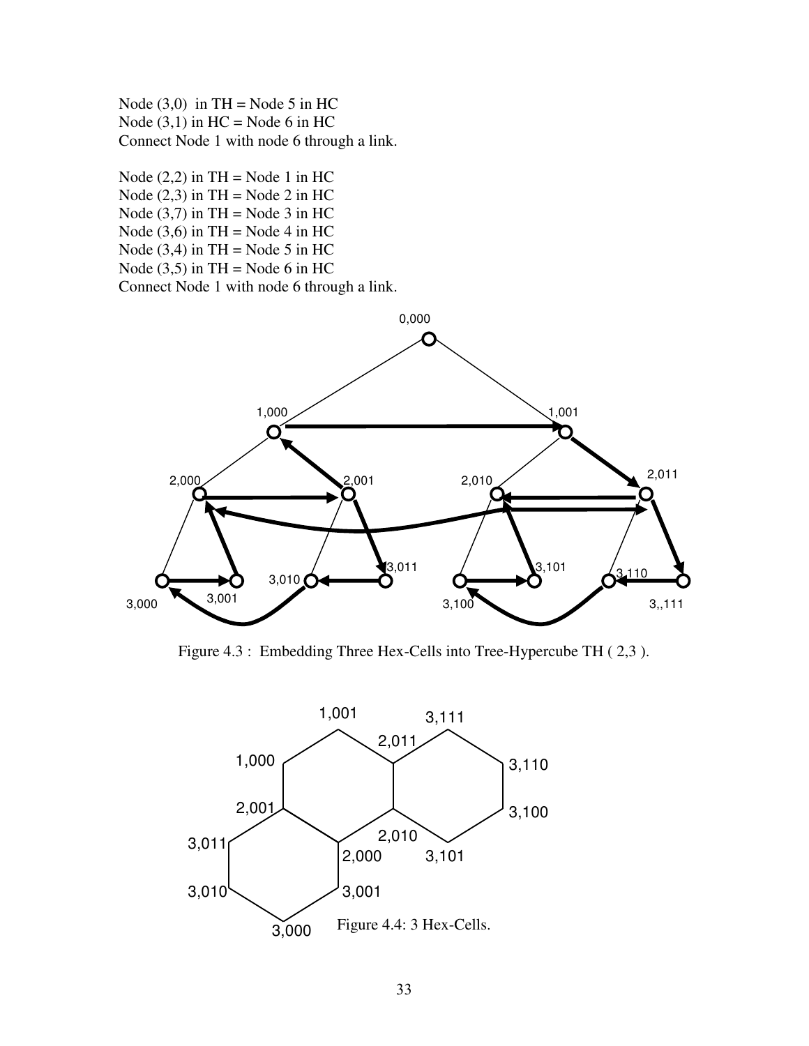Node (3,0) in TH = Node 5 in HC
Node (3,1) in HC = Node 6 in HC
Connect Node 1 with node 6 through a link.

Node (2,2) in TH = Node 1 in HC
Node (2,3) in TH = Node 2 in HC
Node (3,7) in TH = Node 3 in HC
Node (3,6) in TH = Node 4 in HC
Node (3,4) in TH = Node 5 in HC
Node (3,5) in TH = Node 6 in HC
Connect Node 1 with node 6 through a link.

0,000
1,000
1,001
2,000
2,001
2,010
2,011
3,000
3,001
3,010
3,011
3,100
3,101
3,110
3,,111

Figure 4.3 : Embedding Three Hex-Cells into Tree-Hypercube TH ( 2,3 ).

1,001
3,111
2,011
1,000
3,110
2,001
3,100
2,010
3,011
2,000
3,101
3,010
3,001
3,000

Figure 4.4: 3 Hex-Cells.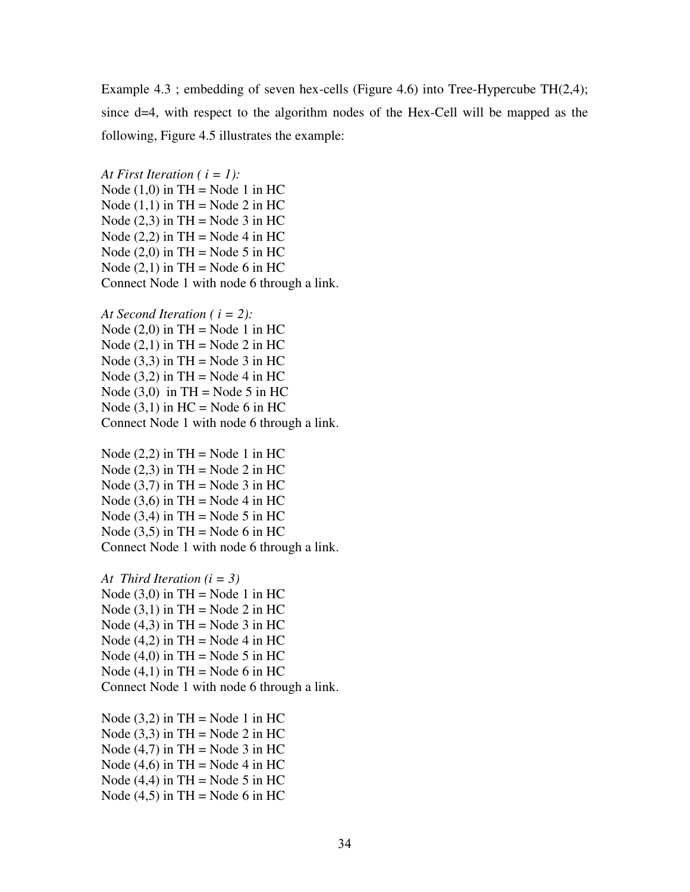Example 4.3 ; embedding of seven hex-cells (Figure 4.6) into Tree-Hypercube TH(2,4); since d=4, with respect to the algorithm nodes of the Hex-Cell will be mapped as the following, Figure 4.5 illustrates the example:

*At First Iteration ( i = 1):*
Node (1,0) in TH = Node 1 in HC
Node (1,1) in TH = Node 2 in HC
Node (2,3) in TH = Node 3 in HC
Node (2,2) in TH = Node 4 in HC
Node (2,0) in TH = Node 5 in HC
Node (2,1) in TH = Node 6 in HC
Connect Node 1 with node 6 through a link.

*At Second Iteration ( i = 2):*
Node (2,0) in TH = Node 1 in HC
Node (2,1) in TH = Node 2 in HC
Node (3,3) in TH = Node 3 in HC
Node (3,2) in TH = Node 4 in HC
Node (3,0) in TH = Node 5 in HC
Node (3,1) in HC = Node 6 in HC
Connect Node 1 with node 6 through a link.

Node (2,2) in TH = Node 1 in HC
Node (2,3) in TH = Node 2 in HC
Node (3,7) in TH = Node 3 in HC
Node (3,6) in TH = Node 4 in HC
Node (3,4) in TH = Node 5 in HC
Node (3,5) in TH = Node 6 in HC
Connect Node 1 with node 6 through a link.

*At Third Iteration (i = 3)*
Node (3,0) in TH = Node 1 in HC
Node (3,1) in TH = Node 2 in HC
Node (4,3) in TH = Node 3 in HC
Node (4,2) in TH = Node 4 in HC
Node (4,0) in TH = Node 5 in HC
Node (4,1) in TH = Node 6 in HC
Connect Node 1 with node 6 through a link.

Node (3,2) in TH = Node 1 in HC
Node (3,3) in TH = Node 2 in HC
Node (4,7) in TH = Node 3 in HC
Node (4,6) in TH = Node 4 in HC
Node (4,4) in TH = Node 5 in HC
Node (4,5) in TH = Node 6 in HC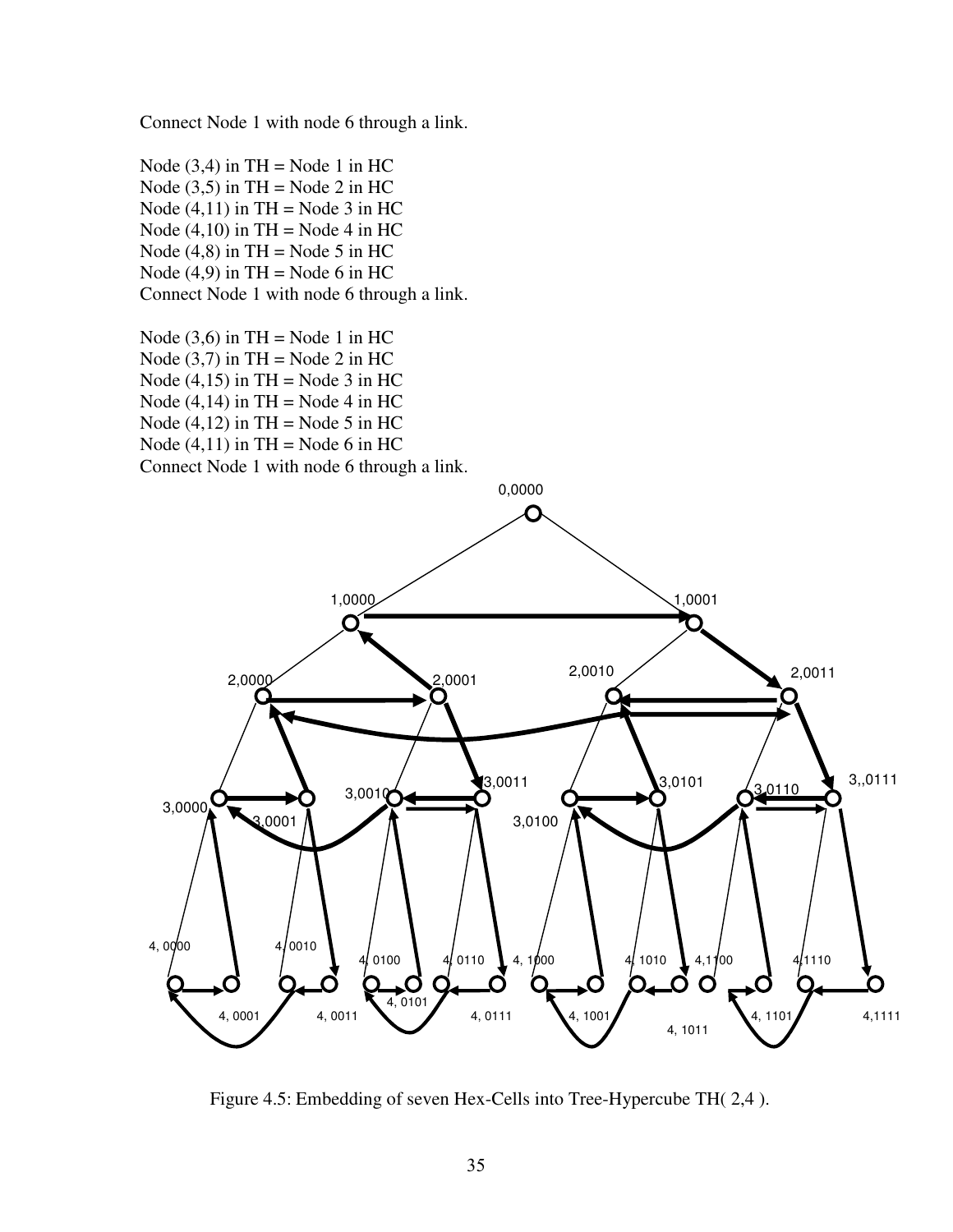Connect Node 1 with node 6 through a link.

Node (3,4) in TH = Node 1 in HC
Node (3,5) in TH = Node 2 in HC
Node (4,11) in TH = Node 3 in HC
Node (4,10) in TH = Node 4 in HC
Node (4,8) in TH = Node 5 in HC
Node (4,9) in TH = Node 6 in HC
Connect Node 1 with node 6 through a link.

Node (3,6) in TH = Node 1 in HC
Node (3,7) in TH = Node 2 in HC
Node (4,15) in TH = Node 3 in HC
Node (4,14) in TH = Node 4 in HC
Node (4,12) in TH = Node 5 in HC
Node (4,11) in TH = Node 6 in HC
Connect Node 1 with node 6 through a link.

0,0000

1,0000
1,0001

2,0000
2,0001
2,0010
2,0011

3,0000
3,0001
3,0010
3,0011
3,0100
3,0101
3,0110
3,,0111

4, 0000
4, 0001
4, 0010
4, 0011
4, 0100
4, 0101
4, 0110
4, 0111
4, 1000
4, 1001
4, 1010
4, 1011
4,1100
4, 1101
4,1110
4,1111

Figure 4.5: Embedding of seven Hex-Cells into Tree-Hypercube TH( 2,4 ).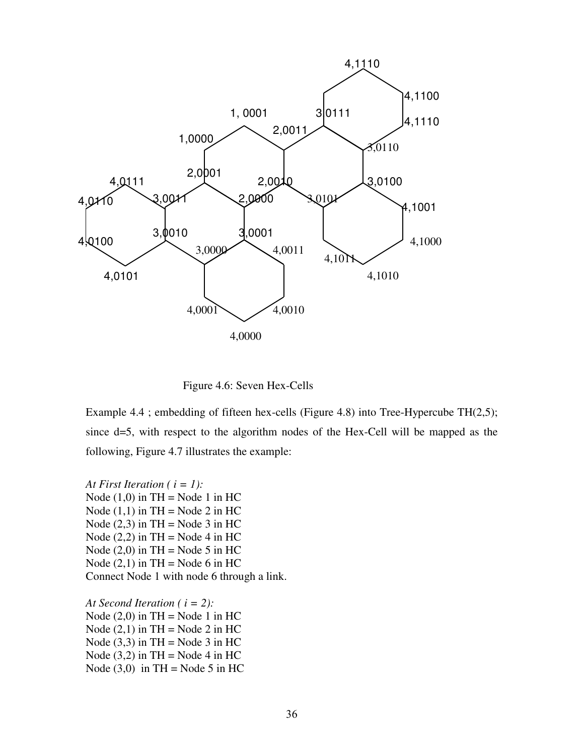4,1110

4,1100

4,1110

1, 0001

3,0111

2,0011

1,0000

3,0110

2,0001

2,0010

3,0100

4,0111

3,0011

2,0000

3,0101

4,0110

4,1001

3,0010

3,0001

4,0100

4,1000

3,0000

4,0011

4,1011

4,0101

4,1010

4,0001

4,0010

4,0000

Figure 4.6: Seven Hex-Cells

Example 4.4 ; embedding of fifteen hex-cells (Figure 4.8) into Tree-Hypercube TH(2,5); since d=5, with respect to the algorithm nodes of the Hex-Cell will be mapped as the following, Figure 4.7 illustrates the example:

*At First Iteration ( i = 1):*
Node (1,0) in TH = Node 1 in HC
Node (1,1) in TH = Node 2 in HC
Node (2,3) in TH = Node 3 in HC
Node (2,2) in TH = Node 4 in HC
Node (2,0) in TH = Node 5 in HC
Node (2,1) in TH = Node 6 in HC
Connect Node 1 with node 6 through a link.

*At Second Iteration ( i = 2):*
Node (2,0) in TH = Node 1 in HC
Node (2,1) in TH = Node 2 in HC
Node (3,3) in TH = Node 3 in HC
Node (3,2) in TH = Node 4 in HC
Node (3,0) in TH = Node 5 in HC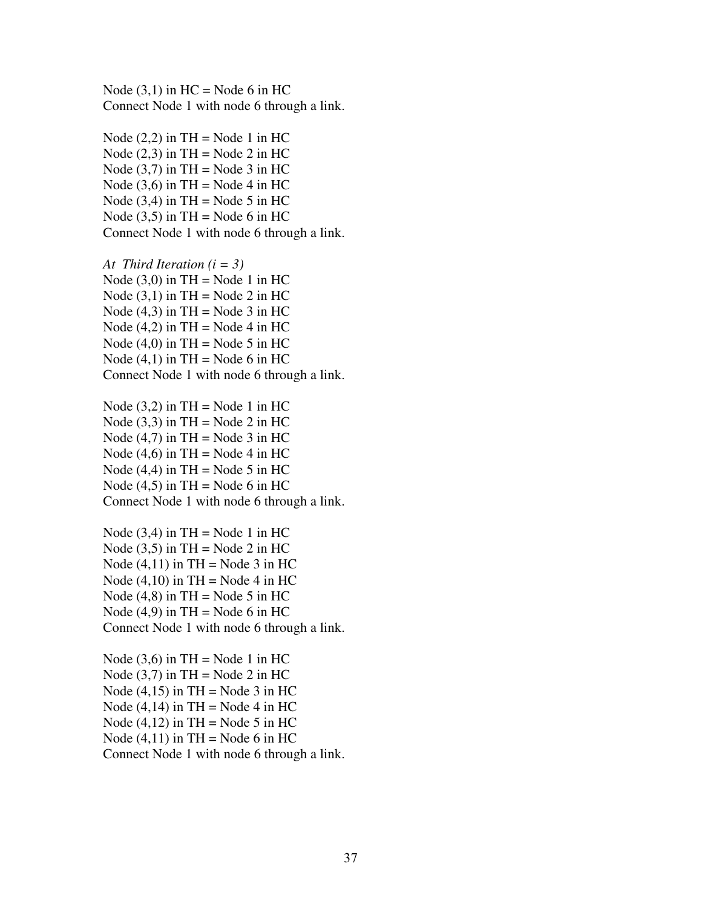Node (3,1) in HC = Node 6 in HC
Connect Node 1 with node 6 through a link.

Node (2,2) in TH = Node 1 in HC
Node (2,3) in TH = Node 2 in HC
Node (3,7) in TH = Node 3 in HC
Node (3,6) in TH = Node 4 in HC
Node (3,4) in TH = Node 5 in HC
Node (3,5) in TH = Node 6 in HC
Connect Node 1 with node 6 through a link.

*At Third Iteration (i = 3)*
Node (3,0) in TH = Node 1 in HC
Node (3,1) in TH = Node 2 in HC
Node (4,3) in TH = Node 3 in HC
Node (4,2) in TH = Node 4 in HC
Node (4,0) in TH = Node 5 in HC
Node (4,1) in TH = Node 6 in HC
Connect Node 1 with node 6 through a link.

Node (3,2) in TH = Node 1 in HC
Node (3,3) in TH = Node 2 in HC
Node (4,7) in TH = Node 3 in HC
Node (4,6) in TH = Node 4 in HC
Node (4,4) in TH = Node 5 in HC
Node (4,5) in TH = Node 6 in HC
Connect Node 1 with node 6 through a link.

Node (3,4) in TH = Node 1 in HC
Node (3,5) in TH = Node 2 in HC
Node (4,11) in TH = Node 3 in HC
Node (4,10) in TH = Node 4 in HC
Node (4,8) in TH = Node 5 in HC
Node (4,9) in TH = Node 6 in HC
Connect Node 1 with node 6 through a link.

Node (3,6) in TH = Node 1 in HC
Node (3,7) in TH = Node 2 in HC
Node (4,15) in TH = Node 3 in HC
Node (4,14) in TH = Node 4 in HC
Node (4,12) in TH = Node 5 in HC
Node (4,11) in TH = Node 6 in HC
Connect Node 1 with node 6 through a link.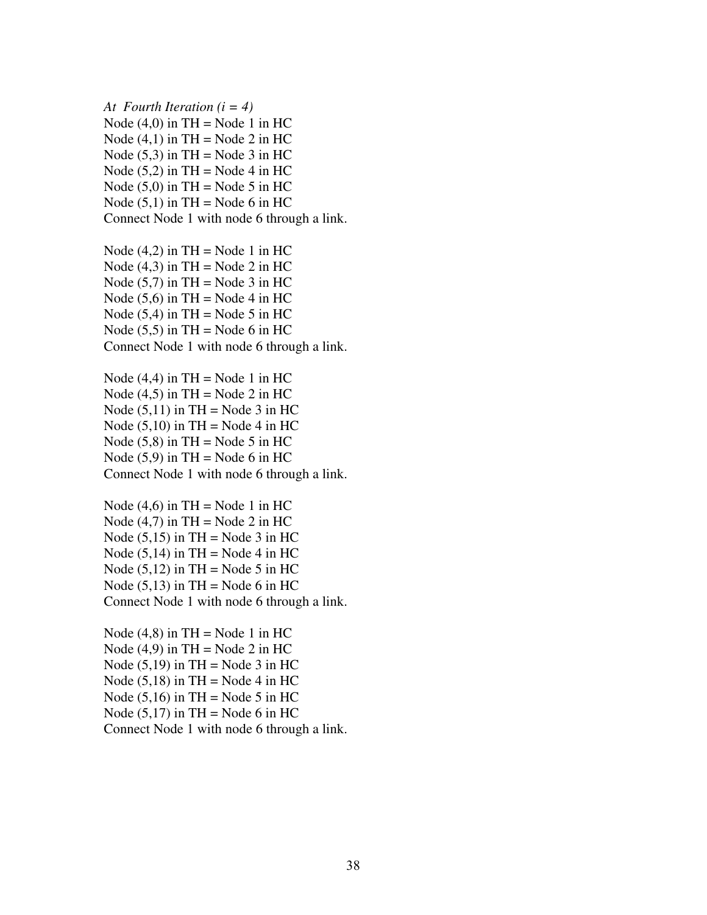*At Fourth Iteration (i = 4)*

Node (4,0) in TH = Node 1 in HC
Node (4,1) in TH = Node 2 in HC
Node (5,3) in TH = Node 3 in HC
Node (5,2) in TH = Node 4 in HC
Node (5,0) in TH = Node 5 in HC
Node (5,1) in TH = Node 6 in HC
Connect Node 1 with node 6 through a link.

Node (4,2) in TH = Node 1 in HC
Node (4,3) in TH = Node 2 in HC
Node (5,7) in TH = Node 3 in HC
Node (5,6) in TH = Node 4 in HC
Node (5,4) in TH = Node 5 in HC
Node (5,5) in TH = Node 6 in HC
Connect Node 1 with node 6 through a link.

Node (4,4) in TH = Node 1 in HC
Node (4,5) in TH = Node 2 in HC
Node (5,11) in TH = Node 3 in HC
Node (5,10) in TH = Node 4 in HC
Node (5,8) in TH = Node 5 in HC
Node (5,9) in TH = Node 6 in HC
Connect Node 1 with node 6 through a link.

Node (4,6) in TH = Node 1 in HC
Node (4,7) in TH = Node 2 in HC
Node (5,15) in TH = Node 3 in HC
Node (5,14) in TH = Node 4 in HC
Node (5,12) in TH = Node 5 in HC
Node (5,13) in TH = Node 6 in HC
Connect Node 1 with node 6 through a link.

Node (4,8) in TH = Node 1 in HC
Node (4,9) in TH = Node 2 in HC
Node (5,19) in TH = Node 3 in HC
Node (5,18) in TH = Node 4 in HC
Node (5,16) in TH = Node 5 in HC
Node (5,17) in TH = Node 6 in HC
Connect Node 1 with node 6 through a link.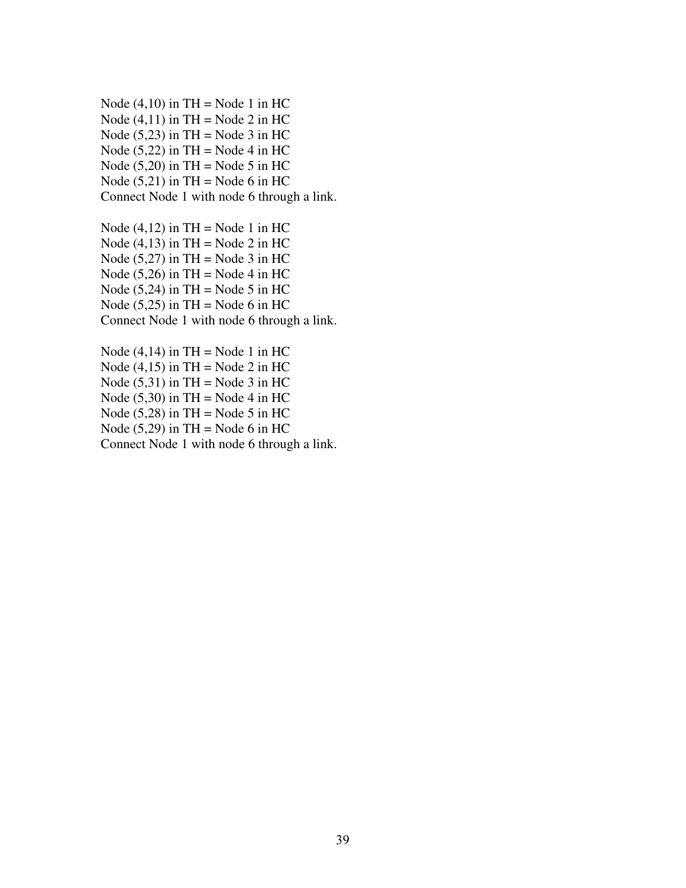Node (4,10) in TH = Node 1 in HC
Node (4,11) in TH = Node 2 in HC
Node (5,23) in TH = Node 3 in HC
Node (5,22) in TH = Node 4 in HC
Node (5,20) in TH = Node 5 in HC
Node (5,21) in TH = Node 6 in HC
Connect Node 1 with node 6 through a link.

Node (4,12) in TH = Node 1 in HC
Node (4,13) in TH = Node 2 in HC
Node (5,27) in TH = Node 3 in HC
Node (5,26) in TH = Node 4 in HC
Node (5,24) in TH = Node 5 in HC
Node (5,25) in TH = Node 6 in HC
Connect Node 1 with node 6 through a link.

Node (4,14) in TH = Node 1 in HC
Node (4,15) in TH = Node 2 in HC
Node (5,31) in TH = Node 3 in HC
Node (5,30) in TH = Node 4 in HC
Node (5,28) in TH = Node 5 in HC
Node (5,29) in TH = Node 6 in HC
Connect Node 1 with node 6 through a link.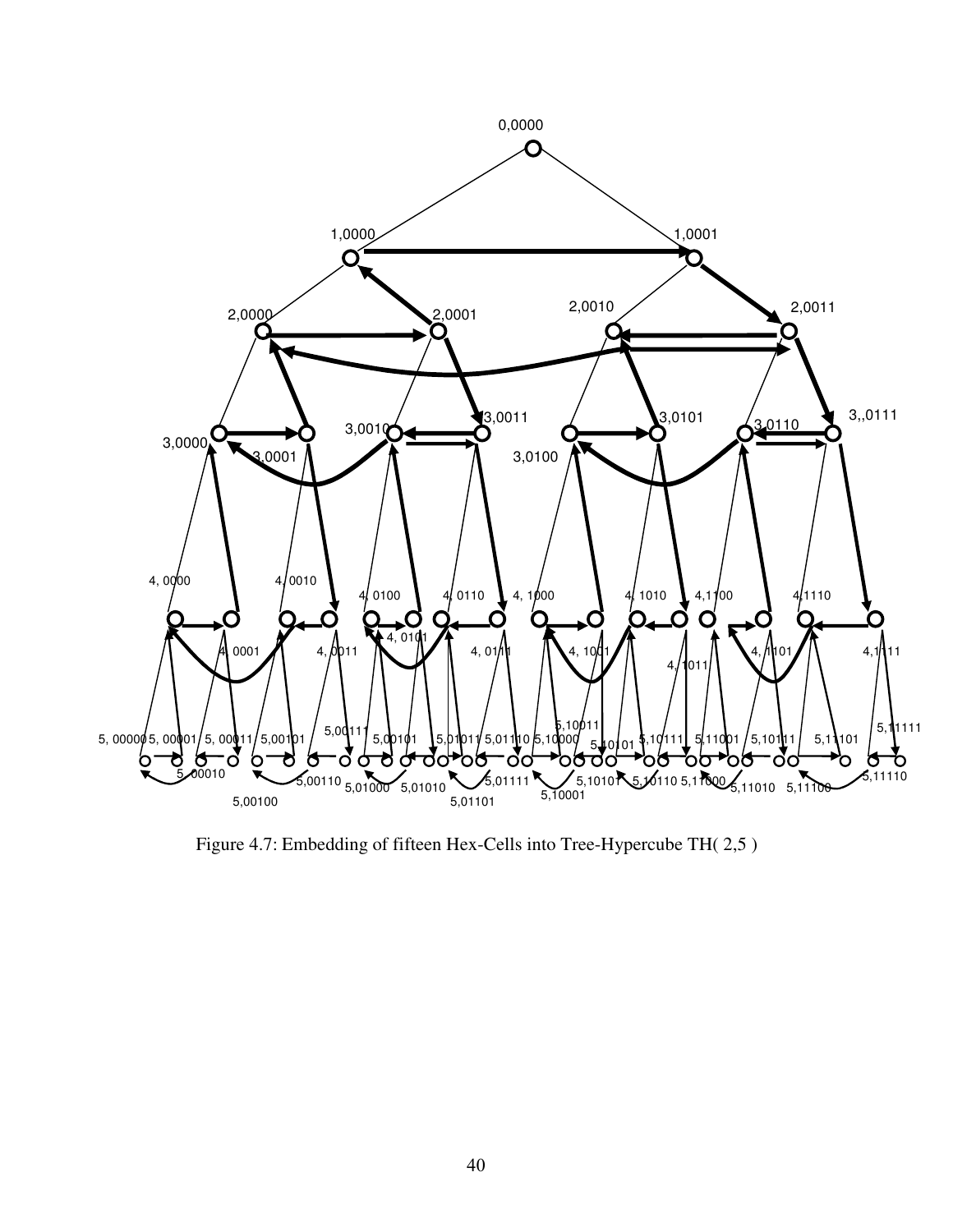Figure 4.7: Embedding of fifteen Hex-Cells into Tree-Hypercube TH( 2,5 )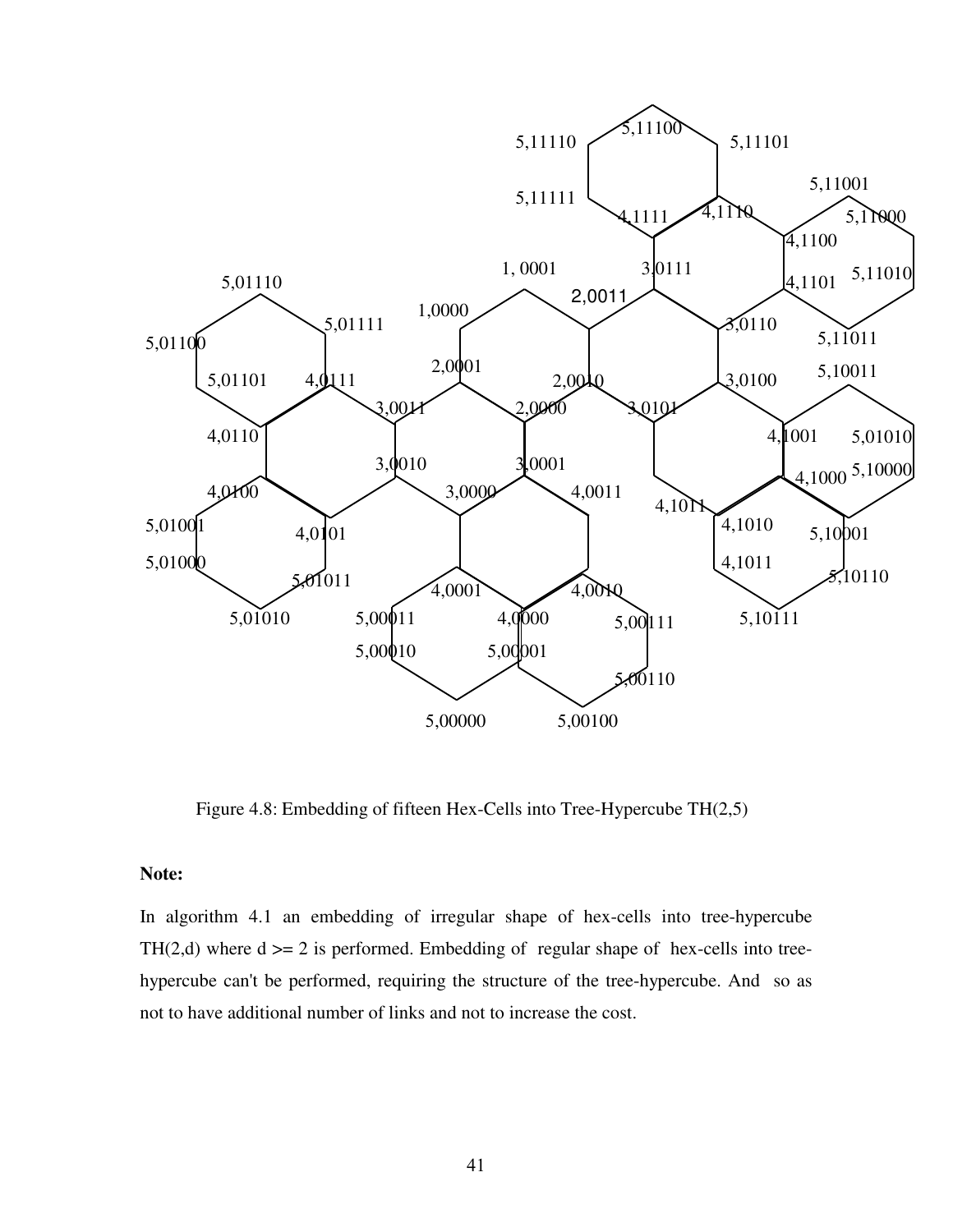Figure 4.8: Embedding of fifteen Hex-Cells into Tree-Hypercube TH(2,5)

**Note:**

In algorithm 4.1 an embedding of irregular shape of hex-cells into tree-hypercube TH(2,d) where d >= 2 is performed. Embedding of regular shape of hex-cells into tree-hypercube can't be performed, requiring the structure of the tree-hypercube. And so as not to have additional number of links and not to increase the cost.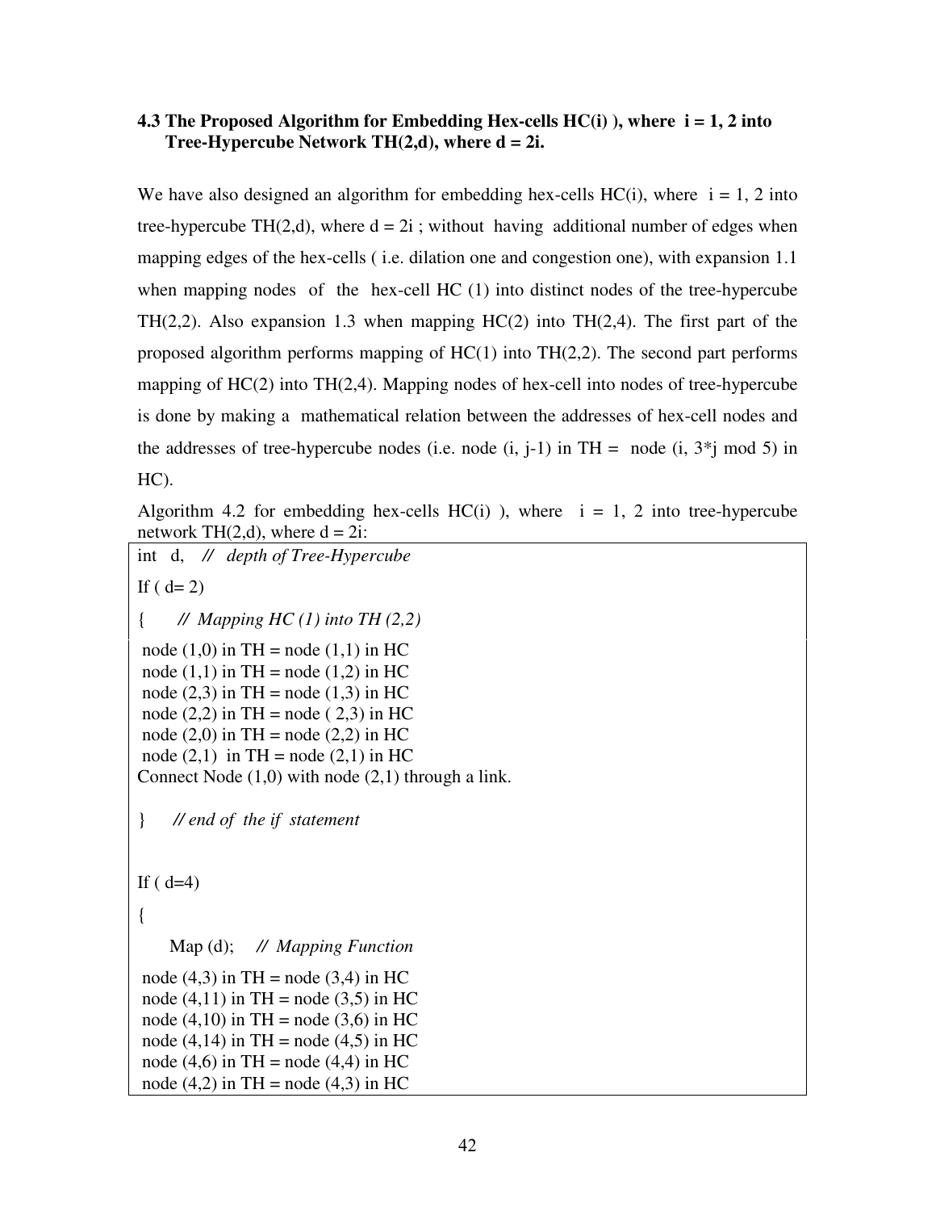### 4.3 The Proposed Algorithm for Embedding Hex-cells HC(i) ), where i = 1, 2 into Tree-Hypercube Network TH(2,d), where d = 2i.

We have also designed an algorithm for embedding hex-cells HC(i), where i = 1, 2 into tree-hypercube TH(2,d), where d = 2i ; without having additional number of edges when mapping edges of the hex-cells ( i.e. dilation one and congestion one), with expansion 1.1 when mapping nodes of the hex-cell HC (1) into distinct nodes of the tree-hypercube TH(2,2). Also expansion 1.3 when mapping HC(2) into TH(2,4). The first part of the proposed algorithm performs mapping of HC(1) into TH(2,2). The second part performs mapping of HC(2) into TH(2,4). Mapping nodes of hex-cell into nodes of tree-hypercube is done by making a mathematical relation between the addresses of hex-cell nodes and the addresses of tree-hypercube nodes (i.e. node (i, j-1) in TH = node (i, 3*j mod 5) in HC).

Algorithm 4.2 for embedding hex-cells HC(i) ), where i = 1, 2 into tree-hypercube network TH(2,d), where d = 2i:

```
int   d,   //  depth of Tree-Hypercube

If ( d= 2)

{      //  Mapping HC (1) into TH (2,2)
 node (1,0) in TH = node (1,1) in HC
 node (1,1) in TH = node (1,2) in HC
 node (2,3) in TH = node (1,3) in HC
 node (2,2) in TH = node ( 2,3) in HC
 node (2,0) in TH = node (2,2) in HC
 node (2,1)  in TH = node (2,1) in HC
Connect Node (1,0) with node (2,1) through a link.

}      // end of  the if  statement


If ( d=4)

{

     Map (d);     //  Mapping Function

 node (4,3) in TH = node (3,4) in HC
 node (4,11) in TH = node (3,5) in HC
 node (4,10) in TH = node (3,6) in HC
 node (4,14) in TH = node (4,5) in HC
 node (4,6) in TH = node (4,4) in HC
 node (4,2) in TH = node (4,3) in HC
```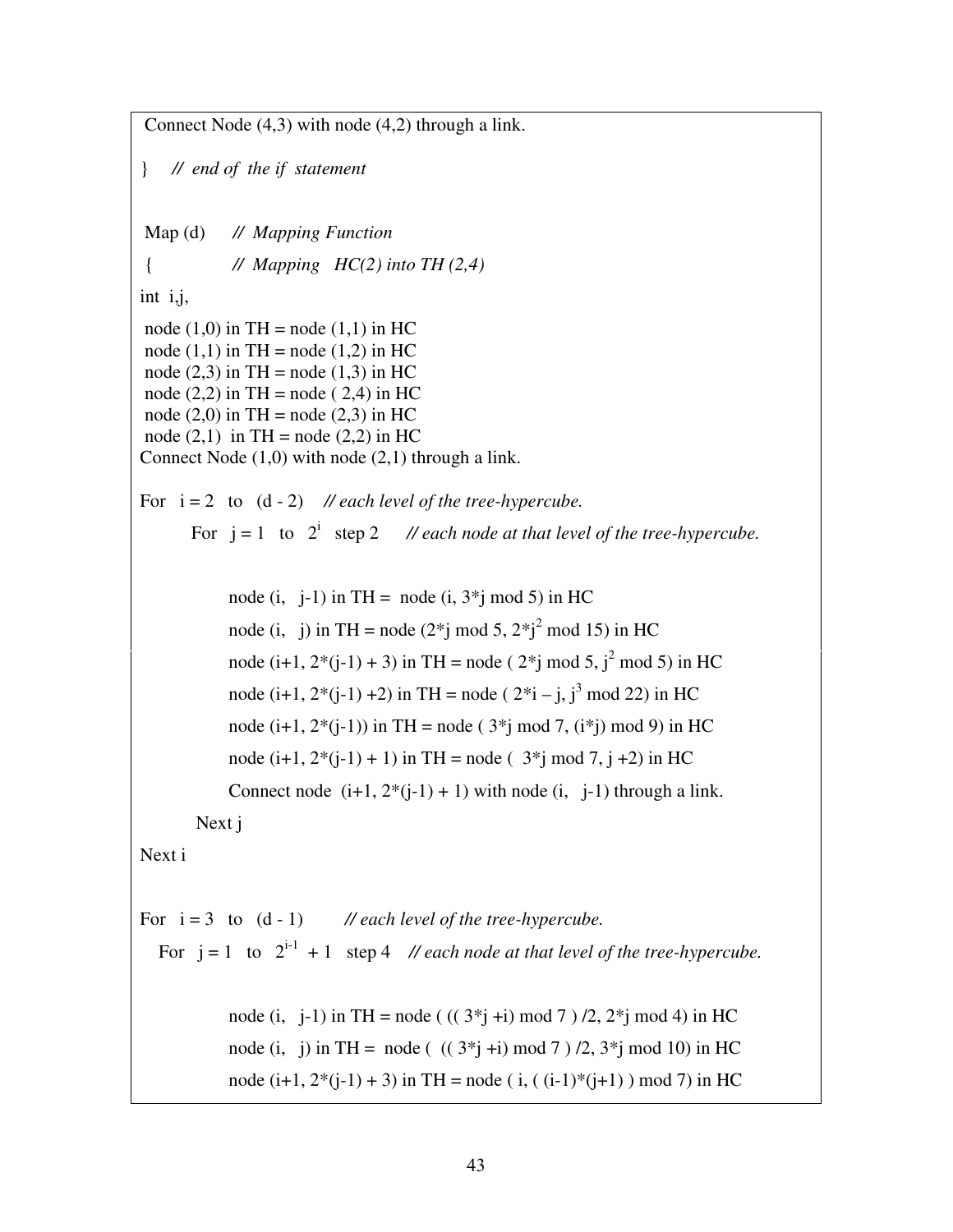```
 Connect Node (4,3) with node (4,2) through a link.

}    //  end of  the if  statement


 Map (d)      //  Mapping Function
 {              //  Mapping   HC(2) into TH (2,4)
int  i,j,

 node (1,0) in TH = node (1,1) in HC
 node (1,1) in TH = node (1,2) in HC
 node (2,3) in TH = node (1,3) in HC
 node (2,2) in TH = node ( 2,4) in HC
 node (2,0) in TH = node (2,3) in HC
 node (2,1)  in TH = node (2,2) in HC
Connect Node (1,0) with node (2,1) through a link.

For   i = 2   to   (d - 2)    // each level of the tree-hypercube.
        For   j = 1   to   2^i   step 2      // each node at that level of the tree-hypercube.


              node (i,   j-1) in TH =  node (i, 3*j mod 5) in HC
              node (i,   j) in TH = node (2*j mod 5, 2*j^2 mod 15) in HC
              node (i+1, 2*(j-1) + 3) in TH = node ( 2*j mod 5, j^2 mod 5) in HC
              node (i+1, 2*(j-1) +2) in TH = node ( 2*i – j, j^3 mod 22) in HC
              node (i+1, 2*(j-1)) in TH = node ( 3*j mod 7, (i*j) mod 9) in HC
              node (i+1, 2*(j-1) + 1) in TH = node (  3*j mod 7, j +2) in HC
              Connect node  (i+1, 2*(j-1) + 1) with node (i,   j-1) through a link.
         Next j
Next i


For   i = 3   to   (d - 1)        // each level of the tree-hypercube.
   For   j = 1   to   2^(i-1)  + 1   step 4    // each node at that level of the tree-hypercube.


              node (i,   j-1) in TH = node ( (( 3*j +i) mod 7 ) /2, 2*j mod 4) in HC
              node (i,   j) in TH =  node (  (( 3*j +i) mod 7 ) /2, 3*j mod 10) in HC
              node (i+1, 2*(j-1) + 3) in TH = node ( i, ( (i-1)*(j+1) ) mod 7) in HC
```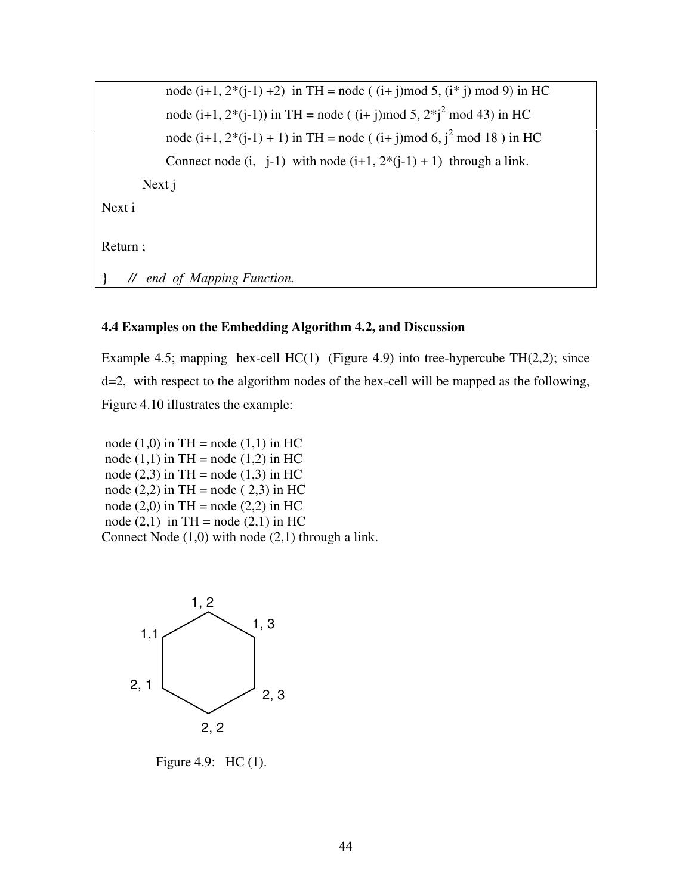```
            node (i+1, 2*(j-1) +2)  in TH = node ( (i+ j)mod 5, (i* j) mod 9) in HC
            node (i+1, 2*(j-1)) in TH = node ( (i+ j)mod 5, 2*j^2 mod 43) in HC
            node (i+1, 2*(j-1) + 1) in TH = node ( (i+ j)mod 6, j^2 mod 18 ) in HC
            Connect node (i,   j-1)  with node (i+1, 2*(j-1) + 1)  through a link.
        Next j
Next i

Return ;

}    //   end  of  Mapping Function.
```

### 4.4 Examples on the Embedding Algorithm 4.2, and Discussion

Example 4.5; mapping hex-cell HC(1) (Figure 4.9) into tree-hypercube TH(2,2); since d=2, with respect to the algorithm nodes of the hex-cell will be mapped as the following, Figure 4.10 illustrates the example:

node (1,0) in TH = node (1,1) in HC
node (1,1) in TH = node (1,2) in HC
node (2,3) in TH = node (1,3) in HC
node (2,2) in TH = node ( 2,3) in HC
node (2,0) in TH = node (2,2) in HC
node (2,1) in TH = node (2,1) in HC
Connect Node (1,0) with node (2,1) through a link.

1, 2
1, 3
1,1
2, 1
2, 3
2, 2

Figure 4.9: HC (1).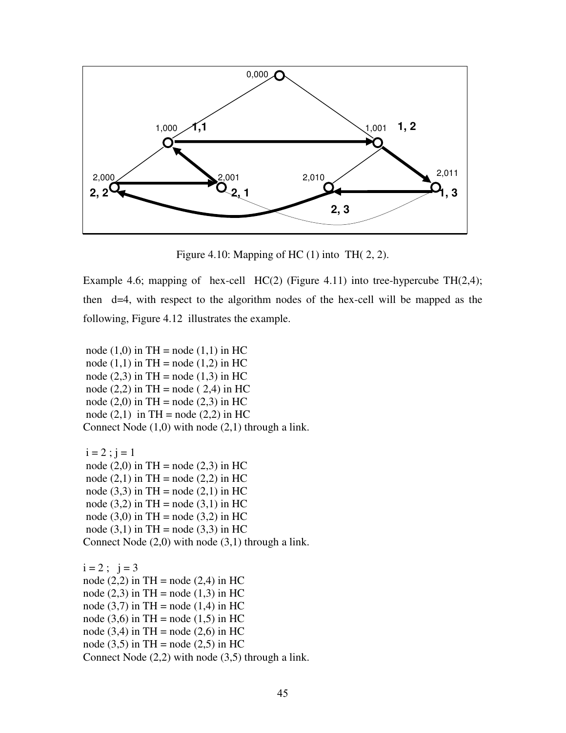0,000

1,000 **1,1**

1,001 **1, 2**

2,000 **2, 2**

2,001 **2, 1**

2,010 **2, 3**

2,011 **1, 3**

Figure 4.10: Mapping of HC (1) into TH( 2, 2).

Example 4.6; mapping of hex-cell HC(2) (Figure 4.11) into tree-hypercube TH(2,4); then d=4, with respect to the algorithm nodes of the hex-cell will be mapped as the following, Figure 4.12 illustrates the example.

node (1,0) in TH = node (1,1) in HC  
node (1,1) in TH = node (1,2) in HC  
node (2,3) in TH = node (1,3) in HC  
node (2,2) in TH = node ( 2,4) in HC  
node (2,0) in TH = node (2,3) in HC  
node (2,1) in TH = node (2,2) in HC  
Connect Node (1,0) with node (2,1) through a link.

i = 2 ; j = 1  
node (2,0) in TH = node (2,3) in HC  
node (2,1) in TH = node (2,2) in HC  
node (3,3) in TH = node (2,1) in HC  
node (3,2) in TH = node (3,1) in HC  
node (3,0) in TH = node (3,2) in HC  
node (3,1) in TH = node (3,3) in HC  
Connect Node (2,0) with node (3,1) through a link.

i = 2 ; j = 3  
node (2,2) in TH = node (2,4) in HC  
node (2,3) in TH = node (1,3) in HC  
node (3,7) in TH = node (1,4) in HC  
node (3,6) in TH = node (1,5) in HC  
node (3,4) in TH = node (2,6) in HC  
node (3,5) in TH = node (2,5) in HC  
Connect Node (2,2) with node (3,5) through a link.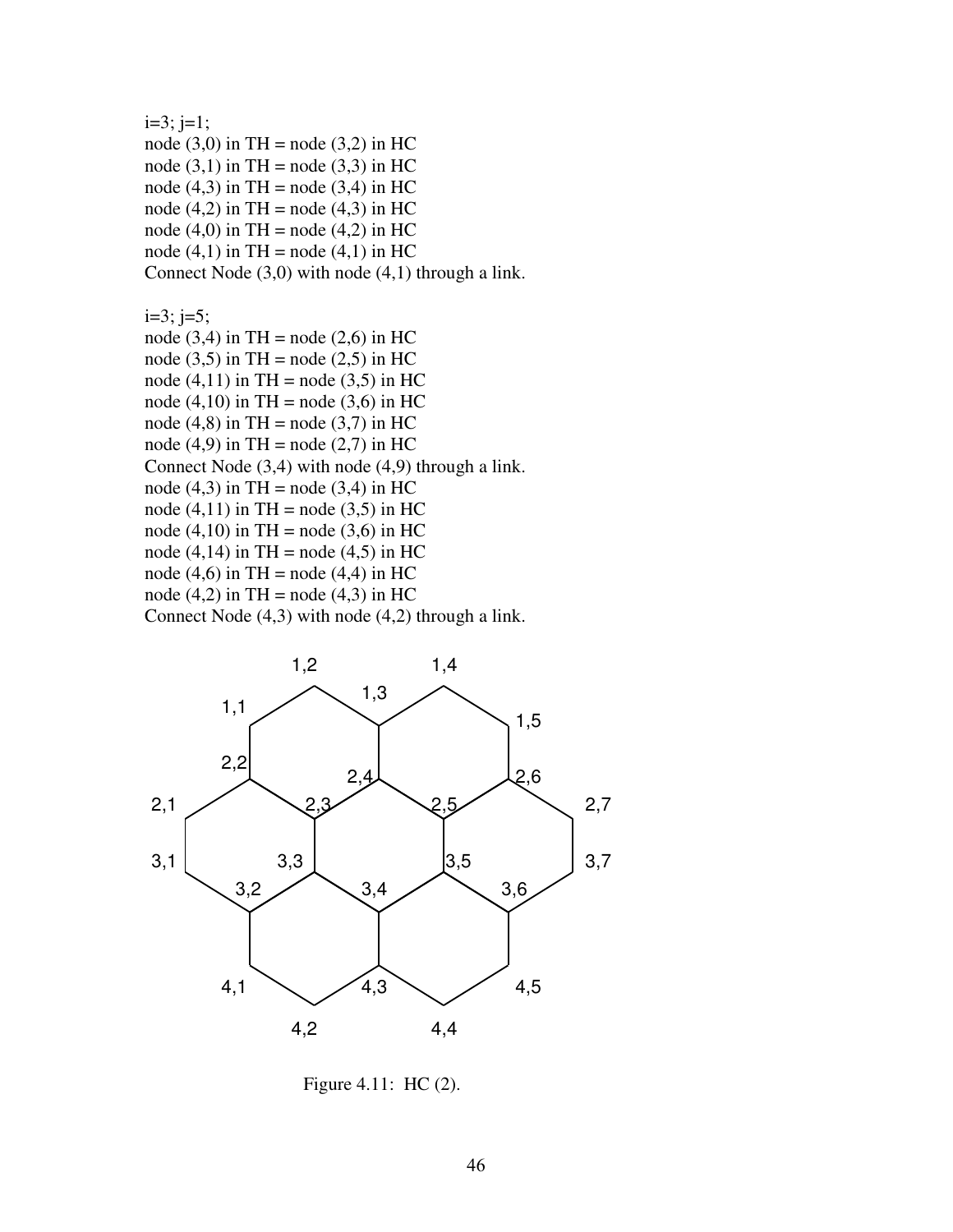i=3; j=1;
node (3,0) in TH = node (3,2) in HC
node (3,1) in TH = node (3,3) in HC
node (4,3) in TH = node (3,4) in HC
node (4,2) in TH = node (4,3) in HC
node (4,0) in TH = node (4,2) in HC
node (4,1) in TH = node (4,1) in HC
Connect Node (3,0) with node (4,1) through a link.

i=3; j=5;
node (3,4) in TH = node (2,6) in HC
node (3,5) in TH = node (2,5) in HC
node (4,11) in TH = node (3,5) in HC
node (4,10) in TH = node (3,6) in HC
node (4,8) in TH = node (3,7) in HC
node (4,9) in TH = node (2,7) in HC
Connect Node (3,4) with node (4,9) through a link.
node (4,3) in TH = node (3,4) in HC
node (4,11) in TH = node (3,5) in HC
node (4,10) in TH = node (3,6) in HC
node (4,14) in TH = node (4,5) in HC
node (4,6) in TH = node (4,4) in HC
node (4,2) in TH = node (4,3) in HC
Connect Node (4,3) with node (4,2) through a link.

1,2
1,4
1,1
1,3
1,5
2,2
2,4
2,6
2,1
2,3
2,5
2,7
3,1
3,3
3,5
3,7
3,2
3,4
3,6
4,1
4,3
4,5
4,2
4,4

Figure 4.11: HC (2).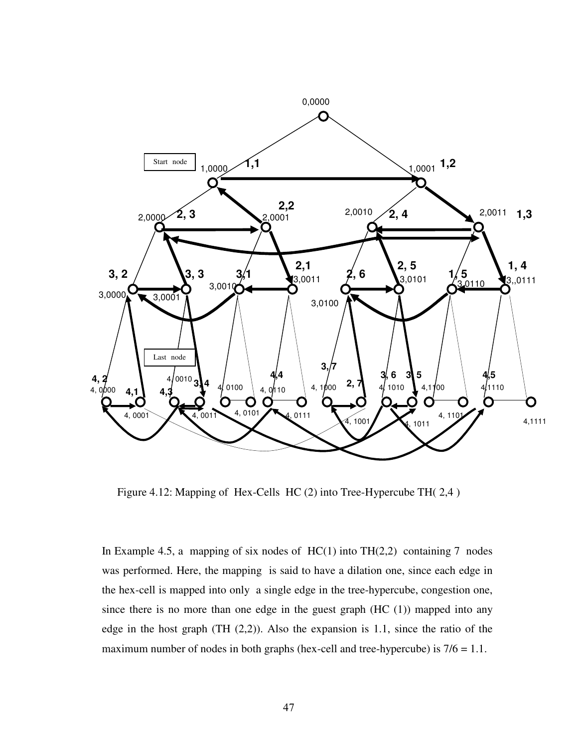0,0000

Start node

1,0000 1,1

1,0001 1,2

2,0000 2, 3

2,2
2,0001

2,0010 2, 4

2,0011 1,3

3, 2

3, 3

3,1

2,1
3,0011

2, 6

2, 5
3,0101

1, 5
3,0110

1, 4
3,,0111

3,0000

3,0001

3,0010

3,0100

Last node

3,7

4, 2
4, 0000

4,1

4, 0010
4,3

3, 4

4, 0100

4,4
4, 0110

4, 1000

2, 7

3, 6 3, 5
4, 1010

4,1100

4,5
4,1110

4, 0001

4, 0011

4, 0101

4, 0111

4, 1001

4, 1011

4, 1101

4,1111

Figure 4.12: Mapping of Hex-Cells HC (2) into Tree-Hypercube TH( 2,4 )

In Example 4.5, a mapping of six nodes of HC(1) into TH(2,2) containing 7 nodes was performed. Here, the mapping is said to have a dilation one, since each edge in the hex-cell is mapped into only a single edge in the tree-hypercube, congestion one, since there is no more than one edge in the guest graph (HC (1)) mapped into any edge in the host graph (TH (2,2)). Also the expansion is 1.1, since the ratio of the maximum number of nodes in both graphs (hex-cell and tree-hypercube) is 7/6 = 1.1.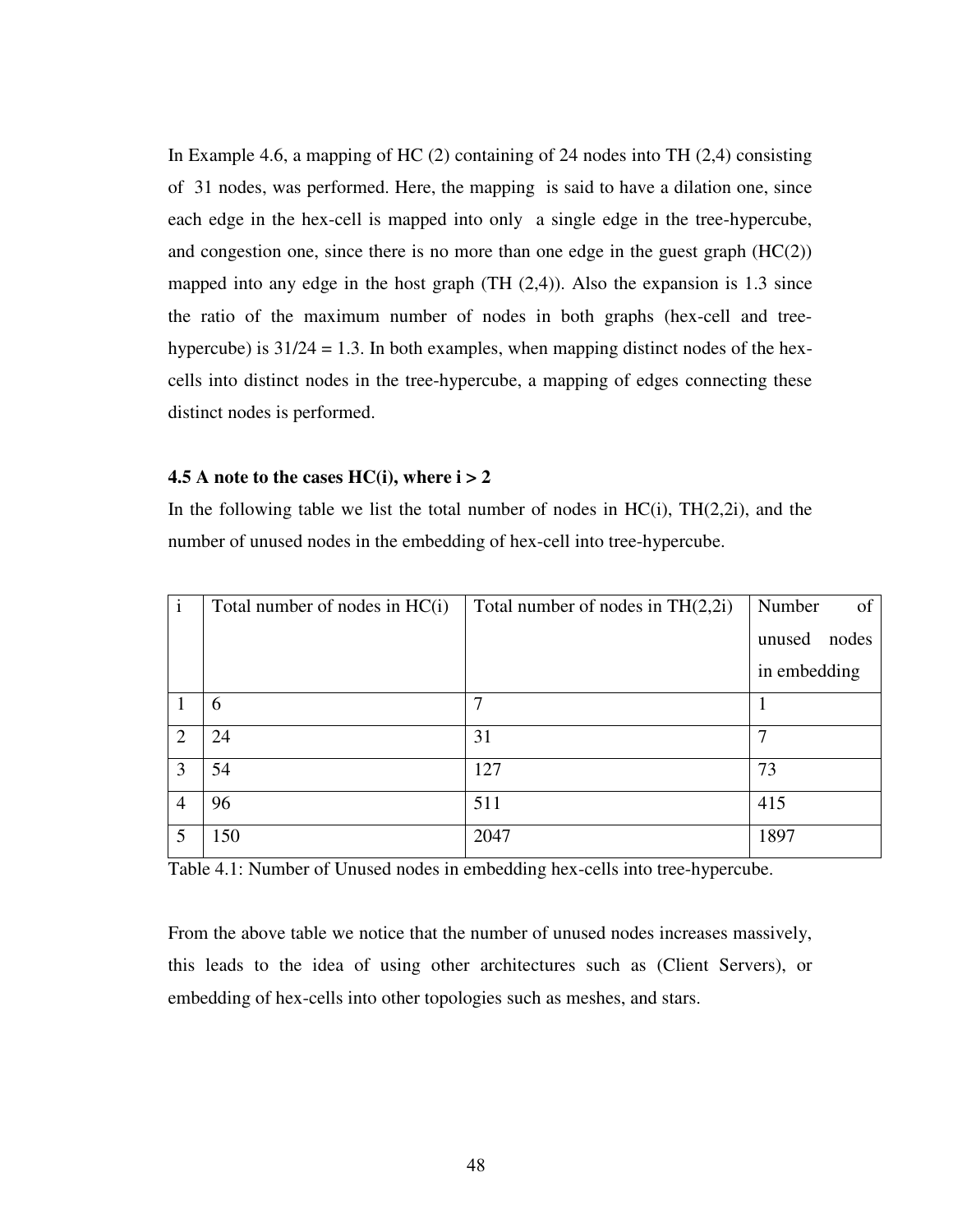In Example 4.6, a mapping of HC (2) containing of 24 nodes into TH (2,4) consisting of 31 nodes, was performed. Here, the mapping is said to have a dilation one, since each edge in the hex-cell is mapped into only a single edge in the tree-hypercube, and congestion one, since there is no more than one edge in the guest graph (HC(2)) mapped into any edge in the host graph (TH (2,4)). Also the expansion is 1.3 since the ratio of the maximum number of nodes in both graphs (hex-cell and tree-hypercube) is 31/24 = 1.3. In both examples, when mapping distinct nodes of the hex-cells into distinct nodes in the tree-hypercube, a mapping of edges connecting these distinct nodes is performed.

### 4.5 A note to the cases HC(i), where i > 2

In the following table we list the total number of nodes in HC(i), TH(2,2i), and the number of unused nodes in the embedding of hex-cell into tree-hypercube.

| i | Total number of nodes in HC(i) | Total number of nodes in TH(2,2i) | Number of unused nodes in embedding |
|---|---|---|---|
| 1 | 6 | 7 | 1 |
| 2 | 24 | 31 | 7 |
| 3 | 54 | 127 | 73 |
| 4 | 96 | 511 | 415 |
| 5 | 150 | 2047 | 1897 |

Table 4.1: Number of Unused nodes in embedding hex-cells into tree-hypercube.

From the above table we notice that the number of unused nodes increases massively, this leads to the idea of using other architectures such as (Client Servers), or embedding of hex-cells into other topologies such as meshes, and stars.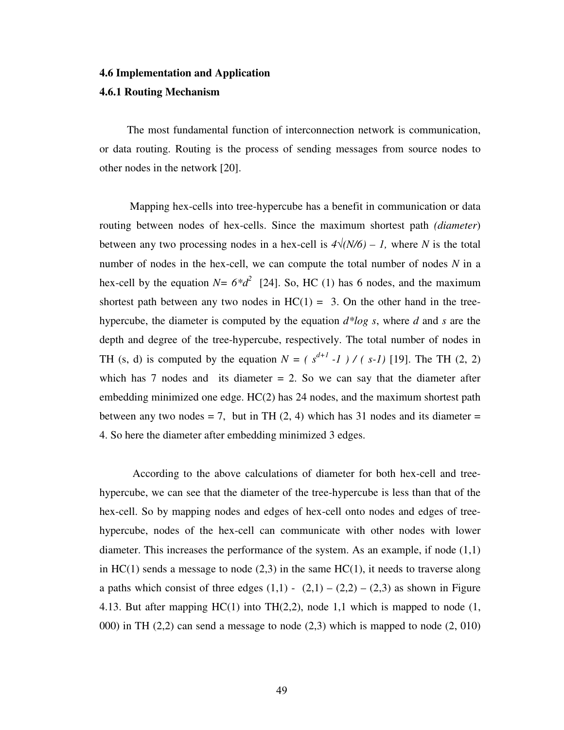### 4.6 Implementation and Application

### 4.6.1 Routing Mechanism

The most fundamental function of interconnection network is communication, or data routing. Routing is the process of sending messages from source nodes to other nodes in the network [20].

Mapping hex-cells into tree-hypercube has a benefit in communication or data routing between nodes of hex-cells. Since the maximum shortest path *(diameter)* between any two processing nodes in a hex-cell is $4\sqrt{(N/6)} - 1$, where $N$ is the total number of nodes in the hex-cell, we can compute the total number of nodes $N$ in a hex-cell by the equation $N = 6*d^2$ [24]. So, HC (1) has 6 nodes, and the maximum shortest path between any two nodes in HC(1) = 3. On the other hand in the tree-hypercube, the diameter is computed by the equation $d*\log s$, where $d$ and $s$ are the depth and degree of the tree-hypercube, respectively. The total number of nodes in TH (s, d) is computed by the equation $N = ( s^{d+1} - 1 ) / ( s-1)$ [19]. The TH (2, 2) which has 7 nodes and its diameter = 2. So we can say that the diameter after embedding minimized one edge. HC(2) has 24 nodes, and the maximum shortest path between any two nodes = 7, but in TH (2, 4) which has 31 nodes and its diameter = 4. So here the diameter after embedding minimized 3 edges.

According to the above calculations of diameter for both hex-cell and tree-hypercube, we can see that the diameter of the tree-hypercube is less than that of the hex-cell. So by mapping nodes and edges of hex-cell onto nodes and edges of tree-hypercube, nodes of the hex-cell can communicate with other nodes with lower diameter. This increases the performance of the system. As an example, if node (1,1) in HC(1) sends a message to node (2,3) in the same HC(1), it needs to traverse along a paths which consist of three edges (1,1) - (2,1) – (2,2) – (2,3) as shown in Figure 4.13. But after mapping HC(1) into TH(2,2), node 1,1 which is mapped to node (1, 000) in TH (2,2) can send a message to node (2,3) which is mapped to node (2, 010)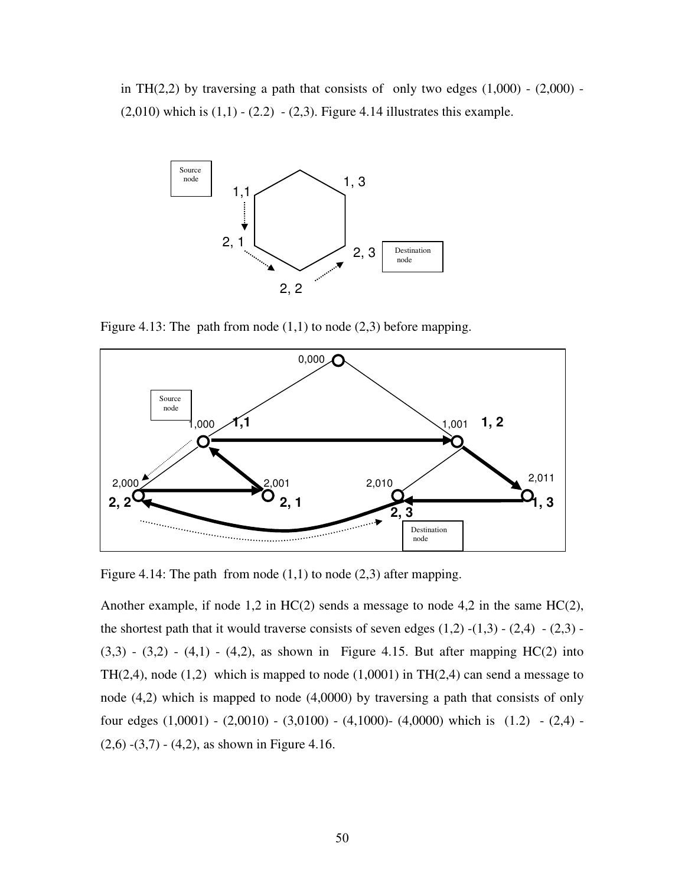in TH(2,2) by traversing a path that consists of only two edges (1,000) - (2,000) - (2,010) which is (1,1) - (2.2) - (2,3). Figure 4.14 illustrates this example.

Source node

1,1

1, 3

2, 1

2, 3

Destination node

2, 2

Figure 4.13: The path from node (1,1) to node (2,3) before mapping.

0,000

Source node

1,000 **1,1**

1,001 **1, 2**

2,000

2,001

2,010

2,011

**2, 2**

**2, 1**

**2, 3**

**1, 3**

Destination node

Figure 4.14: The path from node (1,1) to node (2,3) after mapping.

Another example, if node 1,2 in HC(2) sends a message to node 4,2 in the same HC(2), the shortest path that it would traverse consists of seven edges (1,2) -(1,3) - (2,4) - (2,3) - (3,3) - (3,2) - (4,1) - (4,2), as shown in Figure 4.15. But after mapping HC(2) into TH(2,4), node (1,2) which is mapped to node (1,0001) in TH(2,4) can send a message to node (4,2) which is mapped to node (4,0000) by traversing a path that consists of only four edges (1,0001) - (2,0010) - (3,0100) - (4,1000)- (4,0000) which is (1.2) - (2,4) - (2,6) -(3,7) - (4,2), as shown in Figure 4.16.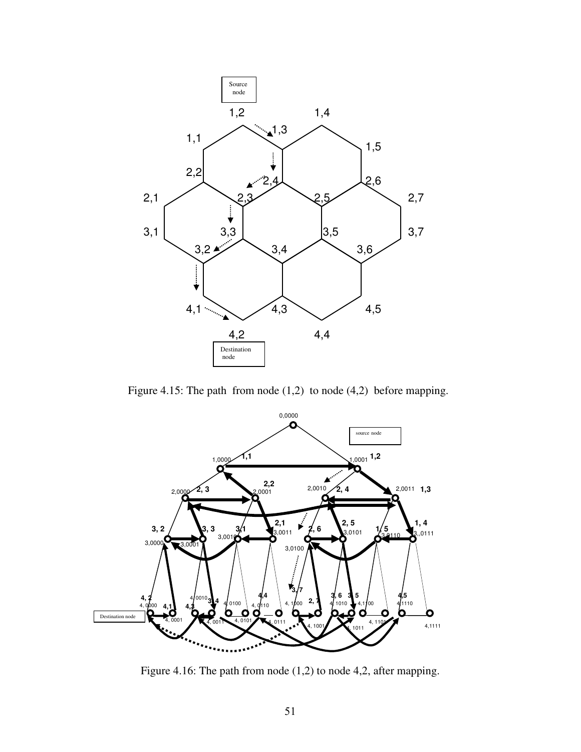Source node

1,2

1,4

1,3

1,1

1,5

2,2

2,4

2,6

2,1

2,3

2,5

2,7

3,1

3,3

3,5

3,7

3,2

3,4

3,6

4,1

4,3

4,5

4,2

4,4

Destination node

Figure 4.15: The path from node (1,2) to node (4,2) before mapping.

0,0000

source node

1,0000 1,1

1,0001 1,2

2,0000 2, 3

2,2 2,0001

2,0010 2, 4

2,0011 1,3

3, 2 3,0000

3, 3 3,0001

3,1 3,0010

2,1 3,0011

2, 6 3,0100

2, 5 3,0101

1, 5 3,0110

1, 4 3,.0111

4, 2 4, 0000

4,1 4, 0001

4,3 4, 0010

3, 4 4, 0011

4, 0100

4, 0101

4,4 4, 0110

4, 0111

3, 7 4, 1000

4, 1001

2, 7

3, 6 4, 1010

3, 5 4, 1011

4,1100

4, 1101

4,5 4,1110

4,1111

Destination node

Figure 4.16: The path from node (1,2) to node 4,2, after mapping.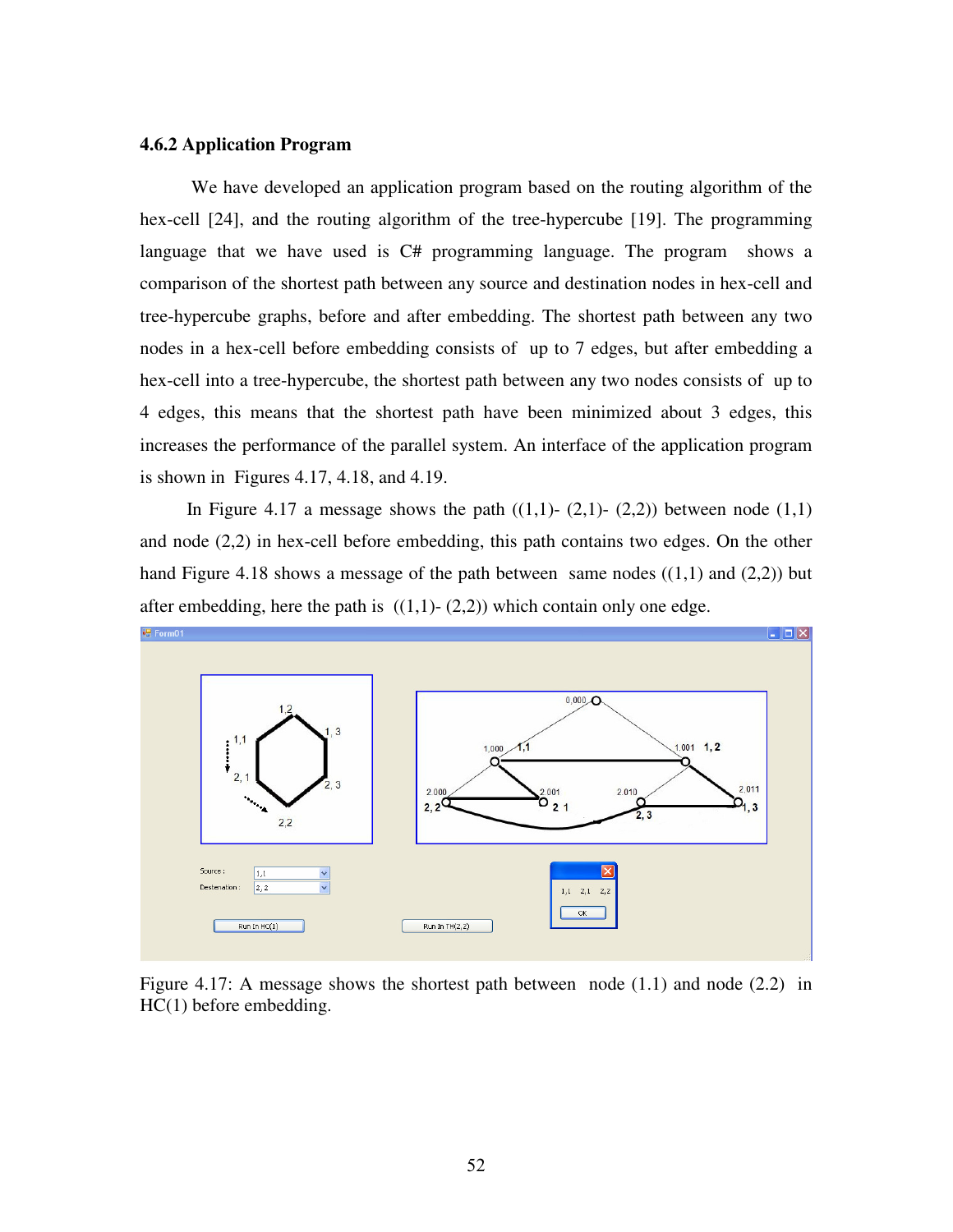### 4.6.2 Application Program

We have developed an application program based on the routing algorithm of the hex-cell [24], and the routing algorithm of the tree-hypercube [19]. The programming language that we have used is C# programming language. The program shows a comparison of the shortest path between any source and destination nodes in hex-cell and tree-hypercube graphs, before and after embedding. The shortest path between any two nodes in a hex-cell before embedding consists of up to 7 edges, but after embedding a hex-cell into a tree-hypercube, the shortest path between any two nodes consists of up to 4 edges, this means that the shortest path have been minimized about 3 edges, this increases the performance of the parallel system. An interface of the application program is shown in Figures 4.17, 4.18, and 4.19.

In Figure 4.17 a message shows the path ((1,1)- (2,1)- (2,2)) between node (1,1) and node (2,2) in hex-cell before embedding, this path contains two edges. On the other hand Figure 4.18 shows a message of the path between same nodes ((1,1) and (2,2)) but after embedding, here the path is ((1,1)- (2,2)) which contain only one edge.

Figure 4.17: A message shows the shortest path between node (1.1) and node (2.2) in HC(1) before embedding.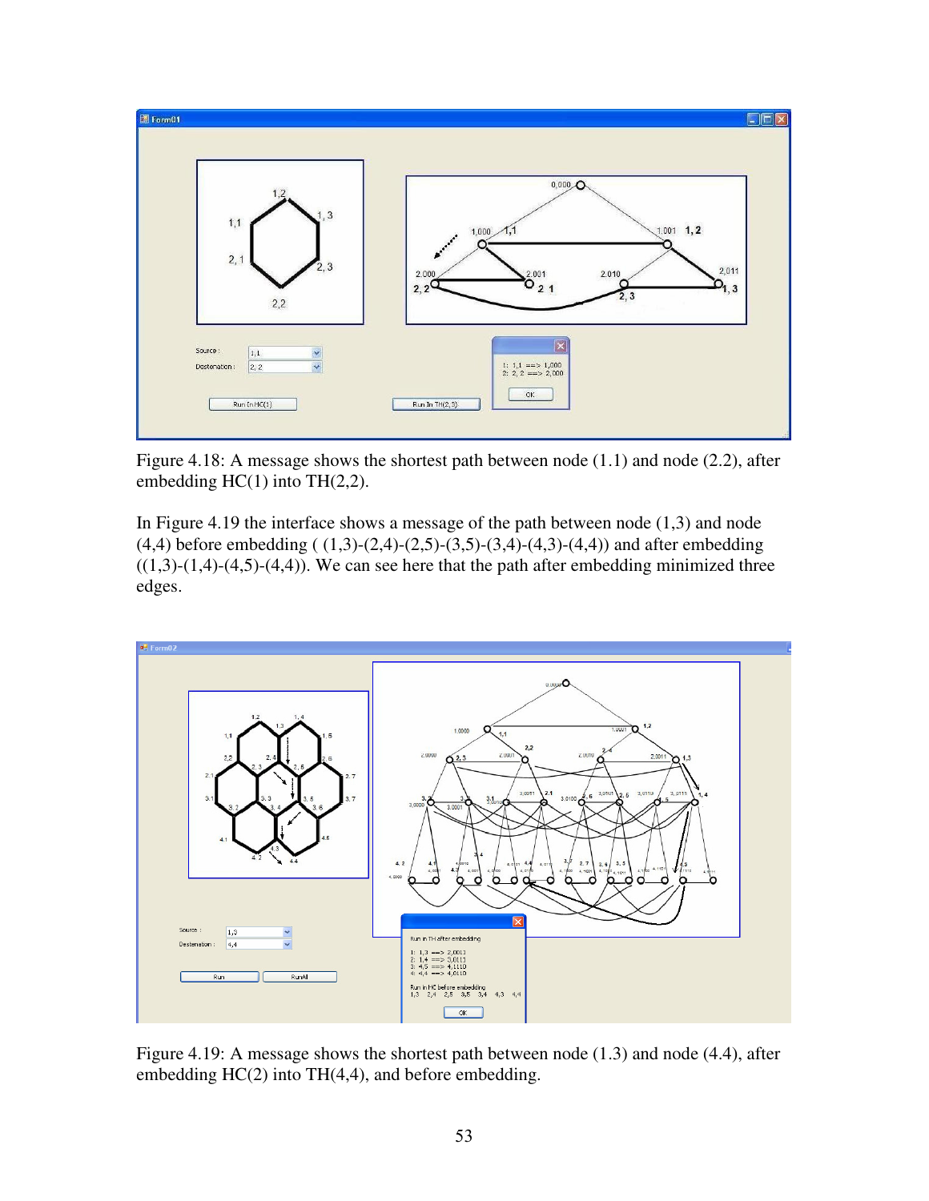Figure 4.18: A message shows the shortest path between node (1.1) and node (2.2), after embedding HC(1) into TH(2,2).

In Figure 4.19 the interface shows a message of the path between node (1,3) and node (4,4) before embedding ( (1,3)-(2,4)-(2,5)-(3,5)-(3,4)-(4,3)-(4,4)) and after embedding ((1,3)-(1,4)-(4,5)-(4,4)). We can see here that the path after embedding minimized three edges.

Figure 4.19: A message shows the shortest path between node (1.3) and node (4.4), after embedding HC(2) into TH(4,4), and before embedding.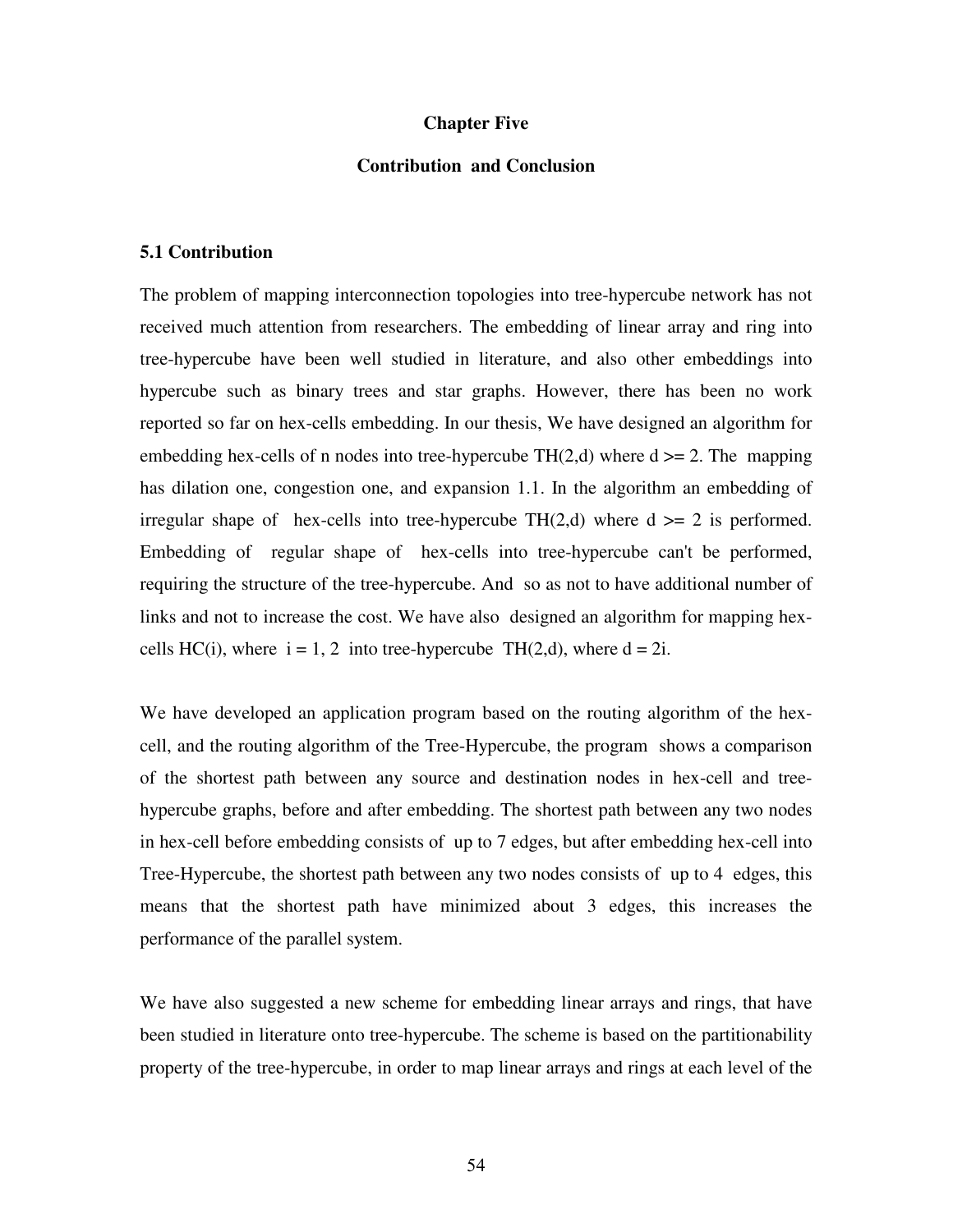## Chapter Five

## Contribution and Conclusion

### 5.1 Contribution

The problem of mapping interconnection topologies into tree-hypercube network has not received much attention from researchers. The embedding of linear array and ring into tree-hypercube have been well studied in literature, and also other embeddings into hypercube such as binary trees and star graphs. However, there has been no work reported so far on hex-cells embedding. In our thesis, We have designed an algorithm for embedding hex-cells of n nodes into tree-hypercube TH(2,d) where d >= 2. The mapping has dilation one, congestion one, and expansion 1.1. In the algorithm an embedding of irregular shape of hex-cells into tree-hypercube TH(2,d) where d >= 2 is performed. Embedding of regular shape of hex-cells into tree-hypercube can't be performed, requiring the structure of the tree-hypercube. And so as not to have additional number of links and not to increase the cost. We have also designed an algorithm for mapping hex-cells HC(i), where i = 1, 2 into tree-hypercube TH(2,d), where d = 2i.

We have developed an application program based on the routing algorithm of the hex-cell, and the routing algorithm of the Tree-Hypercube, the program shows a comparison of the shortest path between any source and destination nodes in hex-cell and tree-hypercube graphs, before and after embedding. The shortest path between any two nodes in hex-cell before embedding consists of up to 7 edges, but after embedding hex-cell into Tree-Hypercube, the shortest path between any two nodes consists of up to 4 edges, this means that the shortest path have minimized about 3 edges, this increases the performance of the parallel system.

We have also suggested a new scheme for embedding linear arrays and rings, that have been studied in literature onto tree-hypercube. The scheme is based on the partitionability property of the tree-hypercube, in order to map linear arrays and rings at each level of the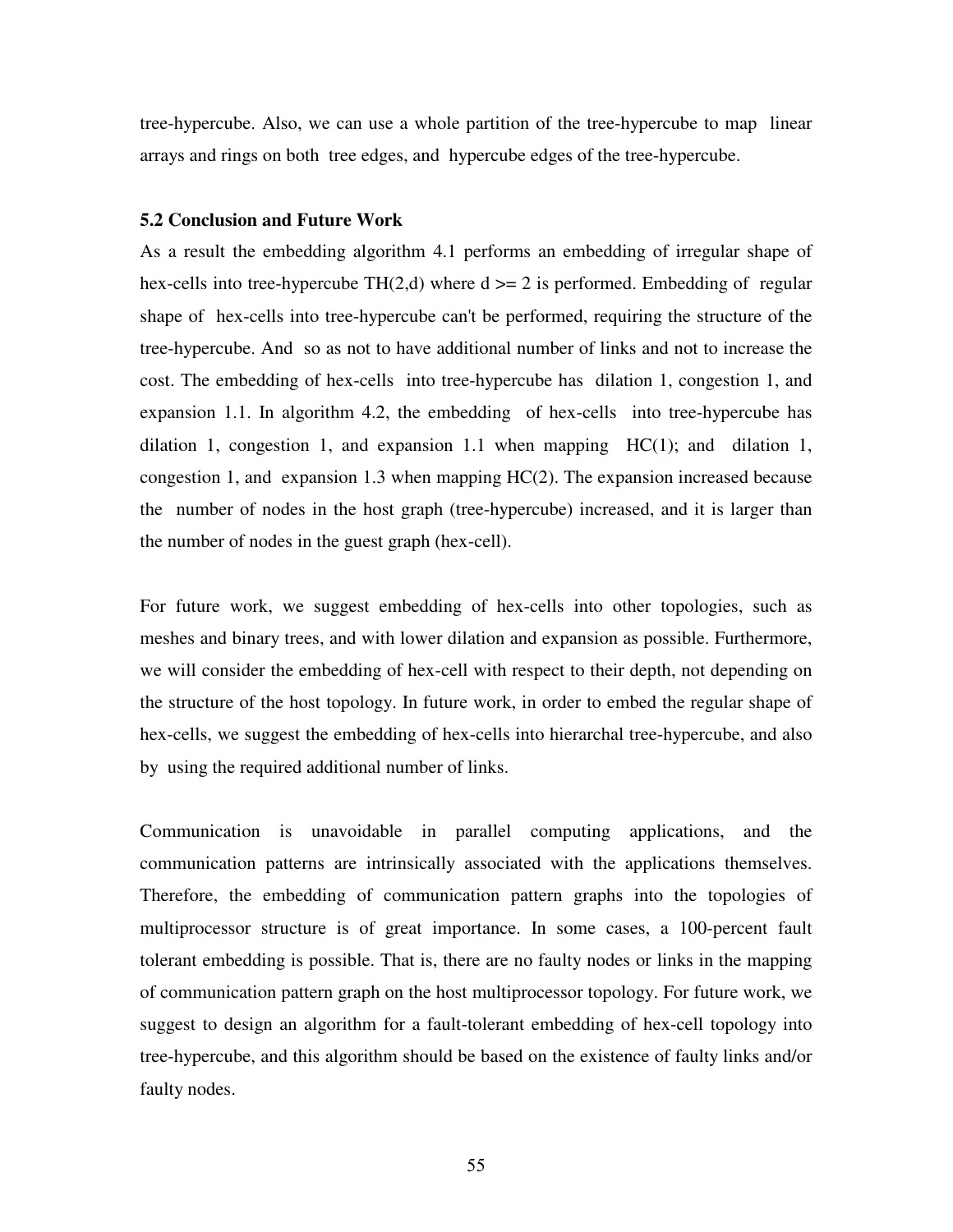tree-hypercube. Also, we can use a whole partition of the tree-hypercube to map linear arrays and rings on both tree edges, and hypercube edges of the tree-hypercube.

### 5.2 Conclusion and Future Work

As a result the embedding algorithm 4.1 performs an embedding of irregular shape of hex-cells into tree-hypercube TH(2,d) where d >= 2 is performed. Embedding of regular shape of hex-cells into tree-hypercube can't be performed, requiring the structure of the tree-hypercube. And so as not to have additional number of links and not to increase the cost. The embedding of hex-cells into tree-hypercube has dilation 1, congestion 1, and expansion 1.1. In algorithm 4.2, the embedding of hex-cells into tree-hypercube has dilation 1, congestion 1, and expansion 1.1 when mapping HC(1); and dilation 1, congestion 1, and expansion 1.3 when mapping HC(2). The expansion increased because the number of nodes in the host graph (tree-hypercube) increased, and it is larger than the number of nodes in the guest graph (hex-cell).

For future work, we suggest embedding of hex-cells into other topologies, such as meshes and binary trees, and with lower dilation and expansion as possible. Furthermore, we will consider the embedding of hex-cell with respect to their depth, not depending on the structure of the host topology. In future work, in order to embed the regular shape of hex-cells, we suggest the embedding of hex-cells into hierarchal tree-hypercube, and also by using the required additional number of links.

Communication is unavoidable in parallel computing applications, and the communication patterns are intrinsically associated with the applications themselves. Therefore, the embedding of communication pattern graphs into the topologies of multiprocessor structure is of great importance. In some cases, a 100-percent fault tolerant embedding is possible. That is, there are no faulty nodes or links in the mapping of communication pattern graph on the host multiprocessor topology. For future work, we suggest to design an algorithm for a fault-tolerant embedding of hex-cell topology into tree-hypercube, and this algorithm should be based on the existence of faulty links and/or faulty nodes.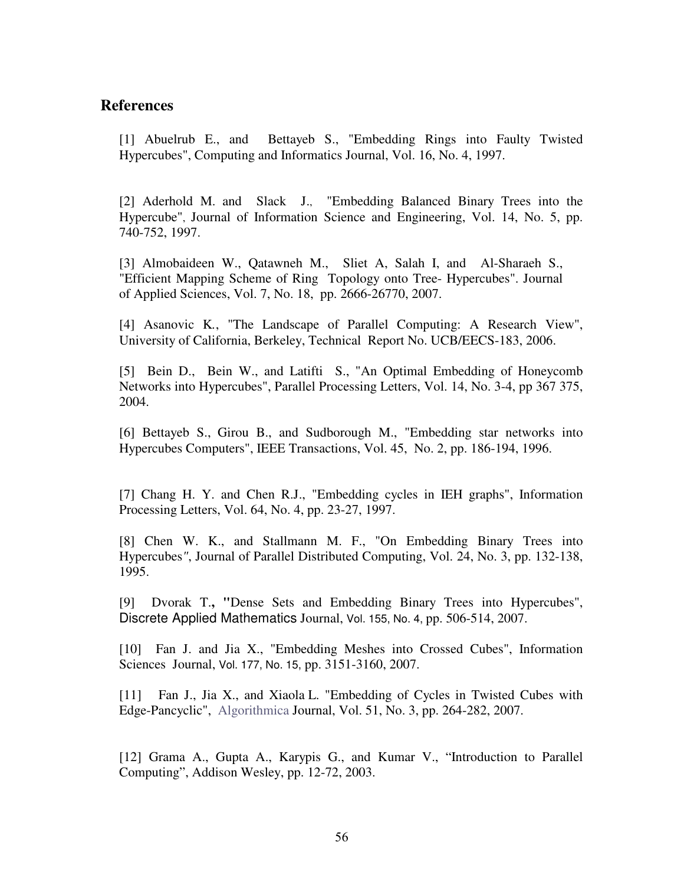## References

[1] Abuelrub E., and Bettayeb S., "Embedding Rings into Faulty Twisted Hypercubes", Computing and Informatics Journal, Vol. 16, No. 4, 1997.

[2] Aderhold M. and Slack J., "Embedding Balanced Binary Trees into the Hypercube", Journal of Information Science and Engineering, Vol. 14, No. 5, pp. 740-752, 1997.

[3] Almobaideen W., Qatawneh M., Sliet A, Salah I, and Al-Sharaeh S., "Efficient Mapping Scheme of Ring Topology onto Tree- Hypercubes". Journal of Applied Sciences, Vol. 7, No. 18, pp. 2666-26770, 2007.

[4] Asanovic K., "The Landscape of Parallel Computing: A Research View", University of California, Berkeley, Technical Report No. UCB/EECS-183, 2006.

[5] Bein D., Bein W., and Latifti S., "An Optimal Embedding of Honeycomb Networks into Hypercubes", Parallel Processing Letters, Vol. 14, No. 3-4, pp 367 375, 2004.

[6] Bettayeb S., Girou B., and Sudborough M., "Embedding star networks into Hypercubes Computers", IEEE Transactions, Vol. 45, No. 2, pp. 186-194, 1996.

[7] Chang H. Y. and Chen R.J., "Embedding cycles in IEH graphs", Information Processing Letters, Vol. 64, No. 4, pp. 23-27, 1997.

[8] Chen W. K., and Stallmann M. F., "On Embedding Binary Trees into Hypercubes", Journal of Parallel Distributed Computing, Vol. 24, No. 3, pp. 132-138, 1995.

[9] Dvorak T., "Dense Sets and Embedding Binary Trees into Hypercubes", Discrete Applied Mathematics Journal, Vol. 155, No. 4, pp. 506-514, 2007.

[10] Fan J. and Jia X., "Embedding Meshes into Crossed Cubes", Information Sciences Journal, Vol. 177, No. 15, pp. 3151-3160, 2007.

[11] Fan J., Jia X., and Xiaola L. "Embedding of Cycles in Twisted Cubes with Edge-Pancyclic", Algorithmica Journal, Vol. 51, No. 3, pp. 264-282, 2007.

[12] Grama A., Gupta A., Karypis G., and Kumar V., "Introduction to Parallel Computing", Addison Wesley, pp. 12-72, 2003.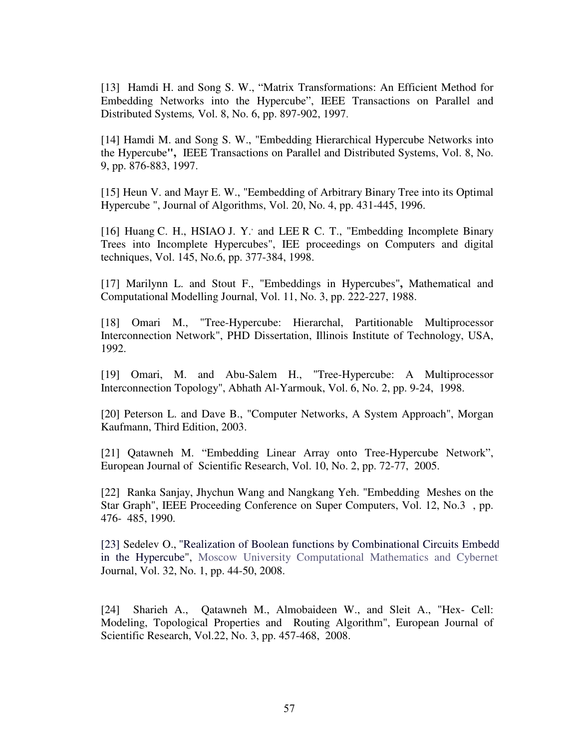[13] Hamdi H. and Song S. W., “Matrix Transformations: An Efficient Method for Embedding Networks into the Hypercube”, IEEE Transactions on Parallel and Distributed Systems*,* Vol. 8, No. 6, pp. 897-902, 1997.

[14] Hamdi M. and Song S. W., "Embedding Hierarchical Hypercube Networks into the Hypercube**",** IEEE Transactions on Parallel and Distributed Systems, Vol. 8, No. 9, pp. 876-883, 1997.

[15] Heun V. and Mayr E. W., "Eembedding of Arbitrary Binary Tree into its Optimal Hypercube ", Journal of Algorithms, Vol. 20, No. 4, pp. 431-445, 1996.

[16] Huang C. H., HSIAO J. Y.. and LEE R C. T., "Embedding Incomplete Binary Trees into Incomplete Hypercubes", IEE proceedings on Computers and digital techniques, Vol. 145, No.6, pp. 377-384, 1998.

[17] Marilynn L. and Stout F., "Embeddings in Hypercubes"**,** Mathematical and Computational Modelling Journal, Vol. 11, No. 3, pp. 222-227, 1988.

[18] Omari M., "Tree-Hypercube: Hierarchal, Partitionable Multiprocessor Interconnection Network", PHD Dissertation, Illinois Institute of Technology, USA, 1992.

[19] Omari, M. and Abu-Salem H., "Tree-Hypercube: A Multiprocessor Interconnection Topology", Abhath Al-Yarmouk, Vol. 6, No. 2, pp. 9-24, 1998.

[20] Peterson L. and Dave B., "Computer Networks, A System Approach", Morgan Kaufmann, Third Edition, 2003.

[21] Qatawneh M. “Embedding Linear Array onto Tree-Hypercube Network”, European Journal of Scientific Research, Vol. 10, No. 2, pp. 72-77, 2005.

[22] Ranka Sanjay, Jhychun Wang and Nangkang Yeh. "Embedding Meshes on the Star Graph", IEEE Proceeding Conference on Super Computers, Vol. 12, No.3 , pp. 476- 485, 1990.

[23] Sedelev O., "Realization of Boolean functions by Combinational Circuits Embedd in the Hypercube", Moscow University Computational Mathematics and Cybernet Journal, Vol. 32, No. 1, pp. 44-50, 2008.

[24] Sharieh A., Qatawneh M., Almobaideen W., and Sleit A., "Hex- Cell: Modeling, Topological Properties and Routing Algorithm", European Journal of Scientific Research, Vol.22, No. 3, pp. 457-468, 2008.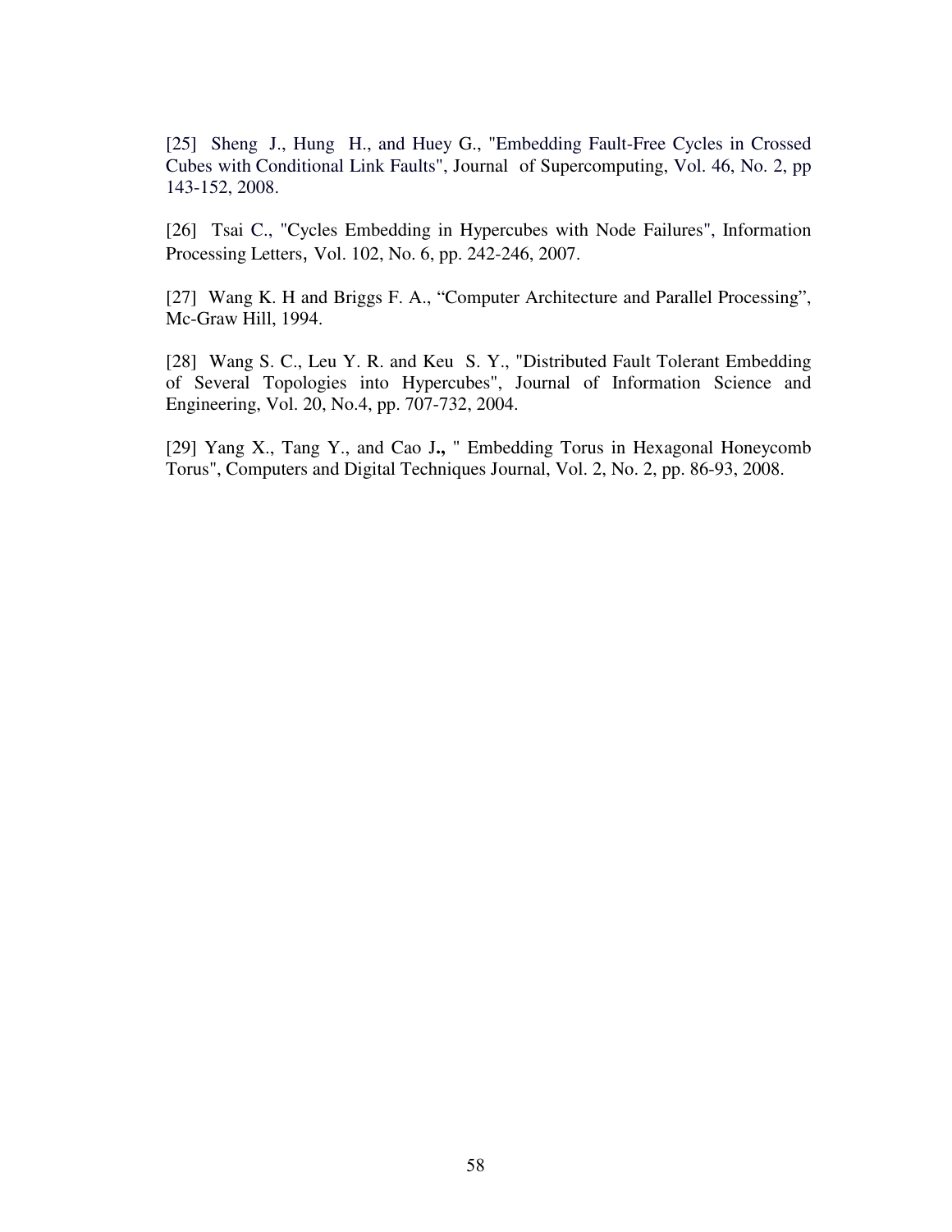[25] Sheng J., Hung H., and Huey G., "Embedding Fault-Free Cycles in Crossed Cubes with Conditional Link Faults", Journal of Supercomputing, Vol. 46, No. 2, pp 143-152, 2008.

[26] Tsai C., "Cycles Embedding in Hypercubes with Node Failures", Information Processing Letters, Vol. 102, No. 6, pp. 242-246, 2007.

[27] Wang K. H and Briggs F. A., "Computer Architecture and Parallel Processing", Mc-Graw Hill, 1994.

[28] Wang S. C., Leu Y. R. and Keu S. Y., "Distributed Fault Tolerant Embedding of Several Topologies into Hypercubes", Journal of Information Science and Engineering, Vol. 20, No.4, pp. 707-732, 2004.

[29] Yang X., Tang Y., and Cao J**.,** " Embedding Torus in Hexagonal Honeycomb Torus", Computers and Digital Techniques Journal, Vol. 2, No. 2, pp. 86-93, 2008.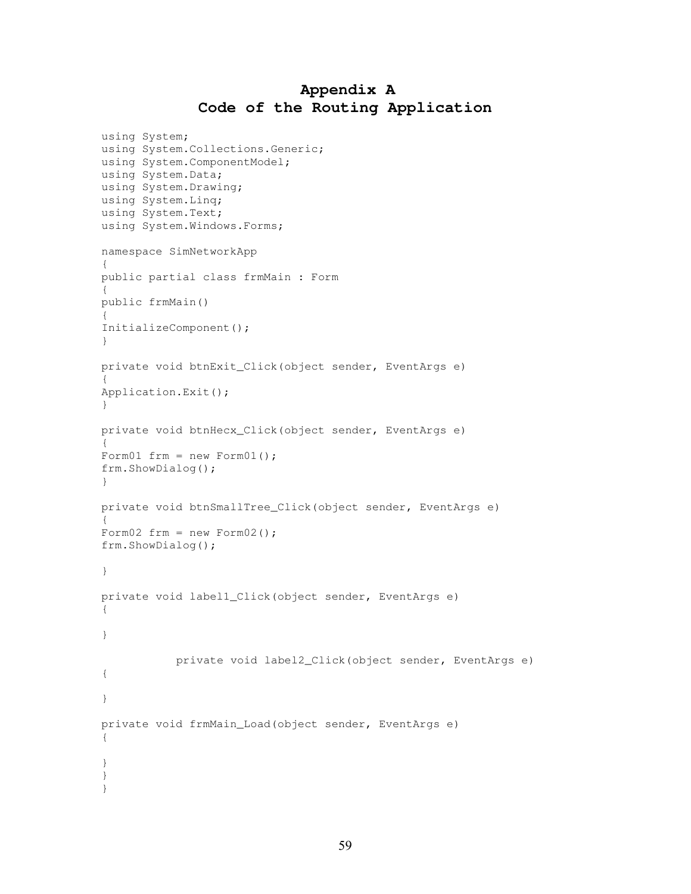# Appendix A
# Code of the Routing Application

```
using System;
using System.Collections.Generic;
using System.ComponentModel;
using System.Data;
using System.Drawing;
using System.Linq;
using System.Text;
using System.Windows.Forms;

namespace SimNetworkApp
{
public partial class frmMain : Form
{
public frmMain()
{
InitializeComponent();
}

private void btnExit_Click(object sender, EventArgs e)
{
Application.Exit();
}

private void btnHecx_Click(object sender, EventArgs e)
{
Form01 frm = new Form01();
frm.ShowDialog();
}

private void btnSmallTree_Click(object sender, EventArgs e)
{
Form02 frm = new Form02();
frm.ShowDialog();

}

private void label1_Click(object sender, EventArgs e)
{

}

            private void label2_Click(object sender, EventArgs e)
{

}

private void frmMain_Load(object sender, EventArgs e)
{

}
}
}
```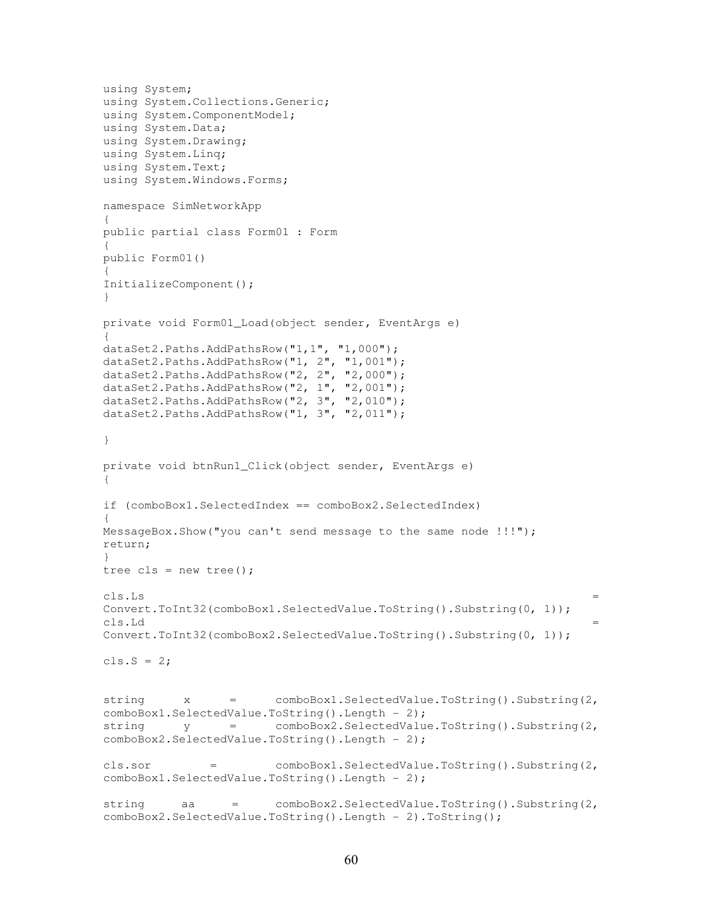```
using System;
using System.Collections.Generic;
using System.ComponentModel;
using System.Data;
using System.Drawing;
using System.Linq;
using System.Text;
using System.Windows.Forms;

namespace SimNetworkApp
{
public partial class Form01 : Form
{
public Form01()
{
InitializeComponent();
}

private void Form01_Load(object sender, EventArgs e)
{
dataSet2.Paths.AddPathsRow("1,1", "1,000");
dataSet2.Paths.AddPathsRow("1, 2", "1,001");
dataSet2.Paths.AddPathsRow("2, 2", "2,000");
dataSet2.Paths.AddPathsRow("2, 1", "2,001");
dataSet2.Paths.AddPathsRow("2, 3", "2,010");
dataSet2.Paths.AddPathsRow("1, 3", "2,011");

}

private void btnRun1_Click(object sender, EventArgs e)
{

if (comboBox1.SelectedIndex == comboBox2.SelectedIndex)
{
MessageBox.Show("you can't send message to the same node !!!");
return;
}
tree cls = new tree();

cls.Ls                                                                 =
Convert.ToInt32(comboBox1.SelectedValue.ToString().Substring(0, 1));
cls.Ld                                                                 =
Convert.ToInt32(comboBox2.SelectedValue.ToString().Substring(0, 1));

cls.S = 2;


string      x      =      comboBox1.SelectedValue.ToString().Substring(2,
comboBox1.SelectedValue.ToString().Length - 2);
string      y      =      comboBox2.SelectedValue.ToString().Substring(2,
comboBox2.SelectedValue.ToString().Length - 2);

cls.sor         =         comboBox1.SelectedValue.ToString().Substring(2,
comboBox1.SelectedValue.ToString().Length - 2);

string     aa     =      comboBox2.SelectedValue.ToString().Substring(2,
comboBox2.SelectedValue.ToString().Length - 2).ToString();
```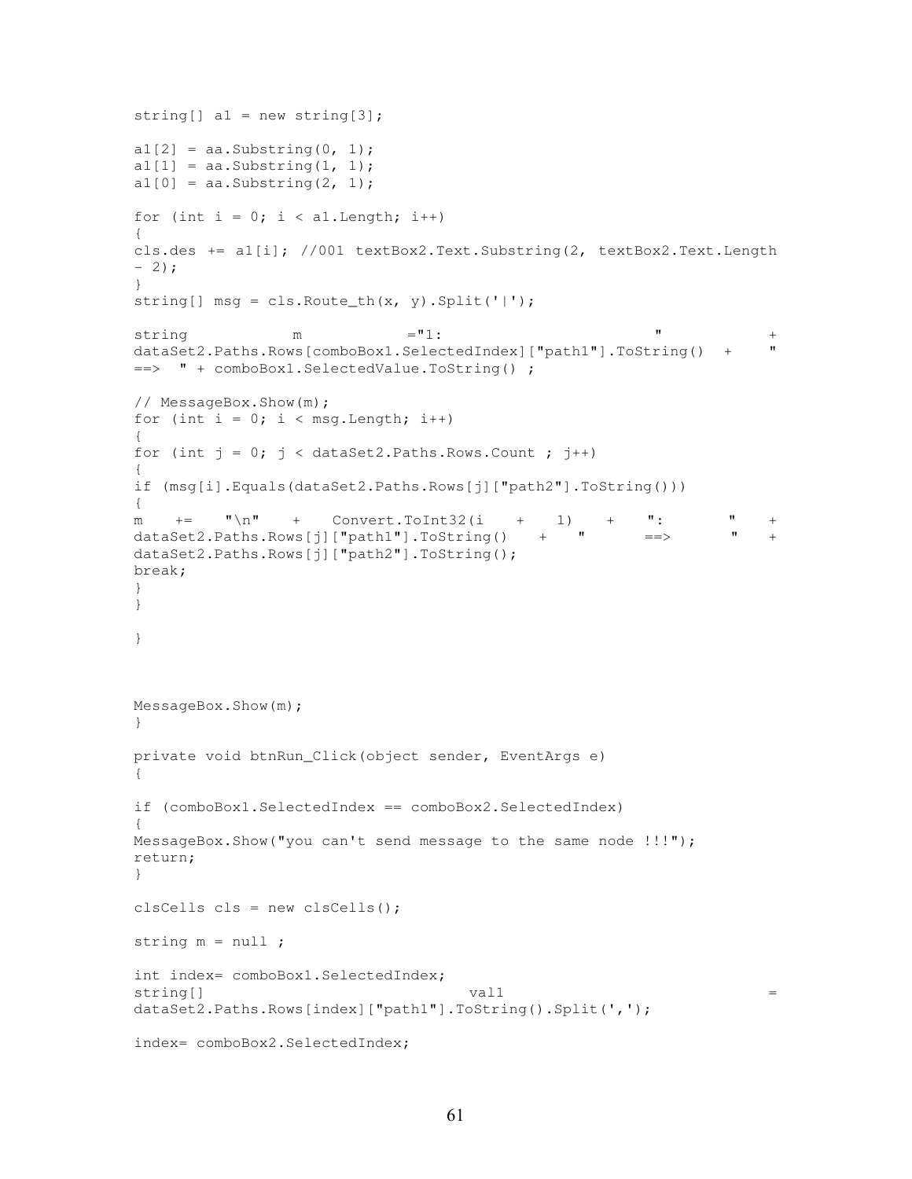```
string[] a1 = new string[3];

a1[2] = aa.Substring(0, 1);
a1[1] = aa.Substring(1, 1);
a1[0] = aa.Substring(2, 1);

for (int i = 0; i < a1.Length; i++)
{
cls.des += a1[i]; //001 textBox2.Text.Substring(2, textBox2.Text.Length
- 2);
}
string[] msg = cls.Route_th(x, y).Split('|');

string m ="1: " +
dataSet2.Paths.Rows[comboBox1.SelectedIndex]["path1"].ToString() + "
==> " + comboBox1.SelectedValue.ToString() ;

// MessageBox.Show(m);
for (int i = 0; i < msg.Length; i++)
{
for (int j = 0; j < dataSet2.Paths.Rows.Count ; j++)
{
if (msg[i].Equals(dataSet2.Paths.Rows[j]["path2"].ToString()))
{
m += "\n" + Convert.ToInt32(i + 1) + ": " +
dataSet2.Paths.Rows[j]["path1"].ToString() + " ==> " +
dataSet2.Paths.Rows[j]["path2"].ToString();
break;
}
}

}



MessageBox.Show(m);
}

private void btnRun_Click(object sender, EventArgs e)
{

if (comboBox1.SelectedIndex == comboBox2.SelectedIndex)
{
MessageBox.Show("you can't send message to the same node !!!");
return;
}

clsCells cls = new clsCells();

string m = null ;

int index= comboBox1.SelectedIndex;
string[] val1 =
dataSet2.Paths.Rows[index]["path1"].ToString().Split(',');

index= comboBox2.SelectedIndex;
```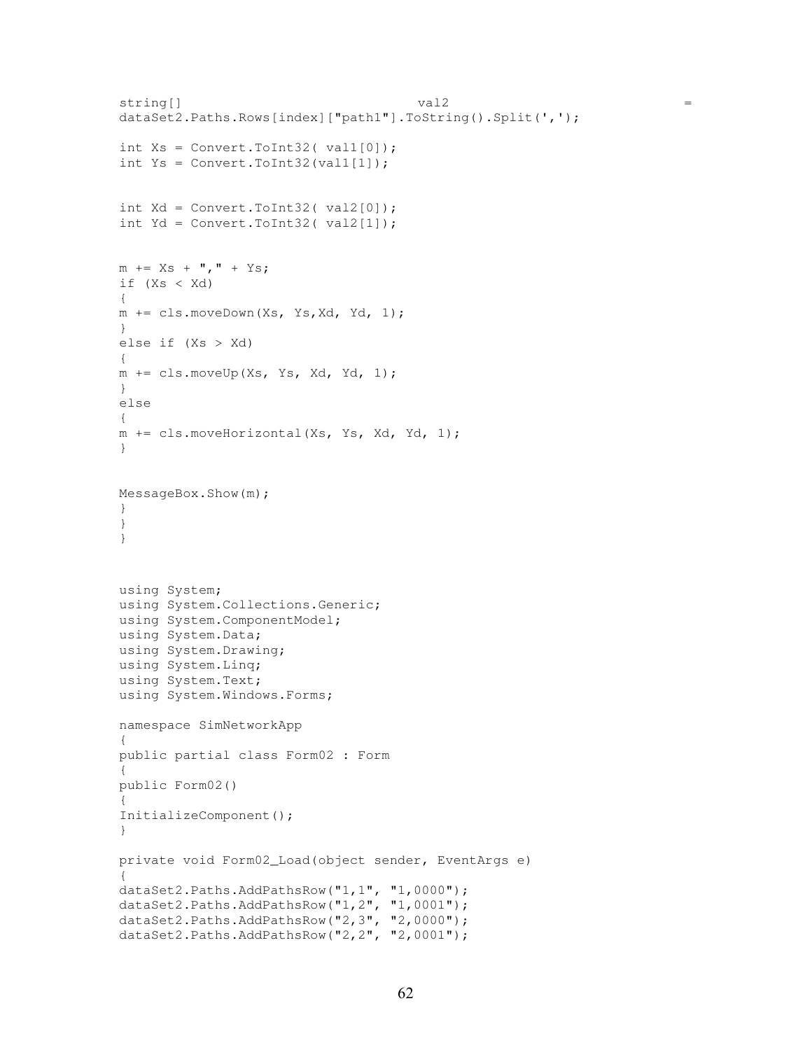```
string[]                                val2                                =
dataSet2.Paths.Rows[index]["path1"].ToString().Split(',');

int Xs = Convert.ToInt32( val1[0]);
int Ys = Convert.ToInt32(val1[1]);


int Xd = Convert.ToInt32( val2[0]);
int Yd = Convert.ToInt32( val2[1]);


m += Xs + "," + Ys;
if (Xs < Xd)
{
m += cls.moveDown(Xs, Ys,Xd, Yd, 1);
}
else if (Xs > Xd)
{
m += cls.moveUp(Xs, Ys, Xd, Yd, 1);
}
else
{
m += cls.moveHorizontal(Xs, Ys, Xd, Yd, 1);
}


MessageBox.Show(m);
}
}
}



using System;
using System.Collections.Generic;
using System.ComponentModel;
using System.Data;
using System.Drawing;
using System.Linq;
using System.Text;
using System.Windows.Forms;

namespace SimNetworkApp
{
public partial class Form02 : Form
{
public Form02()
{
InitializeComponent();
}

private void Form02_Load(object sender, EventArgs e)
{
dataSet2.Paths.AddPathsRow("1,1", "1,0000");
dataSet2.Paths.AddPathsRow("1,2", "1,0001");
dataSet2.Paths.AddPathsRow("2,3", "2,0000");
dataSet2.Paths.AddPathsRow("2,2", "2,0001");
```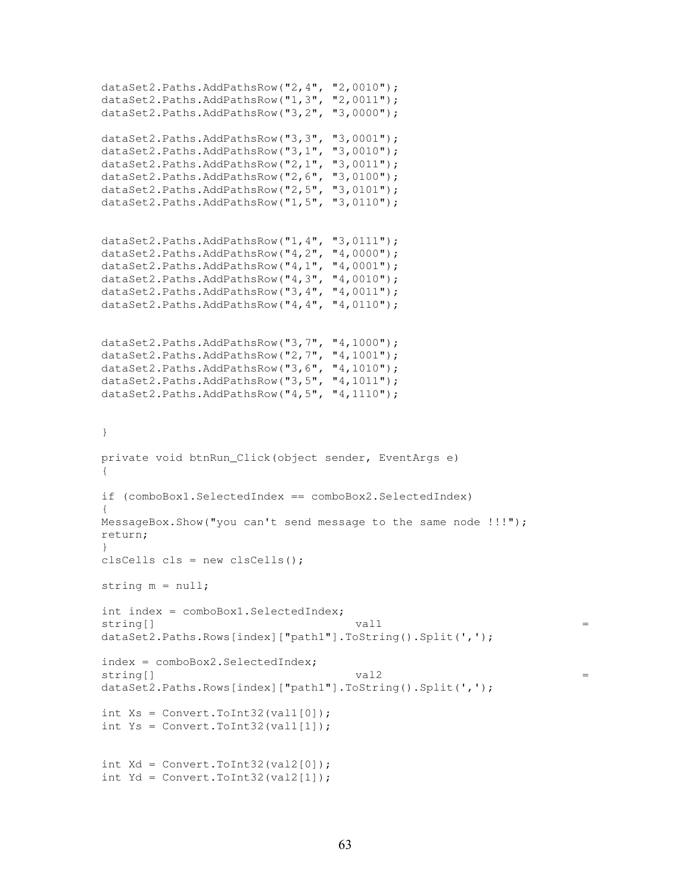```
dataSet2.Paths.AddPathsRow("2,4", "2,0010");
dataSet2.Paths.AddPathsRow("1,3", "2,0011");
dataSet2.Paths.AddPathsRow("3,2", "3,0000");

dataSet2.Paths.AddPathsRow("3,3", "3,0001");
dataSet2.Paths.AddPathsRow("3,1", "3,0010");
dataSet2.Paths.AddPathsRow("2,1", "3,0011");
dataSet2.Paths.AddPathsRow("2,6", "3,0100");
dataSet2.Paths.AddPathsRow("2,5", "3,0101");
dataSet2.Paths.AddPathsRow("1,5", "3,0110");


dataSet2.Paths.AddPathsRow("1,4", "3,0111");
dataSet2.Paths.AddPathsRow("4,2", "4,0000");
dataSet2.Paths.AddPathsRow("4,1", "4,0001");
dataSet2.Paths.AddPathsRow("4,3", "4,0010");
dataSet2.Paths.AddPathsRow("3,4", "4,0011");
dataSet2.Paths.AddPathsRow("4,4", "4,0110");


dataSet2.Paths.AddPathsRow("3,7", "4,1000");
dataSet2.Paths.AddPathsRow("2,7", "4,1001");
dataSet2.Paths.AddPathsRow("3,6", "4,1010");
dataSet2.Paths.AddPathsRow("3,5", "4,1011");
dataSet2.Paths.AddPathsRow("4,5", "4,1110");


}

private void btnRun_Click(object sender, EventArgs e)
{

if (comboBox1.SelectedIndex == comboBox2.SelectedIndex)
{
MessageBox.Show("you can't send message to the same node !!!");
return;
}
clsCells cls = new clsCells();

string m = null;

int index = comboBox1.SelectedIndex;
string[] val1 =
dataSet2.Paths.Rows[index]["path1"].ToString().Split(',');

index = comboBox2.SelectedIndex;
string[] val2 =
dataSet2.Paths.Rows[index]["path1"].ToString().Split(',');

int Xs = Convert.ToInt32(val1[0]);
int Ys = Convert.ToInt32(val1[1]);


int Xd = Convert.ToInt32(val2[0]);
int Yd = Convert.ToInt32(val2[1]);
```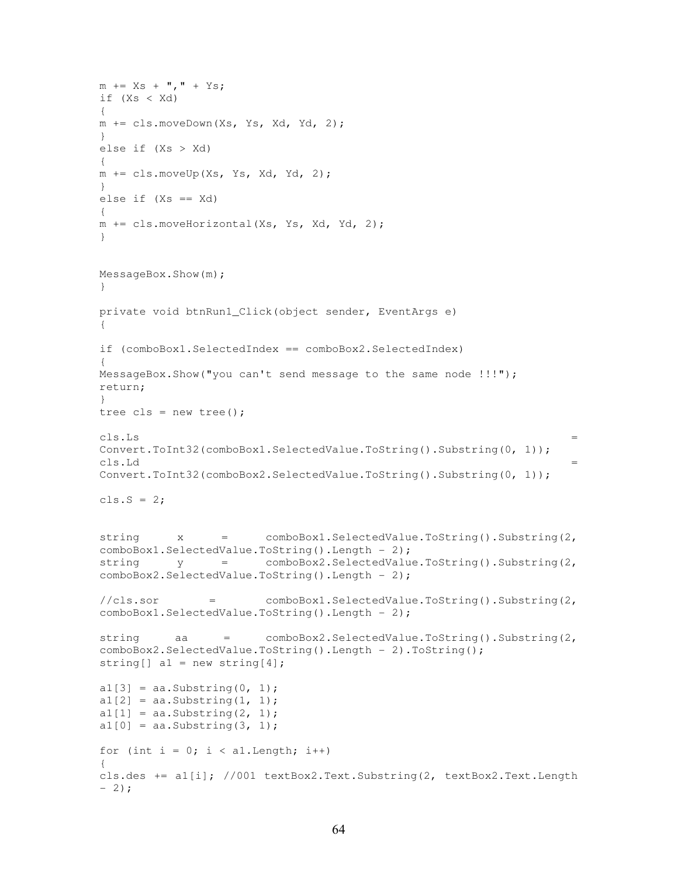```
m += Xs + "," + Ys;
if (Xs < Xd)
{
m += cls.moveDown(Xs, Ys, Xd, Yd, 2);
}
else if (Xs > Xd)
{
m += cls.moveUp(Xs, Ys, Xd, Yd, 2);
}
else if (Xs == Xd)
{
m += cls.moveHorizontal(Xs, Ys, Xd, Yd, 2);
}


MessageBox.Show(m);
}

private void btnRun1_Click(object sender, EventArgs e)
{

if (comboBox1.SelectedIndex == comboBox2.SelectedIndex)
{
MessageBox.Show("you can't send message to the same node !!!");
return;
}
tree cls = new tree();

cls.Ls                                                                      =
Convert.ToInt32(comboBox1.SelectedValue.ToString().Substring(0, 1));
cls.Ld                                                                      =
Convert.ToInt32(comboBox2.SelectedValue.ToString().Substring(0, 1));

cls.S = 2;


string      x      =      comboBox1.SelectedValue.ToString().Substring(2,
comboBox1.SelectedValue.ToString().Length - 2);
string      y      =      comboBox2.SelectedValue.ToString().Substring(2,
comboBox2.SelectedValue.ToString().Length - 2);

//cls.sor        =        comboBox1.SelectedValue.ToString().Substring(2,
comboBox1.SelectedValue.ToString().Length - 2);

string      aa      =      comboBox2.SelectedValue.ToString().Substring(2,
comboBox2.SelectedValue.ToString().Length - 2).ToString();
string[] a1 = new string[4];

a1[3] = aa.Substring(0, 1);
a1[2] = aa.Substring(1, 1);
a1[1] = aa.Substring(2, 1);
a1[0] = aa.Substring(3, 1);

for (int i = 0; i < a1.Length; i++)
{
cls.des += a1[i]; //001 textBox2.Text.Substring(2, textBox2.Text.Length
- 2);
```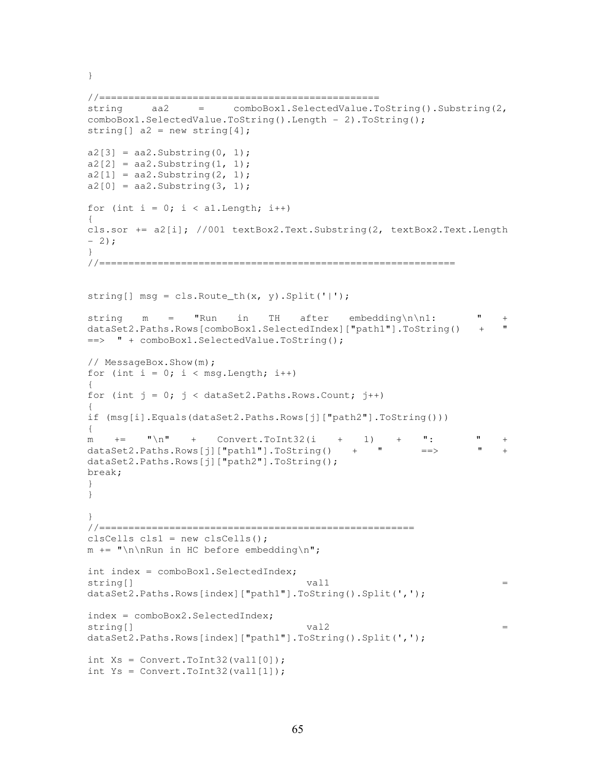```
}

//=============================================
string aa2 = comboBox1.SelectedValue.ToString().Substring(2,
comboBox1.SelectedValue.ToString().Length - 2).ToString();
string[] a2 = new string[4];

a2[3] = aa2.Substring(0, 1);
a2[2] = aa2.Substring(1, 1);
a2[1] = aa2.Substring(2, 1);
a2[0] = aa2.Substring(3, 1);

for (int i = 0; i < a1.Length; i++)
{
cls.sor += a2[i]; //001 textBox2.Text.Substring(2, textBox2.Text.Length
- 2);
}
//============================================================


string[] msg = cls.Route_th(x, y).Split('|');

string m = "Run in TH after embedding\n\n1: " +
dataSet2.Paths.Rows[comboBox1.SelectedIndex]["path1"].ToString() + "
==> " + comboBox1.SelectedValue.ToString();

// MessageBox.Show(m);
for (int i = 0; i < msg.Length; i++)
{
for (int j = 0; j < dataSet2.Paths.Rows.Count; j++)
{
if (msg[i].Equals(dataSet2.Paths.Rows[j]["path2"].ToString()))
{
m += "\n" + Convert.ToInt32(i + 1) + ": " +
dataSet2.Paths.Rows[j]["path1"].ToString() + " ==> " +
dataSet2.Paths.Rows[j]["path2"].ToString();
break;
}
}

}
//=====================================================
clsCells cls1 = new clsCells();
m += "\n\nRun in HC before embedding\n";

int index = comboBox1.SelectedIndex;
string[] val1 =
dataSet2.Paths.Rows[index]["path1"].ToString().Split(',');

index = comboBox2.SelectedIndex;
string[] val2 =
dataSet2.Paths.Rows[index]["path1"].ToString().Split(',');

int Xs = Convert.ToInt32(val1[0]);
int Ys = Convert.ToInt32(val1[1]);
```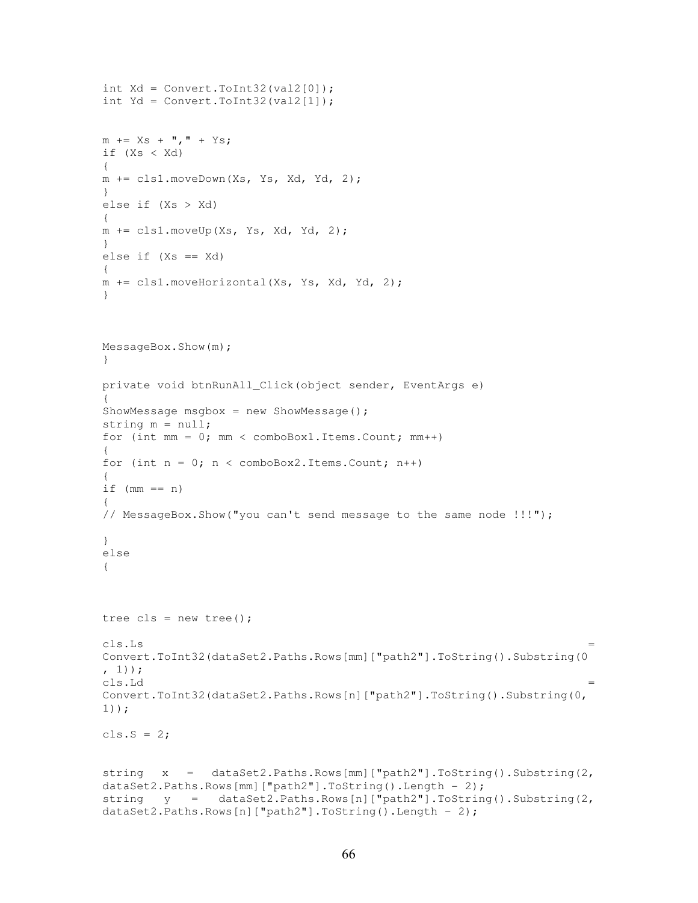```
int Xd = Convert.ToInt32(val2[0]);
int Yd = Convert.ToInt32(val2[1]);


m += Xs + "," + Ys;
if (Xs < Xd)
{
m += cls1.moveDown(Xs, Ys, Xd, Yd, 2);
}
else if (Xs > Xd)
{
m += cls1.moveUp(Xs, Ys, Xd, Yd, 2);
}
else if (Xs == Xd)
{
m += cls1.moveHorizontal(Xs, Ys, Xd, Yd, 2);
}



MessageBox.Show(m);
}

private void btnRunAll_Click(object sender, EventArgs e)
{
ShowMessage msgbox = new ShowMessage();
string m = null;
for (int mm = 0; mm < comboBox1.Items.Count; mm++)
{
for (int n = 0; n < comboBox2.Items.Count; n++)
{
if (mm == n)
{
// MessageBox.Show("you can't send message to the same node !!!");

}
else
{



tree cls = new tree();

cls.Ls                                                              =
Convert.ToInt32(dataSet2.Paths.Rows[mm]["path2"].ToString().Substring(0
, 1));
cls.Ld                                                              =
Convert.ToInt32(dataSet2.Paths.Rows[n]["path2"].ToString().Substring(0,
1));

cls.S = 2;


string  x  =  dataSet2.Paths.Rows[mm]["path2"].ToString().Substring(2,
dataSet2.Paths.Rows[mm]["path2"].ToString().Length - 2);
string  y  =  dataSet2.Paths.Rows[n]["path2"].ToString().Substring(2,
dataSet2.Paths.Rows[n]["path2"].ToString().Length - 2);
```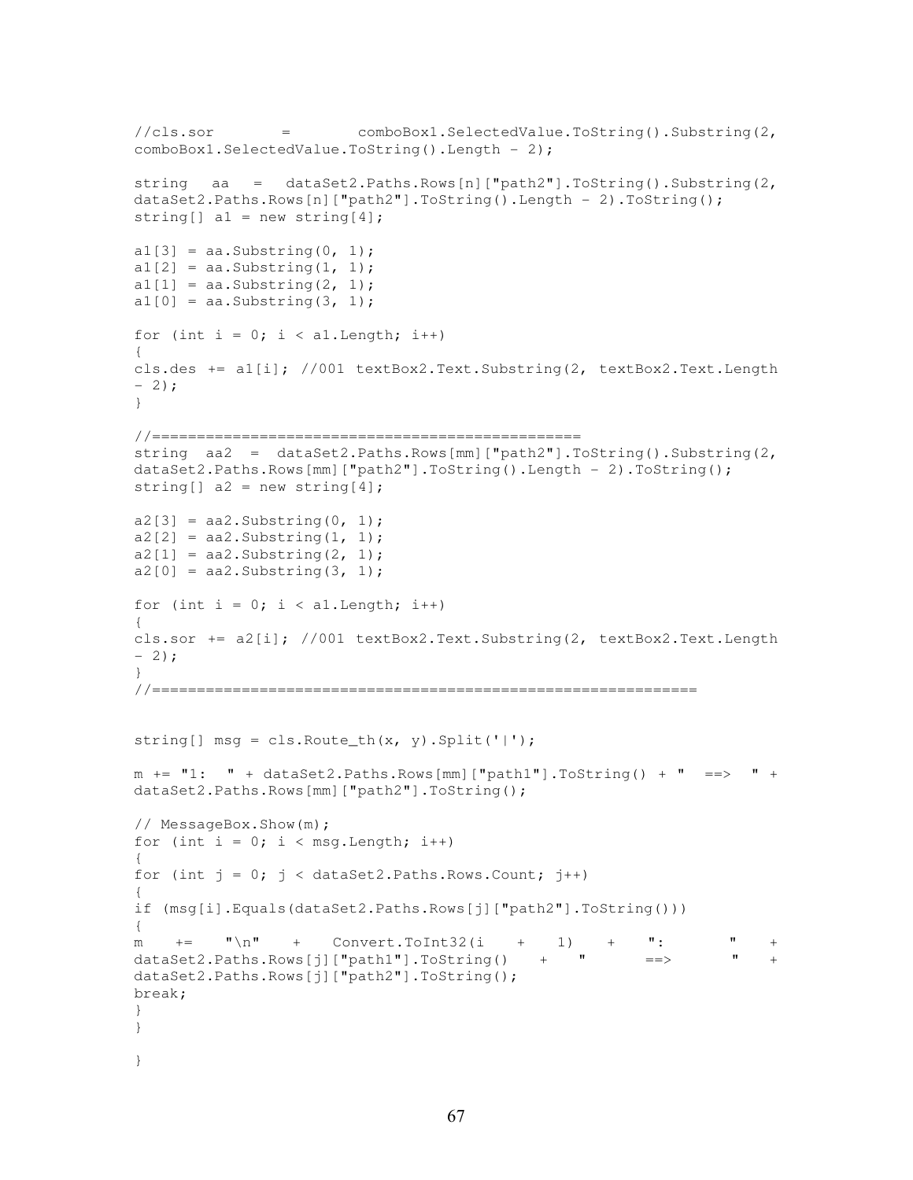```
//cls.sor        =        comboBox1.SelectedValue.ToString().Substring(2,
comboBox1.SelectedValue.ToString().Length - 2);

string   aa   =   dataSet2.Paths.Rows[n]["path2"].ToString().Substring(2,
dataSet2.Paths.Rows[n]["path2"].ToString().Length - 2).ToString();
string[] a1 = new string[4];

a1[3] = aa.Substring(0, 1);
a1[2] = aa.Substring(1, 1);
a1[1] = aa.Substring(2, 1);
a1[0] = aa.Substring(3, 1);

for (int i = 0; i < a1.Length; i++)
{
cls.des += a1[i]; //001 textBox2.Text.Substring(2, textBox2.Text.Length
- 2);
}

//================================================
string  aa2  =  dataSet2.Paths.Rows[mm]["path2"].ToString().Substring(2,
dataSet2.Paths.Rows[mm]["path2"].ToString().Length - 2).ToString();
string[] a2 = new string[4];

a2[3] = aa2.Substring(0, 1);
a2[2] = aa2.Substring(1, 1);
a2[1] = aa2.Substring(2, 1);
a2[0] = aa2.Substring(3, 1);

for (int i = 0; i < a1.Length; i++)
{
cls.sor += a2[i]; //001 textBox2.Text.Substring(2, textBox2.Text.Length
- 2);
}
//============================================================


string[] msg = cls.Route_th(x, y).Split('|');

m += "1:  " + dataSet2.Paths.Rows[mm]["path1"].ToString() + "  ==>  " +
dataSet2.Paths.Rows[mm]["path2"].ToString();

// MessageBox.Show(m);
for (int i = 0; i < msg.Length; i++)
{
for (int j = 0; j < dataSet2.Paths.Rows.Count; j++)
{
if (msg[i].Equals(dataSet2.Paths.Rows[j]["path2"].ToString()))
{
m    +=    "\n"    +    Convert.ToInt32(i    +    1)    +    ":        "    +
dataSet2.Paths.Rows[j]["path1"].ToString()    +    "       ==>       "    +
dataSet2.Paths.Rows[j]["path2"].ToString();
break;
}
}

}
```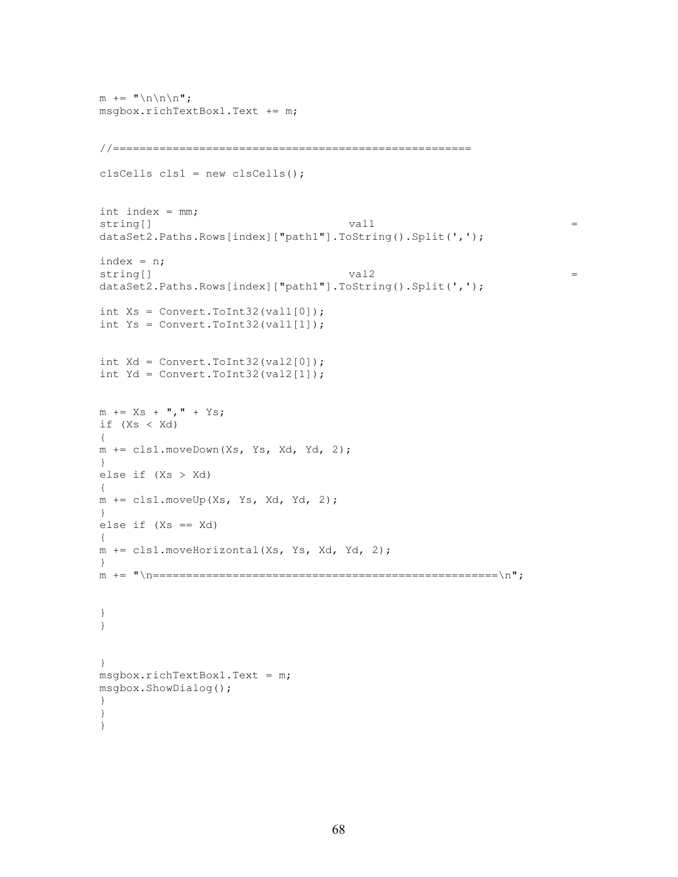```
m += "\n\n\n";
msgbox.richTextBox1.Text += m;


//=====================================================

clsCells cls1 = new clsCells();


int index = mm;
string[]                              val1                              =
dataSet2.Paths.Rows[index]["path1"].ToString().Split(',');

index = n;
string[]                              val2                              =
dataSet2.Paths.Rows[index]["path1"].ToString().Split(',');

int Xs = Convert.ToInt32(val1[0]);
int Ys = Convert.ToInt32(val1[1]);


int Xd = Convert.ToInt32(val2[0]);
int Yd = Convert.ToInt32(val2[1]);


m += Xs + "," + Ys;
if (Xs < Xd)
{
m += cls1.moveDown(Xs, Ys, Xd, Yd, 2);
}
else if (Xs > Xd)
{
m += cls1.moveUp(Xs, Ys, Xd, Yd, 2);
}
else if (Xs == Xd)
{
m += cls1.moveHorizontal(Xs, Ys, Xd, Yd, 2);
}
m += "\n=====================================================\n";


}
}


}
msgbox.richTextBox1.Text = m;
msgbox.ShowDialog();
}
}
}
```